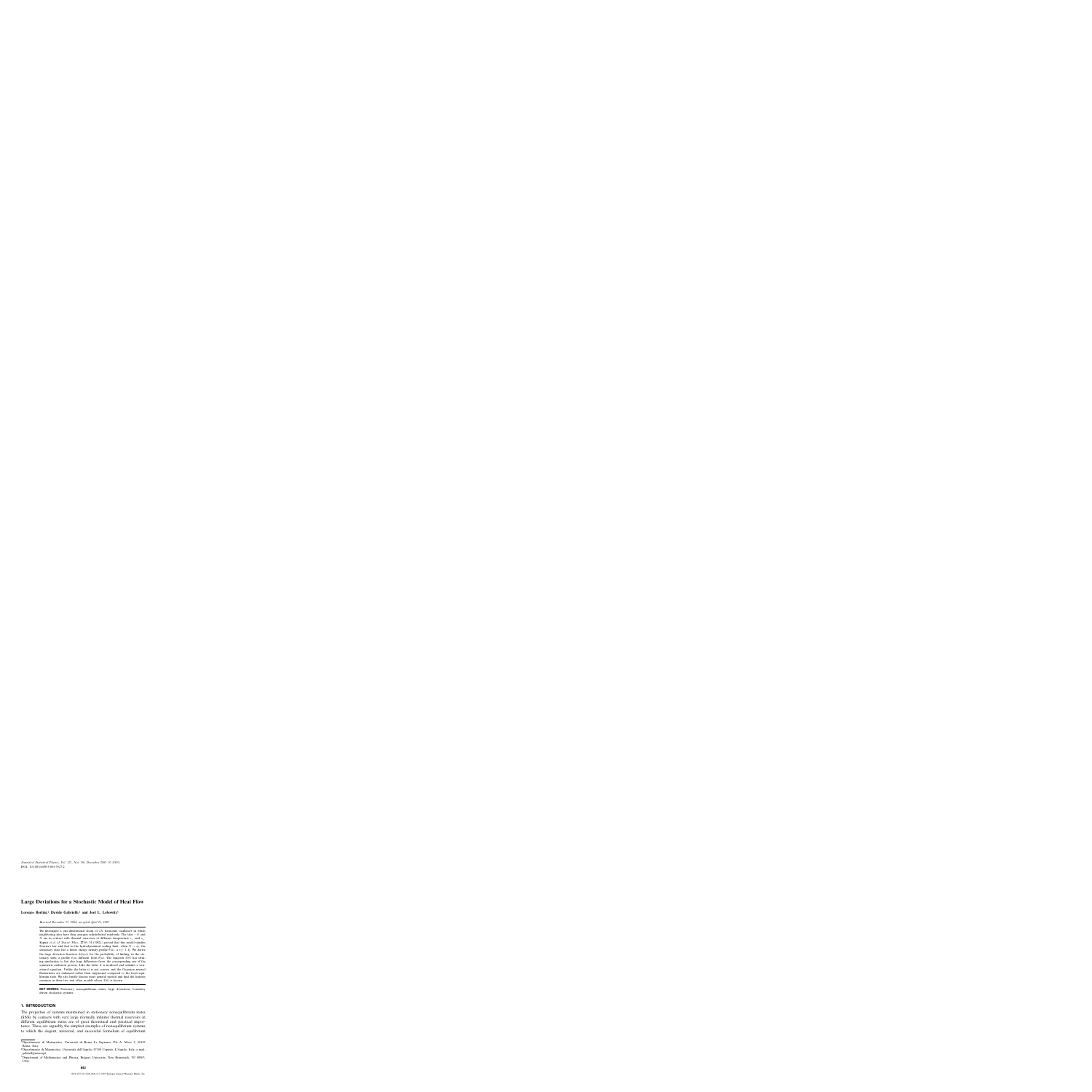# Large Deviations for a Stochastic Model of Heat Flow

**Lorenzo Bertini,[1] Davide Gabrielli,[2] and Joel L. Lebowitz[3]**

*Received December 17, 2004; accepted April 22, 2005*

We investigate a one-dimensional chain of $2N$ harmonic oscillators in which neighboring sites have their energies redistributed randomly. The sites $-N$ and $N$ are in contact with thermal reservoirs at different temperature $\tau_-$ and $\tau_+$. Kipnis *et al.* (*J. Statist. Phys.*, 27:65–74 (1982).) proved that this model satisfies Fourier's law and that in the hydrodynamical scaling limit, when $N \to \infty$, the stationary state has a linear energy density profile $\bar{\theta}(u)$, $u \in [-1, 1]$. We derive the large deviation function $S(\theta(u))$ for the probability of finding, in the stationary state, a profile $\theta(u)$ different from $\bar{\theta}(u)$. The function $S(\theta)$ has striking similarities to, but also large differences from, the corresponding one of the symmetric exclusion process. Like the latter it is nonlocal and satisfies a variational equation. Unlike the latter it is not convex and the Gaussian normal fluctuations are enhanced rather than suppressed compared to the local equilibrium state. We also briefly discuss more general models and find the features common in these two and other models whose $S(\theta)$ is known.

**KEY WORDS:** Stationary nonequilibrium states; large deviations; boundary driven stochastic systems.

## 1. INTRODUCTION

The properties of systems maintained in stationary nonequilibrium states (SNS) by contacts with very large (formally infinite) thermal reservoirs in different equilibrium states are of great theoretical and practical importance. These are arguably the simplest examples of nonequilibrium systems to which the elegant, universal, and successful formalism of equilibrium

---

[1] Dipartimento di Matematica, Università di Roma La Sapienza, P.le A. Moro 2, 00185 Roma, Italy.

[2] Dipartimento di Matematica, Università dell'Aquila, 67100 Coppito, L'Aquila, Italy; e-mail: gabriell@univaq.it

[3] Department of Mathematics and Physics, Rutgers University, New Brunswick, NJ 08903, USA.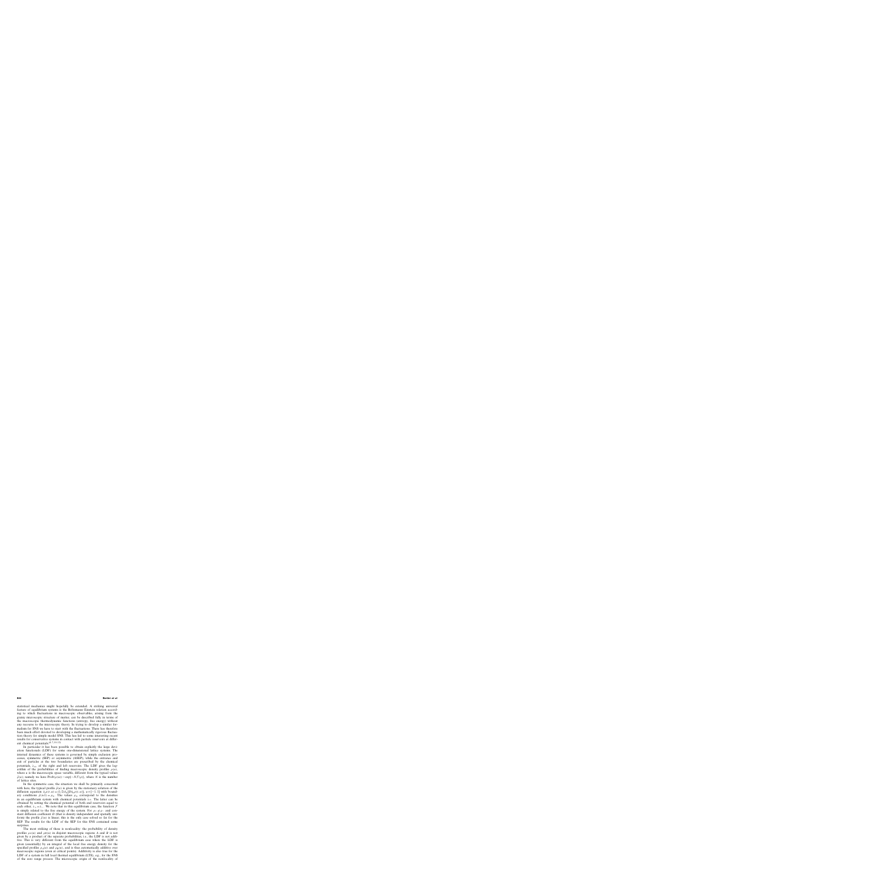statistical mechanics might hopefully be extended. A striking universal feature of equilibrium systems is the Boltzmann–Einstein relation according to which fluctuations in macroscopic observables, arising from the grainy microscopic structure of matter, can be described fully in terms of the macroscopic thermodynamic functions (entropy, free energy) without any recourse to the microscopic theory. In trying to develop a similar formalism for SNS we have to start with the fluctuations. There has therefore been much effort devoted to developing a mathematically rigorous fluctuation theory for simple model SNS. This has led to some interesting recent results for conservative systems in contact with particle reservoirs at different chemical potentials.[4, 7, 19, 22]

In particular it has been possible to obtain explicitly the large deviation functionals (LDF) for some one-dimensional lattice systems. The internal dynamics of these systems is governed by simple exclusion processes, symmetric (SEP) or asymmetric (ASEP), while the entrance and exit of particles at the two boundaries are prescribed by the chemical potentials, $\lambda_{\pm}$, of the right and left reservoirs. The LDF gives the logarithm of the probabilities of finding macroscopic density profiles $\rho(u)$, where $u$ is the macroscopic space variable, different from the typical values $\bar{\rho}(u)$; namely we have $\text{Prob}(\rho(u)) \sim \exp\{-N\mathcal{F}(\rho)\}$, where $N$ is the number of lattice sites.

In the symmetric case, the situation we shall be primarily concerned with here, the typical profile $\bar{\rho}(u)$ is given by the stationary solution of the diffusion equation $\partial_t \rho(t,u) = (1/2)\partial_u[D\partial_u \rho(t,u)]$, $u \in [-1,1]$ with boundary conditions $\rho(\pm 1) = \rho_{\pm}$. The values $\rho_{\pm}$ correspond to the densities in an equilibrium system with chemical potentials $\lambda_{\pm}$. The latter can be obtained by setting the chemical potential of both end reservoirs equal to each other, $\lambda_{+} = \lambda_{-}$. We note that in this equilibrium case, the function $\mathcal{F}$ is simply related to the free energy of the system. For $\rho_{+} \neq \rho_{-}$ and constant diffusion coefficient $D$ (that is density independent and spatially uniform) the profile $\bar{\rho}(u)$ is linear; this is the only case solved so far for the SEP. The results for the LDF of the SEP for this SNS contained some surprises.

The most striking of these is nonlocality: the probability of density profiles $\rho_A(u)$ and $\rho_B(u)$ in disjoint macroscopic regions $A$ and $B$ is not given by a product of the separate probabilities, i.e., the LDF is not additive. This is very different from the equilibrium case where the LDF is given (essentially) by an integral of the local free energy density for the specified profiles $\rho_A(u)$ and $\rho_B(u)$, and is thus automatically additive over macroscopic regions (even at critical points). Additivity is also true for the LDF of a system in full local thermal equilibrium (LTE), e.g., for the SNS of the zero range process. The microscopic origin of the nonlocality of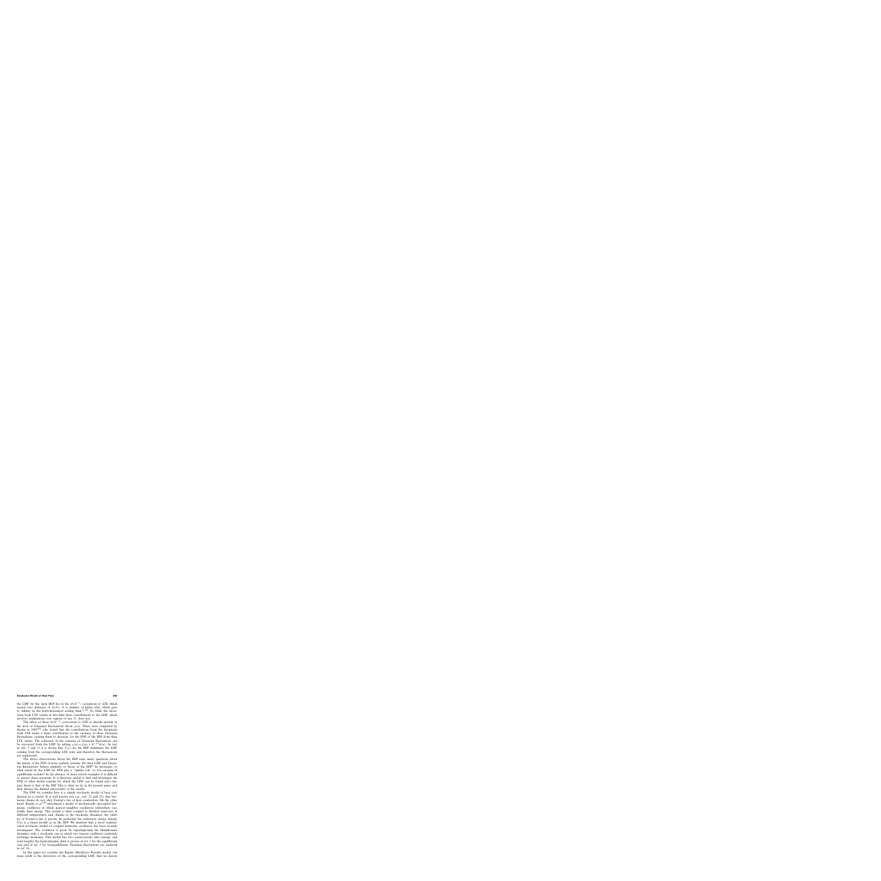the LDF for the open SEP lies in the $O(N^{-1})$ corrections to LTE which extend over distances of $O(N)$, $N$ is number of lattice sites, which goes to infinity in the hydrodynamical scaling limit.[7,20] So while the deviations from LTE vanish in this limit their contributions to the LDF, which involves summations over regions of size $N$, does not.

The effect of these $O(N^{-1})$ corrections to LTE is already present at the level of Gaussian fluctuations about $\bar{\rho}(u)$. These were computed by Spohn in 1983[24] who found that the contributions from the deviations from LTE made a finite contribution to the variance of these Gaussian fluctuations, causing them to decrease, for the SNS of the SEP from their LTE values. The reduction in the variance of Gaussian fluctuations can be recovered from the LDF by setting $\rho(u) = \bar{\rho}(u) + N^{-1/2}\phi(u)$. In fact in refs. 7 and 11 it is shown that $\mathcal{F}(\rho)$ for the SEP dominates the LDF coming from the corresponding LTE state and therefore the fluctuations are suppressed.

The above observations about the SEP raise many questions about the nature of the SNS of more realistic systems. Do their LDF and Gaussian fluctuations behave similarly to those of the SEP? In particular, to what extent do the LDF for SNS play a "similar role" to free energies in equilibrium systems? In the absence of more solved examples it is difficult to answer these questions. It is therefore useful to find and investigate the SNS of other model systems for which the LDF can be found and compare them to that of the SEP. This is what we do in the present paper and then discuss the limited universality of the results.

The SNS we consider here is a simple stochastic model of heat conduction in a crystal. It is well known (see e.g., refs. 22 and 25), that harmonic chains do not obey Fourier's law of heat conduction. On the other hand, Kipnis *et al.*[19] introduced a model of mechanically uncoupled harmonic oscillators in which nearest neighbor oscillators redistribute randomly their energy. This system is then coupled to thermal reservoirs at different temperatures and, thanks to the stochastic dynamics, the validity of Fourier's law is proven. In particular the stationary energy density $\bar{\rho}(u)$ is a linear profile as in the SEP. We mention that a more sophisticated stochastic model of coupled harmonic oscillators has been recently investigated. The evolution is given by superimposing the Hamiltonian dynamics with a stochastic one in which two nearest oscillators randomly exchange momenta. This model has two conservations laws (energy and total length); the hydrodynamic limit is proven in ref. 2 for the equilibrium case and in ref. 3 for nonequilibrium. Gaussian fluctuations are analyzed in ref. 16.

In this paper we consider the Kipnis–Marchioro–Presutti model, our main result is the derivation of the corresponding LDF, that we denote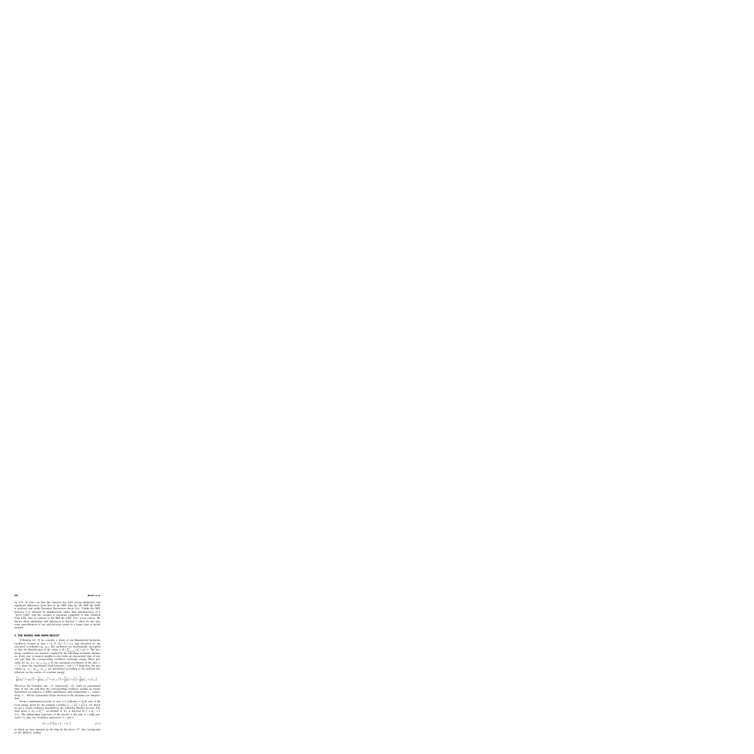by $S(\sigma)$. It turns out that this function has both strong similarities and significant differences from that of the SEP. Like for the SEP the LDF is nonlocal and yields Gaussian fluctuations about $\bar{\tau}(u)$. Unlike the SEP, however, it is obtained by minimization, rather than maximization, of a "proto LDF" and the variance is increased compared to that obtained from LTE. Also in contrast to the SEP the LDF, $S(\sigma)$, is not convex. We discuss these similarities and differences in Section 7, where we also give some generalization of our and previous results to a larger class of model systems.

## 2. THE MODEL AND MAIN RESULT

Following ref. 10 we consider a chain of one-dimensional harmonic oscillators located at sites $x \in [-N, N] \cap \mathbb{Z} =: \Lambda_N$ and described by the canonical coordinates $(q_x, p_x)$. The oscillators are mechanically uncoupled so that the Hamiltonian of the chain is $H = \sum_{x \in \Lambda_N}(p_x^2 + q_x^2)/2$. The harmonic oscillators are however coupled by the following stochastic dynamics. Every pair of nearest neighbors sites waits an exponential time of rate one and then the corresponding oscillators exchange energy. More precisely, let $(q_y, p_y), (q_{y+1}, p_{y+1})$ be the canonical coordinates at the sites $y$, $y+1$; when the exponential clock between $y$ and $y+1$ rings then the new values $(q'_y, p'_y), (q'_{y+1}, p'_{y+1})$ are distributed according to the uniform distribution on the surface of constant energy

$$\frac{1}{2}\big[(q'_y)^2 + (p'_y)^2\big] + \frac{1}{2}\big[(q'_{y+1})^2 + (p'_{y+1})^2\big] = \frac{1}{2}\big[q_y^2 + p_y^2\big] + \frac{1}{2}\big[q_{y+1}^2 + p_{y+1}^2\big]$$

Moreover the boundary sites $-N$, respectively, $+N$, waits an exponential time of rate one and then the corresponding oscillator assume an energy distributed according to a Gibbs distribution with temperature $\tau_-$, respectively, $\tau_+$. All the exponential clocks involved in the dynamics are independent.

From a mathematical point of view it is sufficient to look only at the local energy given by the random variables $\xi_x := (p_x^2 + q_x^2)/2$, for which we get a closed evolution described by the following Markov process. The state space is $\Sigma_N := \mathbb{R}_+^{\Lambda_N}$; an element of $\Sigma_N$ is denoted by $\xi = \{\xi_x, x \in \Lambda_N\}$. The infinitesimal generator of the process is the sum of a bulk generator $L_0$ plus two boundary generators $L_-$ and $L_+$

$$L_N := N^2\big[L_0 + L_- + L_+\big] \tag{2.1}$$

in which we have speeded up the time by the factor $N^2$, this corresponds to the diffusive scaling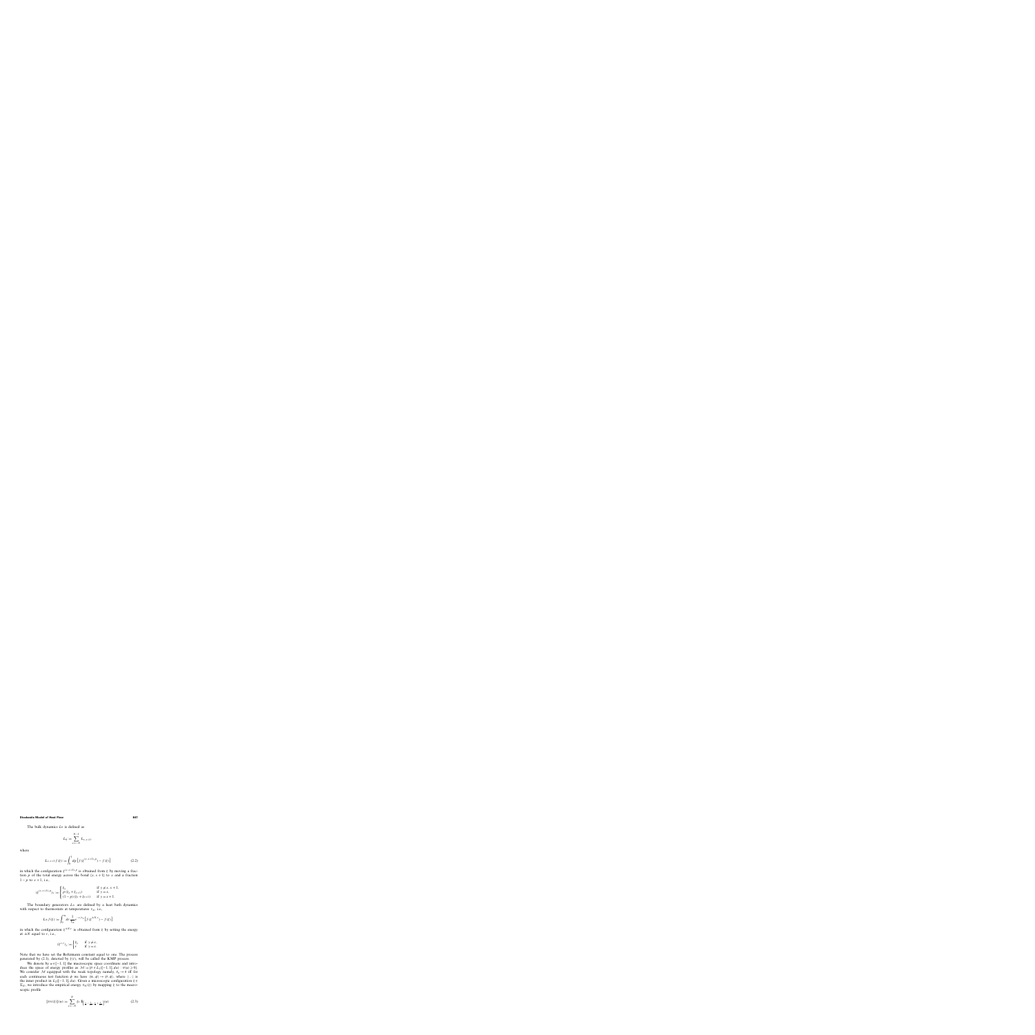The bulk dynamics $L_0$ is defined as

$$L_0 := \sum_{x=-N}^{N-1} L_{x,x+1},$$

where

$$L_{x,x+1}f(\xi) := \int_0^1 dp \left[ f(\xi^{(x,x+1),p}) - f(\xi) \right] \tag{2.2}$$

in which the configuration $\xi^{(x,x+1),p}$ is obtained from $\xi$ by moving a fraction $p$ of the total energy across the bond $\{x, x+1\}$ to $x$ and a fraction $1-p$ to $x+1$, i.e.,

$$(\xi^{(x,x+1),p})_y := \begin{cases} \xi_y & \text{if } y \neq x, x+1, \\ p(\xi_x + \xi_{x+1}) & \text{if } y = x, \\ (1-p)(\xi_x + \xi_{x+1}) & \text{if } y = x+1. \end{cases}$$

The boundary generators $L_\pm$ are defined by a heat bath dynamics with respect to thermostats at temperatures $\tau_\pm$, i.e.,

$$L_\pm f(\xi) := \int_0^\infty dr \, \frac{1}{\tau_\pm} e^{-r/\tau_\pm} \left[ f(\xi^{\pm N, r}) - f(\xi) \right]$$

in which the configuration $\xi^{\pm N, r}$ is obtained from $\xi$ by setting the energy at $\pm N$ equal to $r$, i.e.,

$$(\xi^{x,r})_y := \begin{cases} \xi_y & \text{if } y \neq x, \\ r & \text{if } y = x. \end{cases}$$

Note that we have set the Boltzmann constant equal to one. The process generated by (2.1), denoted by $\xi(t)$, will be called the KMP process.

We denote by $u \in [-1, 1]$ the macroscopic space coordinate and introduce the space of energy profiles as $\mathcal{M} := \{e \in L_1([-1, 1], du) : e(u) \geq 0\}$. We consider $\mathcal{M}$ equipped with the weak topology namely, $e_n \to e$ iff for each continuous test function $\phi$ we have $\langle e_n, \phi \rangle \to \langle e, \phi \rangle$, where $\langle \cdot, \cdot \rangle$ is the inner product in $L_2([-1, 1], du)$. Given a microscopic configuration $\xi \in \Sigma_N$, we introduce the empirical energy $\pi_N(\xi)$ by mapping $\xi$ to the macroscopic profile

$$[\pi_N(\xi)](u) = \sum_{x=-N}^{N} \xi_x \mathbb{1}_{\left[\frac{x}{N} - \frac{1}{2N}, \frac{x}{N} + \frac{1}{2N}\right)}(u) \tag{2.3}$$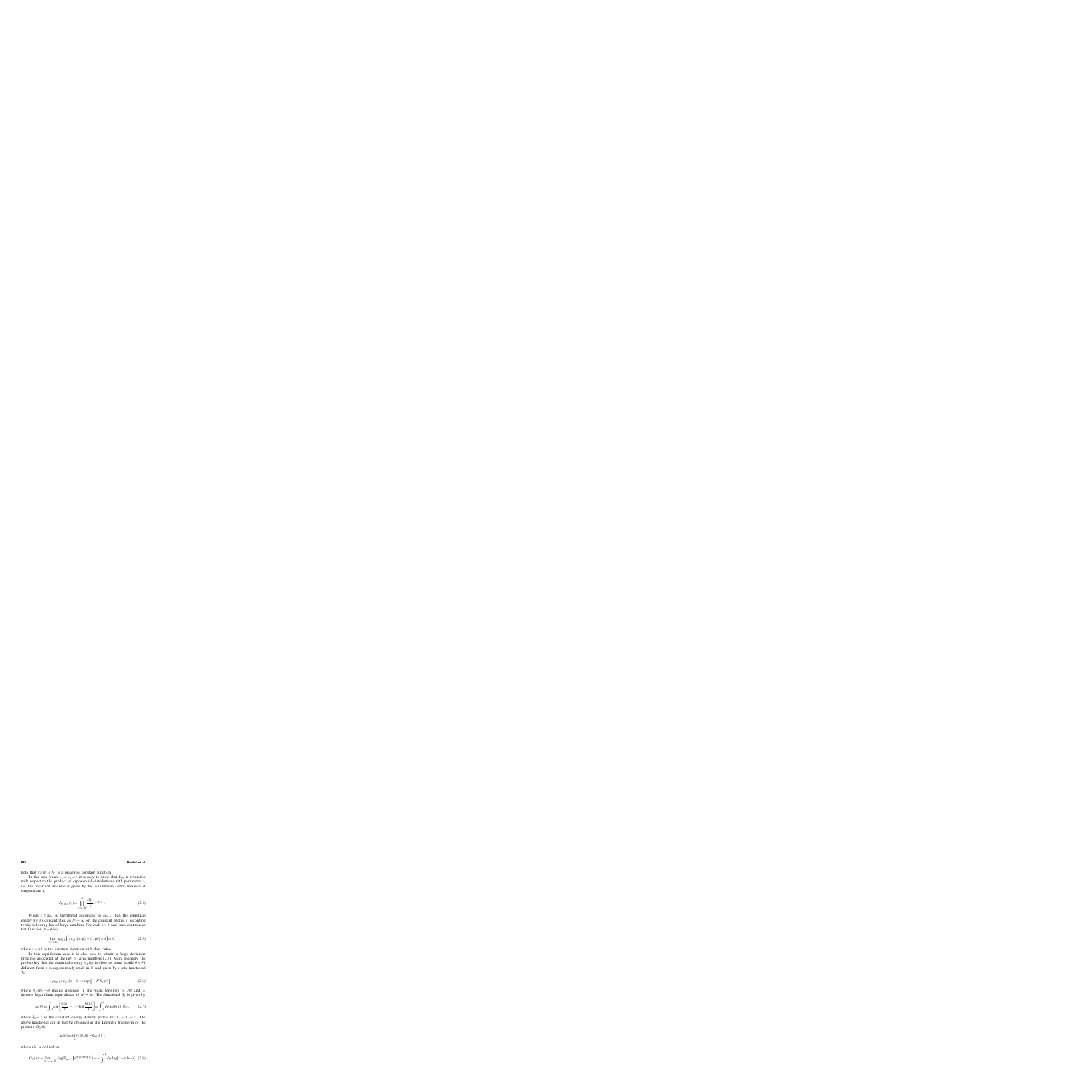note that $\pi_N(\xi) \in \mathcal{M}$ is a piecewise constant function.

In the case when $\tau_- = \tau_+ = \tau$ it is easy to show that $L_N$ is reversible with respect to the product of exponential distributions with parameter $\tau$, i.e., the invariant measure is given by the equilibrium Gibbs measure at temperature $\tau$,

$$d\mu_{N,\tau}(\xi) = \prod_{x=-N}^{N} \frac{d\xi_x}{\tau} e^{-\xi_x/\tau}. \tag{2.4}$$

When $\xi \in \Sigma_N$ is distributed according to $\mu_{N,\tau}$ then the empirical energy $\pi_N(\xi)$ concentrates, as $N \to \infty$ on the constant profile $\tau$ according to the following law of large numbers. For each $\delta > 0$ and each continuous test function $\phi = \phi(u)$

$$\lim_{N \to \infty} \mu_{N,\tau}\Big( \big| \langle \pi_N(\xi), \phi \rangle - \langle \tau, \phi \rangle \big| > \delta \Big) = 0, \tag{2.5}$$

where $\tau \in \mathcal{M}$ is the constant function with that value.

In this equilibrium case it is also easy to obtain a large deviation principle associated at the law of large numbers (2.5). More precisely, the probability that the empirical energy $\pi_N(\xi)$ is close to some profile $\theta \in \mathcal{M}$ different from $\tau$ is exponentially small in $N$ and given by a rate functional $S_0$

$$\mu_{N,\tau}\left(\pi_N(\xi) \sim \theta\right) \asymp \exp\left\{-N\, S_0(\theta)\right\}, \tag{2.6}$$

where $\pi_N(\xi) \sim \theta$ means closeness in the weak topology of $\mathcal{M}$ and $\asymp$ denotes logarithmic equivalence as $N \to \infty$. The functional $S_0$ is given by

$$S_0(\theta) = \int_{-1}^{1} du \left[\frac{\theta(u)}{\tau} - 1 - \log\frac{\theta(u)}{\tau}\right] =: \int_{-1}^{1} du\, s_0(\theta(u), \bar{\theta}_0), \tag{2.7}$$

where $\bar{\theta}_0 = \tau$ is the constant energy density profile for $\tau_- = \tau_+ = \tau$. The above functional can in fact be obtained as the Legendre transform of the pressure $G_0(h)$

$$S_0(\theta) = \sup_h \left\{ \langle \theta, h \rangle - G_0(h) \right\},$$

where $G_0$ is defined as

$$G_0(h) := \lim_{N \to \infty} \frac{1}{N} \log \mathbb{E}_{\mu_{N,\tau}}\left(e^{N\langle h, \pi_N(\xi)\rangle}\right) = -\int_{-1}^{1} du \log[1 - \tau h(u)] \tag{2.8}$$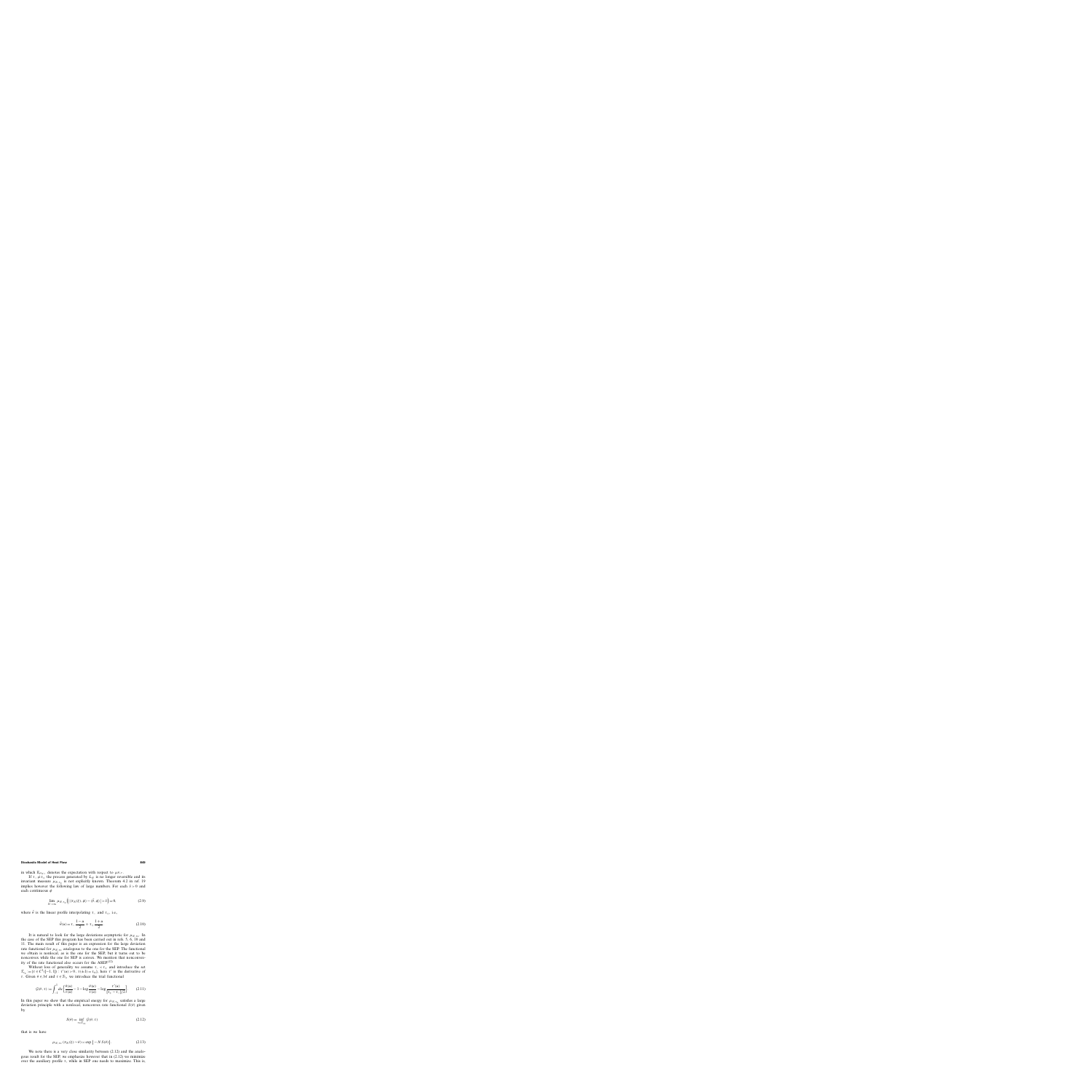in which $\mathbb{E}_{\mu_{N,T}}$ denotes the expectation with respect to $\mu_{N,T}$.

If $T_- \neq T_+$ the process generated by $L_N$ is no longer reversible and its invariant measure $\mu_{N,T_\pm}$ is not explicitly known. Theorem 4.2 in ref. 19 implies however the following law of large numbers. For each $\delta > 0$ and each continuous $\phi$

$$\lim_{N\to\infty} \mu_{N,T_\pm}\Big(\big|\langle \pi_N(\xi), \phi\rangle - \langle \bar{e}, \phi\rangle\big| > \delta\Big) = 0, \tag{2.9}$$

where $\bar{e}$ is the linear profile interpolating $T_-$ and $T_+$, i.e.,

$$\bar{e}(u) = T_- \frac{1-u}{2} + T_+ \frac{1+u}{2} \tag{2.10}$$

It is natural to look for the large deviations asymptotic for $\mu_{N,T_\pm}$. In the case of the SEP this program has been carried out in refs. 5, 6, 10 and 11. The main result of this paper is an expression for the large deviation rate functional for $\mu_{N,T_\pm}$ analogous to the one for the SEP. The functional we obtain is nonlocal, as is the one for the SEP, but it turns out to be nonconvex while the one for SEP is convex. We mention that nonconvexity of the rate functional also occurs for the ASEP.[12]

Without loss of generality we assume $T_- < T_+$ and introduce the set $\mathcal{T}_{T_\pm} = \{\tau \in C^1([-1,1]) : \tau'(u) > 0,\ \tau(\pm 1) = T_\pm\}$, here $\tau'$ is the derivative of $\tau$. Given $\pi \in \mathcal{M}$ and $\tau \in \mathcal{T}_{T_\pm}$ we introduce the trial functional

$$\mathcal{G}(\pi,\tau) = \int_{-1}^{1} du \left[ \frac{\pi(u)}{\tau(u)} - 1 - \log\frac{\pi(u)}{\tau(u)} - \log\frac{\tau'(u)}{[T_+ - T_-]/2} \right] \tag{2.11}$$

In this paper we show that the empirical energy for $\mu_{N,T_\pm}$ satisfies a large deviation principle with a nonlocal, nonconvex rate functional $S(\pi)$ given by

$$S(\pi) = \inf_{\tau \in \mathcal{T}_{T_\pm}} \mathcal{G}(\pi,\tau) \tag{2.12}$$

that is we have

$$\mu_{N,T_\pm}(\pi_N(\xi) \sim \pi) \asymp \exp\{-N\, S(\pi)\}. \tag{2.13}$$

We note there is a very close similarity between (2.12) and the analogous result for the SEP; we emphasize however that in (2.12) we minimize over the auxiliary profile $\tau$, while in SEP one needs to maximize. This is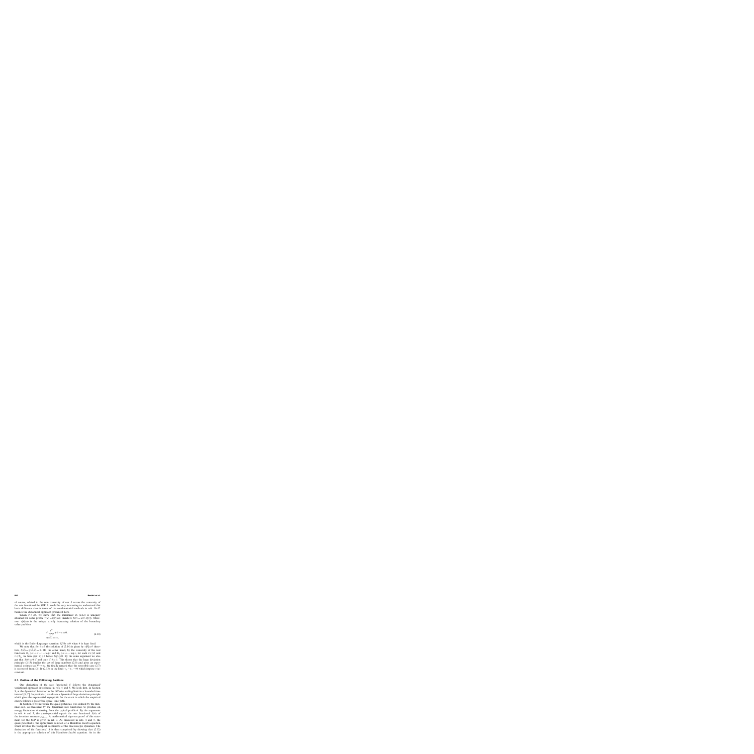of course, related to the non convexity of our $S$ versus the convexity of the rate functional for SEP. It would be very interesting to understand this basic difference also in terms of the combinatorial methods in refs. 10–12 besides the dynamical approach presented here.

Given $\theta \in \mathcal{M}$, we show that the minimizer in (2.12) is uniquely attained for some profile $\tau(u) = \tau[\theta](u)$; therefore $S(\theta) = \mathcal{G}(\theta, \tau[\theta])$. Moreover $\tau[\theta](u)$ is the unique strictly increasing solution of the boundary value problem

$$\begin{cases} \tau^2 \dfrac{\tau''}{(\tau')^2} + \theta - \tau = 0, \\ \tau(\pm 1) = T_\pm, \end{cases} \tag{2.14}$$

which is the Euler–Lagrange equation $\delta\mathcal{G}/\delta\tau = 0$ when $\theta$ is kept fixed.

We note that for $\theta = \bar\theta$ the solution of (2.14) is given by $\tau[\bar\theta] = \bar\theta$ therefore, $S(\bar\theta) = \mathcal{G}(\bar\theta, \bar\theta) = 0$. On the other hand, by the convexity of the real functions $\mathbb{R}_+ \ni x \mapsto x - 1 - \log x$ and $\mathbb{R}_+ \ni x \mapsto -\log x$, for each $\theta \in \mathcal{M}$ and $\tau \in \mathcal{T}_\pm$ we have $\mathcal{G}(\theta, \tau) \geq 0$ hence $S(\theta) \geq 0$. By the same argument we also get that $S(\theta) = 0$ if and only if $\theta = \bar\theta$. This shows that the large deviation principle (2.13) implies the law of large numbers (2.9) and gives an exponential estimate as $N \to \infty$. We finally remark that the reversible case (2.7) is recovered from (2.11)–(2.13) in the limit $T_+ - T_- \to 0$ which impose $\tau(u)$ constant.

## 2.1. Outline of the Following Sections

Our derivation of the rate functional $S$ follows the dynamical/variational approach introduced in refs. 4 and 5. We look first, in Section 3, at the dynamical behavior in the diffusive scaling limit in a bounded time interval $[0, T]$. In particular, we obtain a dynamical large deviation principle which gives the exponential asymptotic for the event in which the empirical energy follows a prescribed space–time path.

In Section 4 we introduce the quasi-potential, it is defined by the minimal cost, as measured by the dynamical rate functional, to produce an energy fluctuation $\theta$ starting from the typical profile $\bar\theta$. By the arguments in refs. 4 and 5, the quasi-potential equals the rate functional $S(\theta)$ of the invariant measure $\mu_{N,T_\pm}$. A mathematical rigorous proof of this statement for the SEP is given in ref. 7. As discussed in refs. 4 and 5, the quasi potential is the appropriate solution of a Hamilton–Jacobi equation which involves the transport coefficients of the macroscopic dynamics. The derivation of the functional $S$ is then completed by showing that (2.12) is the appropriate solution of this Hamilton–Jacobi equation. As in the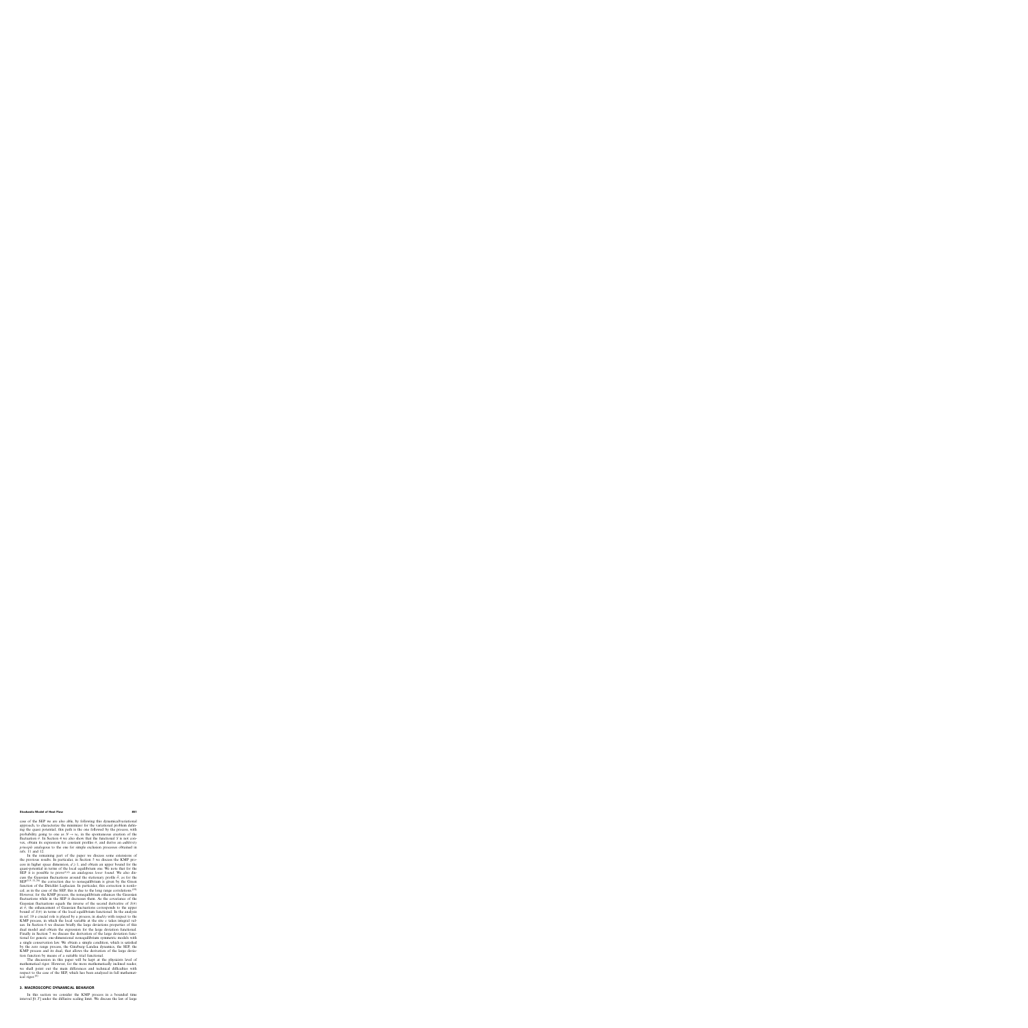case of the SEP we are also able, by following this dynamical/variational approach, to characterize the minimizer for the variational problem defining the quasi potential; this path is the one followed by the process, with probability going to one as $N \to \infty$, in the spontaneous creation of the fluctuation $\theta$. In Section 4 we also show that the functional $S$ is not convex, obtain its expression for constant profiles $\theta$, and derive an *additivity principle* analogous to the one for simple exclusion processes obtained in refs. 11 and 12.

In the remaining part of the paper we discuss some extensions of the previous results. In particular, in Section 5 we discuss the KMP process in higher space dimension, $d \geq 1$, and obtain an upper bound for the quasi-potential in terms of the local equilibrium one. We note that for the SEP it is possible to prove[4,6] an analogous *lower bound*. We also discuss the Gaussian fluctuations around the stationary profile $\bar{\theta}$; as for the SEP[4,9,13,20] the correction due to nonequilibrium is given by the Green function of the Dirichlet Laplacian. In particular, this correction is nonlocal; as in the case of the SEP, this is due to the long range correlations.[19] However, for the KMP process, the nonequilibrium enhances the Gaussian fluctuations while in the SEP it decreases them. As the covariance of the Gaussian fluctuations equals the inverse of the second derivative of $S(\theta)$ at $\bar{\theta}$, the enhancement of Gaussian fluctuations corresponds to the upper bound of $S(\theta)$ in terms of the local equilibrium functional. In the analysis in ref. 19 a crucial role is played by a process, in duality with respect to the KMP process, in which the local variable at the site $x$ takes integral values. In Section 6 we discuss briefly the large deviations properties of this dual model and obtain the expression for the large deviation functional. Finally in Section 7 we discuss the derivation of the large deviation functional for generic one-dimensional nonequilibrium symmetric models with a single conservation law. We obtain a simple condition, which is satisfied by the zero range process, the Ginzburg–Landau dynamics, the SEP, the KMP process and its dual, that allows the derivation of the large deviation function by means of a suitable trial functional.

The discussion in this paper will be kept at the physicists level of mathematical rigor. However, for the more mathematically inclined reader, we shall point out the main differences and technical difficulties with respect to the case of the SEP, which has been analyzed in full mathematical rigor.[6]

## 3. MACROSCOPIC DYNAMICAL BEHAVIOR

In this section we consider the KMP process in a bounded time interval $[0, T]$ under the diffusive scaling limit. We discuss the law of large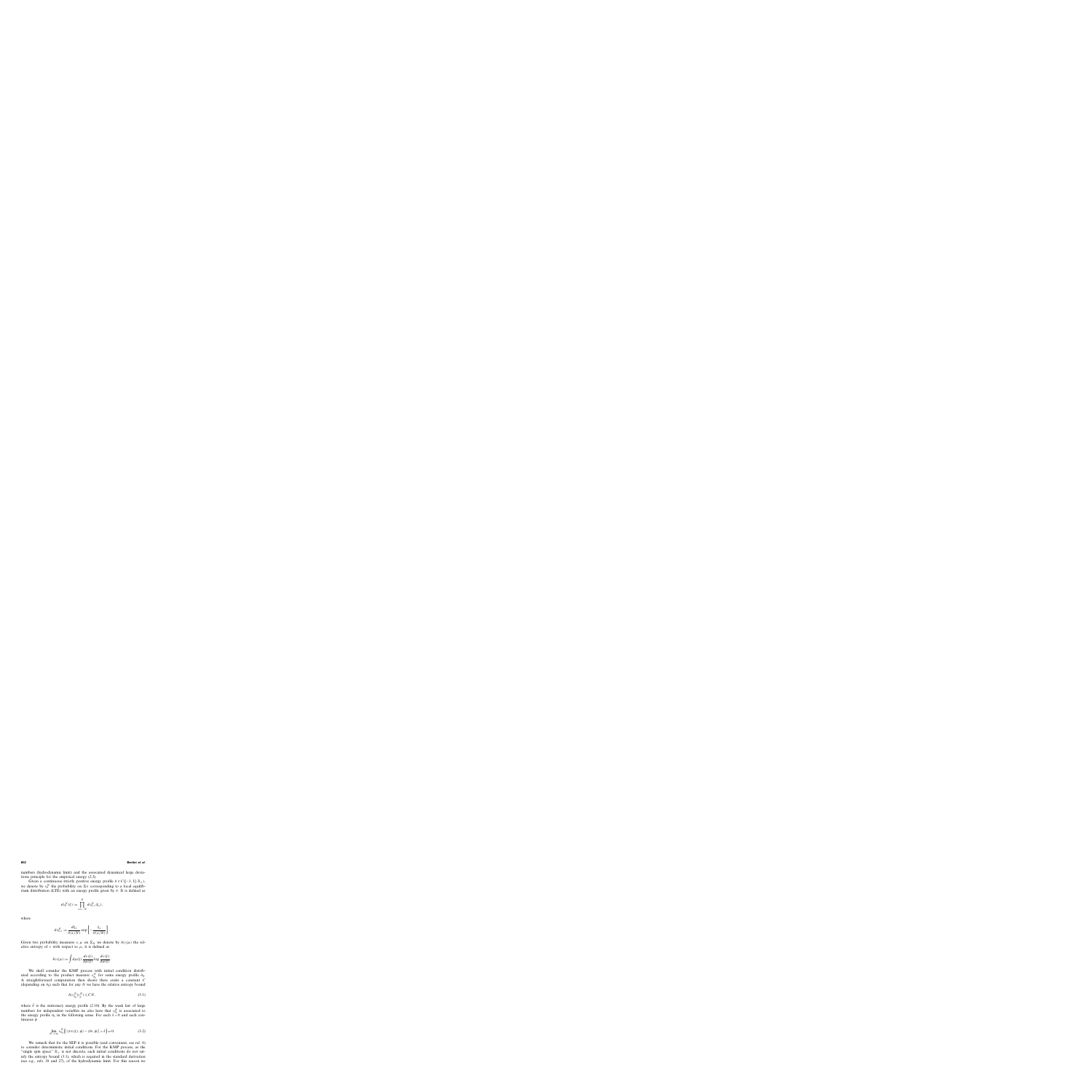numbers (hydrodynamic limit) and the associated dynamical large deviations principle for the empirical energy (2.3).

Given a continuous strictly positive energy profile $\theta \in C([-1,1]; \mathbb{R}_+)$, we denote by $\nu_\theta^N$ the probability on $\Sigma_N$ corresponding to a local equilibrium distribution (LTE) with an energy profile given by $\theta$. It is defined as

$$d\nu_\theta^N(\xi) = \prod_{x=-N}^{N} d\nu_{\theta,x}^N(\xi_x),$$

where

$$d\nu_{\theta,x}^N = \frac{d\xi_x}{\theta(x/N)} \exp\left\{ -\frac{\xi_x}{\theta(x/N)} \right\}.$$

Given two probability measures $\nu, \mu$ on $\Sigma_N$ we denote by $h(\nu|\mu)$ the relative entropy of $\nu$ with respect to $\mu$, it is defined as

$$h(\nu|\mu) = \int d\mu(\xi) \frac{d\nu(\xi)}{d\mu(\xi)} \log \frac{d\nu(\xi)}{d\mu(\xi)}.$$

We shall consider the KMP process with initial condition distributed according to the product measure $\nu_{\theta_0}^N$ for some energy profile $\theta_0$. A straightforward computation then shows there exists a constant $C$ (depending on $\theta_0$) such that for any $N$ we have the relative entropy bound

$$h(\nu_{\theta_0}^N | \nu_{\bar{\theta}}^N) \le C\,N, \tag{3.1}$$

where $\bar{\theta}$ is the stationary energy profile (2.10). By the weak law of large numbers for independent variables we also have that $\nu_{\theta_0}^N$ is associated to the energy profile $\theta_0$ in the following sense. For each $\delta > 0$ and each continuous $\phi$

$$\lim_{N\to\infty} \nu_{\theta_0}^N \Big( |\langle \pi_N(\xi), \phi \rangle - \langle \theta_0, \phi \rangle| > \delta \Big) = 0. \tag{3.2}$$

We remark that for the SEP it is possible (and convenient, see ref. 6) to consider deterministic initial conditions. For the KMP process, as the "single spin space" $\mathbb{R}_+$ is not discrete, such initial conditions do not satisfy the entropy bound (3.1), which is required in the standard derivation (see e.g., refs. 18 and 27), of the hydrodynamic limit. For this reason we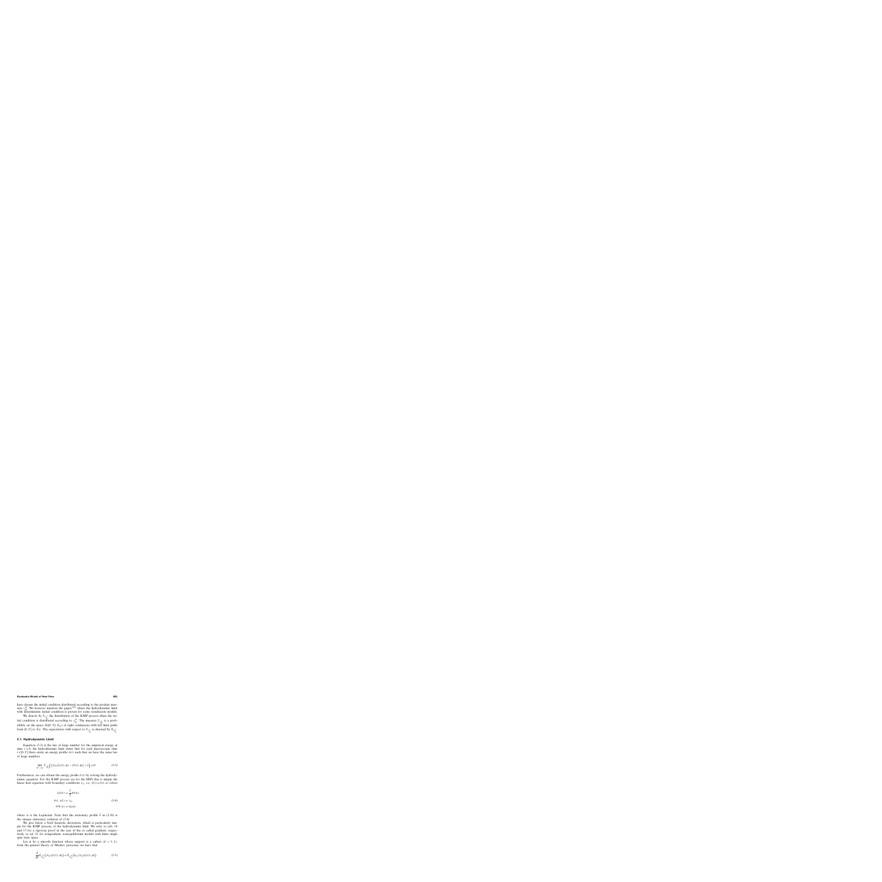have chosen the initial condition distributed according to the product measure $\nu_{\theta_0}^N$. We however mention the paper[23] where the hydrodynamic limit with deterministic initial condition is proven for some nonisotropic models.

We denote by $\mathbb{P}_{\nu_{\theta_0}^N}$ the distribution of the KMP process when the initial condition is distributed according to $\nu_{\theta_0}^N$. The measure $\mathbb{P}_{\nu_{\theta_0}^N}$ is a probability on the space $D([0,T]; \Sigma_N)$ of right continuous with left limit paths from $[0,T]$ to $\Sigma_N$. The expectation with respect to $\mathbb{P}_{\nu_{\theta_0}^N}$ is denoted by $\mathbb{E}_{\nu_{\theta_0}^N}$.

## 3.1. Hydrodynamic Limit

Equation (3.2) is the law of large number for the empirical energy at time $t=0$; the hydrodynamic limit states that for each macroscopic time $t \in [0,T]$ there exists an energy profile $\theta(t)$ such that we have the same law of large numbers

$$\lim_{N\to\infty} \mathbb{P}_{\nu_{\theta_0}^N}\Big(\big|\langle \pi_N(\xi(t)), \phi\rangle - \langle \theta(t), \phi\rangle\big| > \delta\Big) = 0. \tag{3.3}$$

Furthermore, we can obtain the energy profile $\theta(t)$ by solving the hydrodynamic equation. For the KMP process (as for the SEP) this is simply the linear heat equation with boundary conditions $\tau_{\pm}$, i.e., $\theta(t) = \theta(t, u)$ solves

$$\begin{aligned}
\partial_t \theta(t) &= \frac{1}{2}\Delta\theta(t),\\
\theta(t, \pm 1) &= \tau_{\pm},\\
\theta(0, u) &= \theta_0(u),
\end{aligned} \tag{3.4}$$

where $\Delta$ is the Laplacian. Note that the stationary profile $\bar{\theta}$ in (2.10) is the unique stationary solution of (3.4).

We give below a brief heuristic derivation, which is particularly simple for the KMP process, of the hydrodynamic limit. We refer to refs. 14 and 15 for a rigorous proof in the case of the so called gradient, respectively, to ref. 21 for nongradient, nonequilibrium models with finite single spin state space.

Let $\phi$ be a smooth function whose support is a subset of $(-1,1)$; from the general theory of Markov processes, we have that

$$\frac{d}{dt}\mathbb{E}_{\nu_{\theta_0}^N}\big(\langle \pi_N(\xi(t)), \phi\rangle\big) = \mathbb{E}_{\nu_{\theta_0}^N}\big(L_N \langle \pi_N(\xi(t)), \phi\rangle\big). \tag{3.5}$$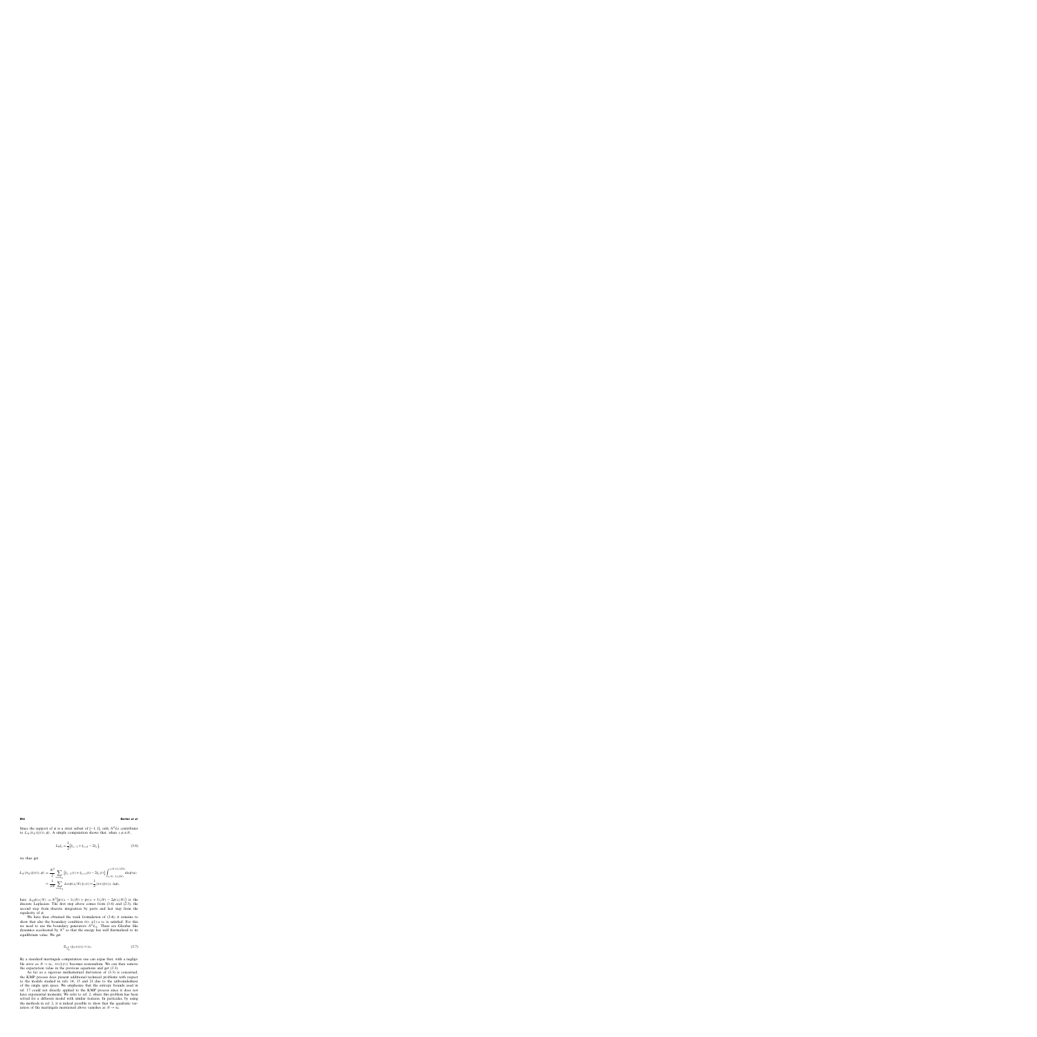Since the support of $\phi$ is a strict subset of $[-1, 1]$, only $N^2 L_0$ contributes to $L_N \langle \pi_N(\xi(t)), \phi \rangle$. A simple computation shows that, when $y \neq \pm N$,

$$L_0 \xi_y = \frac{1}{2}\Big[\xi_{y-1} + \xi_{y+1} - 2\xi_y\Big] \tag{3.6}$$

we thus get

$$
\begin{aligned}
L_N \langle \pi_N(\xi(t)), \phi \rangle &= \frac{N^2}{2} \sum_{x \in \Lambda_N} \Big[\xi_{x-1}(t) + \xi_{x+1}(t) - 2\xi_x(t)\Big] \int_{(x-1/2)/N}^{(x+1/2)/N} du\, \phi(u) \\
&\approx \frac{1}{2N} \sum_{x \in \Lambda_N} \Delta_N \phi(x/N)\, \xi_x(t) \approx \frac{1}{2}\langle \pi_N(\xi(t)), \Delta\phi \rangle.
\end{aligned}
$$

here $\Delta_N \phi(x/N) = N^2\big[\phi((x-1)/N) + \phi((x+1)/N) - 2\phi(x/N)\big]$ is the discrete Laplacian. The first step above comes from (3.6) and (2.3), the second step from discrete integration by parts and last step from the regularity of $\phi$.

We have thus obtained the weak formulation of (3.4); it remains to show that also the boundary condition $\pi(t, \pm 1) = \tau_\pm$ is satisfied. For this we need to use the boundary generators $N^2 L_\pm$. These are Glauber like dynamics accelerated by $N^2$ so that the energy has well thermalized to its equilibrium value. We get

$$\mathbb{E}_{\mu_N^0}\big(\xi_{\pm N}(t)\big) \approx \tau_\pm. \tag{3.7}$$

By a standard martingale computation one can argue that, with a negligible error as $N \to \infty$, $\pi_N(\xi(t))$ becomes nonrandom. We can then remove the expectation value in the previous equations and get (3.3).

As far as a rigorous mathematical derivation of (3.3) is concerned, the KMP process does present additional technical problems with respect to the models studied in refs. 14, 15 and 21 due to the unboundedness of the single spin space. We emphasize that the entropy bounds used in ref. 17 could not directly applied to the KMP process since it does not have exponential moments. We refer to ref. 2, where this problem has been solved for a different model with similar features. In particular, by using the methods in ref. 2, it is indeed possible to show that the quadratic variation of the martingale mentioned above vanishes as $N \to \infty$.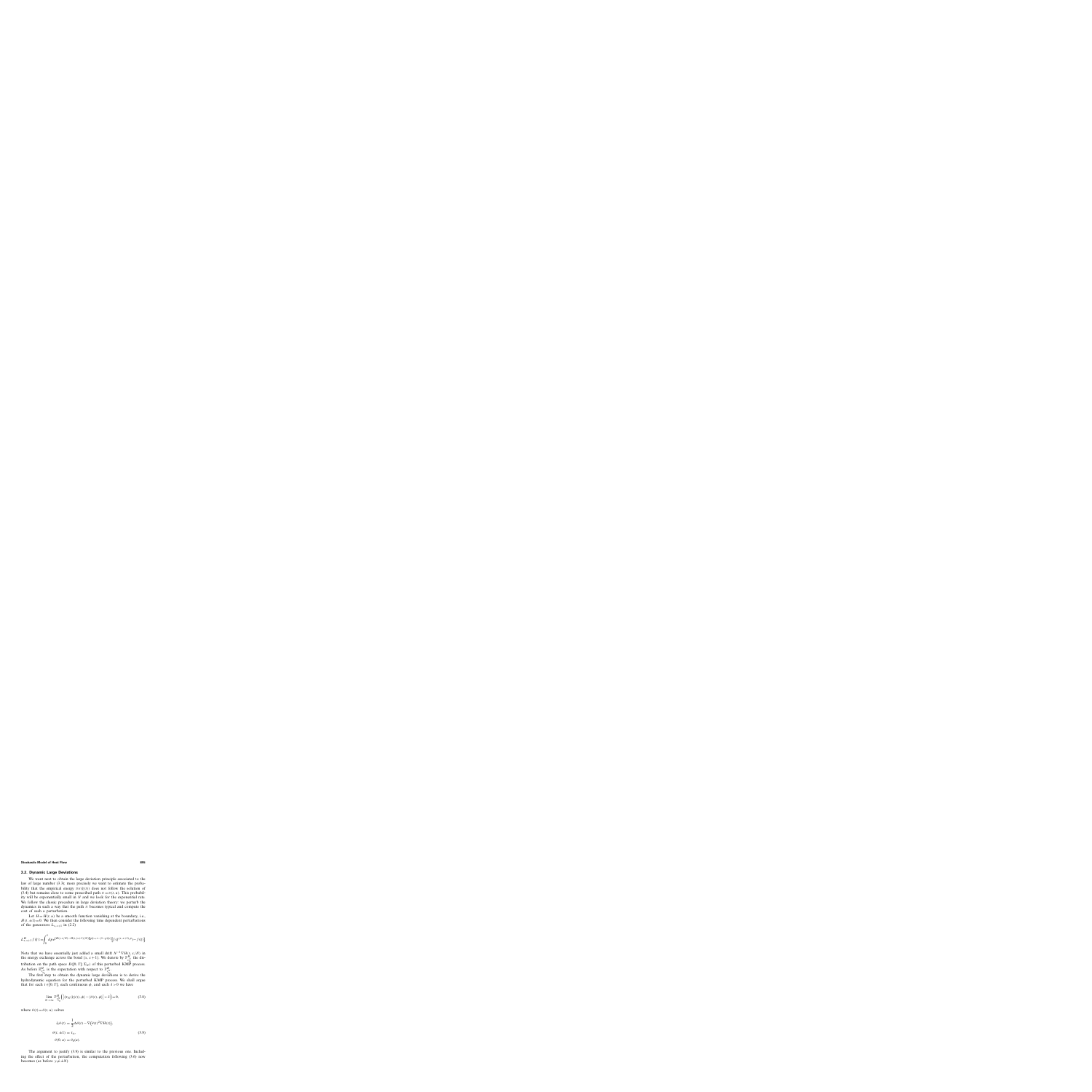## 3.2. Dynamic Large Deviations

We want next to obtain the large deviation principle associated to the law of large number (3.3); more precisely we want to estimate the probability that the empirical energy $\pi_N(\xi(t))$ does not follow the solution of (3.4) but remains close to some prescribed path $\pi = \pi(t,u)$. This probability will be exponentially small in $N$ and we look for the exponential rate. We follow the classic procedure in large deviation theory: we perturb the dynamics in such a way that the path $\pi$ becomes typical and compute the cost of such a perturbation.

Let $H = H(t,u)$ be a smooth function vanishing at the boundary, i.e., $H(t,\pm 1) = 0$. We then consider the following time dependent perturbations of the generators $L_{x,x+1}$ in (2.2)

$$L^H_{x,x+1} f(\xi) = \int_0^1 dp\, e^{[H(t,x/N) - H(t,(x+1)/N)][p\xi_{x+1} - (1-p)\xi_x]} \Big[ f(\xi^{(x,x+1),p}) - f(\xi) \Big]$$

Note that we have essentially just added a small drift $N^{-1}\nabla H(t,x/N)$ in the energy exchange across the bond $\{x,x+1\}$. We denote by $\mathbb{P}^H_{\xi_N}$ the distribution on the path space $D([0,T];\Sigma_N)$ of this perturbed KMP process. As before $\mathbb{E}^H_{\xi_N}$ is the expectation with respect to $\mathbb{P}^H_{\xi_N}$.

The first step to obtain the dynamic large deviations is to derive the hydrodynamic equation for the perturbed KMP process. We shall argue that for each $t \in [0,T]$, each continuous $\varphi$, and each $\delta > 0$ we have

$$\lim_{N\to\infty} \mathbb{P}^H_{\xi_N}\Big( \big|\langle \pi_N(\xi(t)), \varphi\rangle - \langle \theta(t), \varphi\rangle\big| > \delta \Big) = 0, \tag{3.8}$$

where $\theta(t) = \theta(t,u)$ solves

$$\begin{aligned}
\partial_t \theta(t) &= \frac{1}{2}\Delta\theta(t) - \nabla\big(\theta(t)^2 \nabla H(t)\big), \\
\theta(t,\pm 1) &= T_\pm, \\
\theta(0,u) &= \theta_0(u).
\end{aligned} \tag{3.9}$$

The argument to justify (3.9) is similar to the previous one. Including the effect of the perturbation, the computation following (3.6) now becomes (as before $y \neq \pm N$)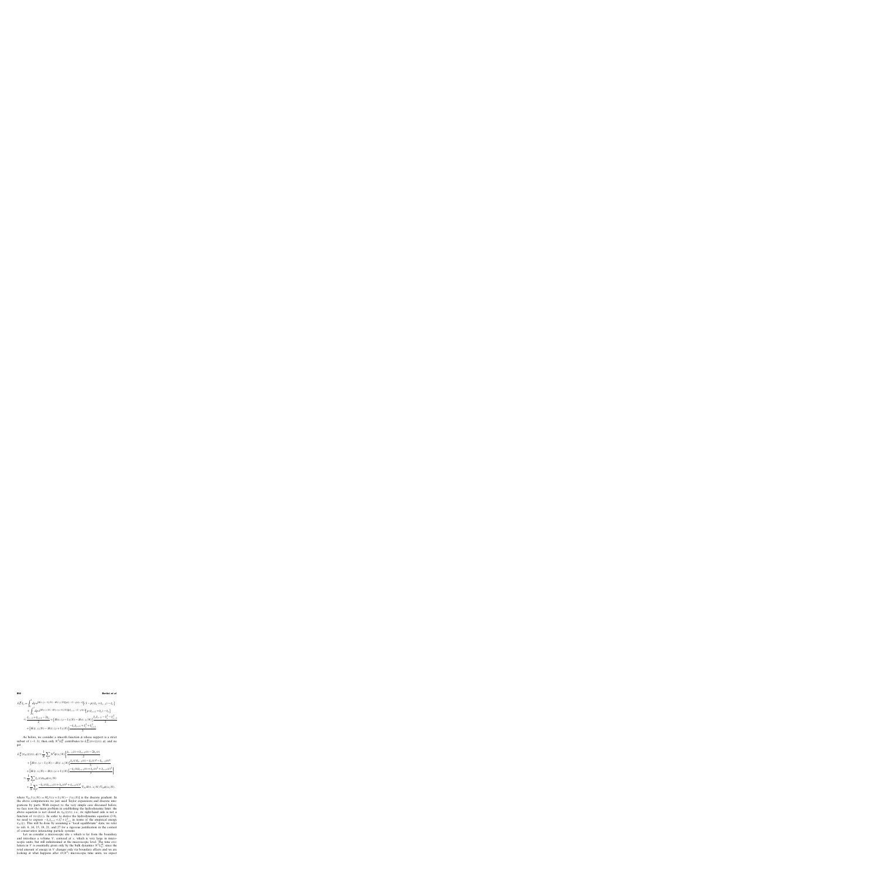$$
\begin{aligned}
L_0^N \xi_x &= \int_0^1 dp \, e^{[H(t,(x-1)/N) - H(t,x/N)][p(\xi_{x-1}+\xi_x) - \xi_{x-1}]} \left[ (1-p)(\xi_x + \xi_{x-1}) - \xi_x \right] \\
&\quad + \int_0^1 dp \, e^{[H(t,x/N) - H(t,(x+1)/N)][p(\xi_{x+1}+\xi_x) - \xi_x]} \left[ p(\xi_{x+1}+\xi_x) - \xi_x \right] \\
&\simeq \frac{\xi_{x-1} + \xi_{x+1} - 2\xi_x}{2} + \left[ H(t,(x-1)/N) - H(t,x/N) \right] \frac{\xi_x \xi_{x-1} - \xi_x^2 - \xi_{x-1}^2}{3} \\
&\quad + \left[ H(t,x/N) - H(t,(x+1)/N) \right] \frac{-\xi_x \xi_{x+1} + \xi_x^2 + \xi_{x+1}^2}{3}
\end{aligned}
$$

As before, we consider a smooth function $\phi$ whose support is a strict subset of $(-1, 1)$; then only $N^2 L_0^N$ contributes to $L_0^N \langle \pi_N(\xi(t)), \phi \rangle$ and we get

$$
\begin{aligned}
L_0^N \langle \pi_N(\xi(t)), \phi \rangle &= \frac{1}{N} \sum_x N^2 \phi(x/N) \bigg\{ \frac{\xi_{x-1}(t) + \xi_{x+1}(t) - 2\xi_x(t)}{2} \\
&\quad + \left[ H(t,(x-1)/N) - H(t,x/N) \right] \frac{\xi_x(t)\xi_{x-1}(t) - \xi_x(t)^2 - \xi_{x-1}(t)^2}{3} \\
&\quad + \left[ H(t,x/N) - H(t,(x+1)/N) \right] \frac{-\xi_x(t)\xi_{x+1}(t) + \xi_x(t)^2 + \xi_{x+1}(t)^2}{3} \bigg\} \\
&\simeq \frac{1}{N} \sum_x \xi_x(t) \Delta_N \phi(x/N) \\
&\quad + \frac{1}{N} \sum_x \frac{-\xi_x(t)\xi_{x+1}(t) + \xi_x(t)^2 + \xi_{x+1}(t)^2}{3} \nabla_N H(t,x/N) \nabla_N \phi(x/N),
\end{aligned}
$$

where $\nabla_N f(x/N) := N[f((x+1)/N) - f(x/N)]$ is the discrete gradient. In the above computations we just used Taylor expansions and discrete integrations by parts. With respect to the very simple case discussed before, we face now the main problem in establishing the hydrodynamic limit: the above equation is not closed in $\pi_N(\xi(t))$, i.e., its right-hand side is not a function of $\pi_N(\xi(t))$. In order to derive the hydrodynamic equation (3.8), we need to express $-\xi_x \xi_{x+1} + \xi_x^2 + \xi_{x+1}^2$ in terms of the empirical energy $\pi_N(t)$. This will be done by assuming a "local equilibrium" state, we refer to refs. 6, 14, 15, 18, 21, and 27 for a rigorous justification in the context of conservative interacting particle systems.

Let us consider a microscopic site $x$ which is far from the boundary and introduce a volume $V$, centered at $x$, which is very large in microscopic units, but still infinitesimal at the macroscopic level. The time evolution in $V$ is essentially given only by the bulk dynamics $N^2 L_0^N$, since the total amount of energy in $V$ changes only via boundary effects and we are looking at what happens after $O(N^2)$ microscopic time units, we expect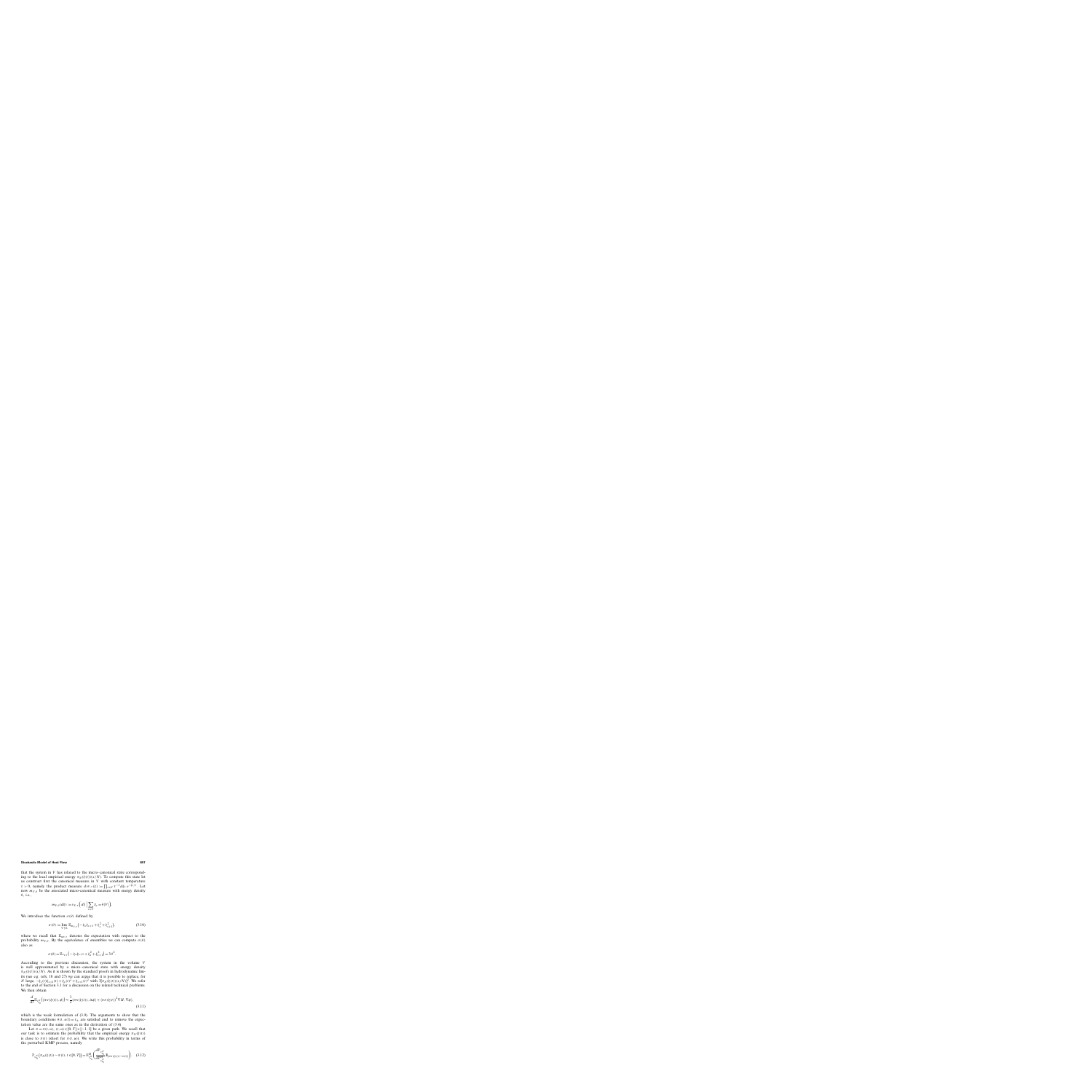that the system in $V$ has relaxed to the micro-canonical state corresponding to the local empirical energy $\pi_N(\xi(t))(u(N))$. To compute this state let us construct first the canonical measure in $V$ with constant temperature $\theta > 0$, namely the product measure $d\nu_{V,\theta}(\xi) := \prod_{x \in V} \theta^{-1} d\xi_x \, e^{-\xi_x/\theta}$. Let now $m_{V,\theta}$ be the associated micro-canonical measure with energy density $\theta$, i.e.,

$$m_{V,\theta}(d\xi) := \nu_{V,\theta}\Big(d\xi \,\Big|\, \sum_{x \in V} \xi_x = \theta |V|\Big).$$

We introduce the function $\sigma(\theta)$ defined by

$$\sigma(\theta) := \lim_{V \uparrow \mathbb{Z}} \mathbb{E}_{m_{V,\theta}}\big(-\xi_x \xi_{x+1} + \xi_x^2 + \xi_{x+1}^2\big), \tag{3.10}$$

where we recall that $\mathbb{E}_{m_{V,\theta}}$ denotes the expectation with respect to the probability $m_{V,\theta}$. By the equivalence of ensembles we can compute $\sigma(\theta)$ also as

$$\sigma(\theta) = \mathbb{E}_{\nu_{V,\theta}}\big(-\xi_x \xi_{x+1} + \xi_x^2 + \xi_{x+1}^2\big) = 3\theta^2.$$

According to the previous discussion, the system in the volume $V$ is well approximated by a micro-canonical state with energy density $\pi_N(\xi(t))(u(N))$. As it is shown by the standard proofs on hydrodynamic limits (see e.g. refs. 18 and 27) we can argue that it is possible to replace, for $N$ large, $-\xi_x(t)\xi_{x+1}(t) + \xi_x(t)^2 + \xi_{x+1}(t)^2$ with $3[\pi_N(\xi(t))(u(N))]^2$. We refer to the end of Section 3.1 for a discussion on the related technical problems. We then obtain

$$\frac{d}{dt}\mathbb{E}_{\mu_N}\big[\langle \pi_N(\xi(t)), \varphi \rangle\big] \approx \frac{1}{2}\langle \pi_N(\xi(t)), \Delta\varphi \rangle + \langle (\pi_N(\xi(t)))^2 \nabla H, \nabla\varphi \rangle, \tag{3.11}$$

which is the weak formulation of (3.9). The arguments to show that the boundary conditions $\pi(t, \pm 1) = T_\pm$ are satisfied and to remove the expectation value are the same ones as in the derivation of (3.4).

Let $\pi = \pi(t, u)$, $(t, u) \in [0, T] \times [-1, 1]$ be a given path. We recall that our task is to estimate the probability that the empirical energy $\pi_N(\xi(t))$ is close to $\pi(t)$ (short for $\pi(t, u)$). We write this probability in terms of the perturbed KMP process, namely

$$\mathbb{P}_{\mu_N}\big(\pi_N(\xi(t)) \sim \pi(t), t \in [0, T]\big) = \mathbb{E}^H_{\mu_N}\Big(\frac{d\mathbb{P}_{\mu_N}}{d\mathbb{P}^H_{\mu_N}} \mathbb{1}_{\{\pi_N(\xi(t)) \sim \pi(t)\}}\Big). \tag{3.12}$$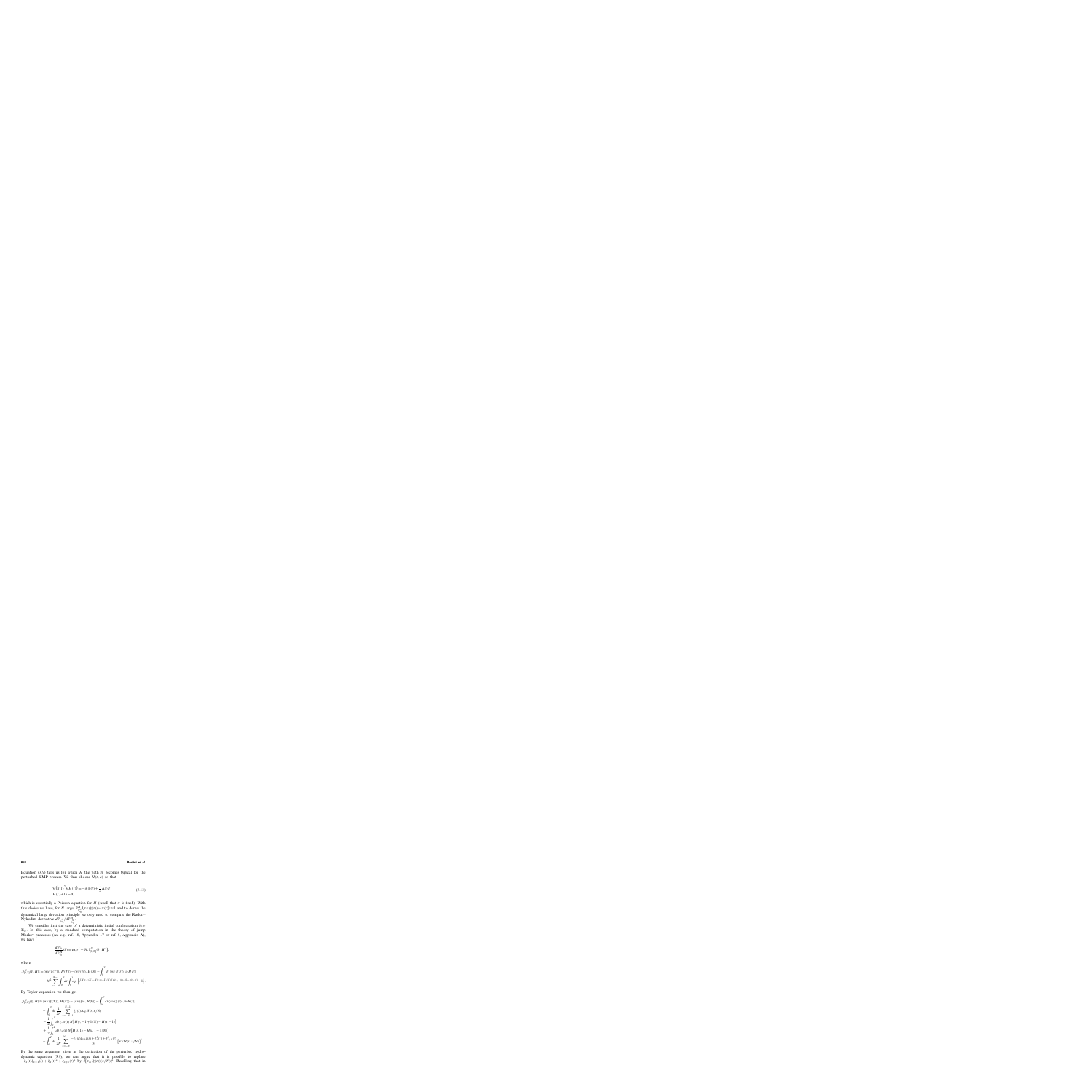Equation (3.9) tells us for which $H$ the path $\pi$ becomes typical for the perturbed KMP process. We thus choose $H(t, u)$ so that

$$\nabla\left[\pi(t)^2 \nabla H(t)\right] = -\partial_t \pi(t) + \frac{1}{2}\Delta\pi(t)$$
$$H(t, \pm 1) = 0, \tag{3.13}$$

which is essentially a Poisson equation for $H$ (recall that $\pi$ is fixed). With this choice we have, for $N$ large, $\mathbb{P}^{H}_{\xi_N}(\pi_N(\xi(t)) \sim \pi(t)) \approx 1$ and to derive the dynamical large deviation principle we only need to compute the Radon-Nikodym derivative $d\mathbb{P}_{\xi_N}/d\mathbb{P}^{H}_{\xi_N}$.

We consider first the case of a deterministic initial configuration $\xi_0 \in \Sigma_N$. In this case, by a standard computation in the theory of jump Markov processes (see e.g., ref. 18, Appendix 1.7 or ref. 5, Appendix A), we have

$$\frac{d\mathbb{P}_{\xi_0}}{d\mathbb{P}^{H}_{\xi_0}}(\xi) = \exp\left\{-N\mathcal{J}^{N}_{[0,T]}(\xi, H)\right\},$$

where

$$\begin{aligned}
\mathcal{J}^{N}_{[0,T]}(\xi, H) = & \langle \pi_N(\xi(T)), H(T)\rangle - \langle \pi_N(\xi(0)), H(0)\rangle - \int_0^T dt\, \langle \pi_N(\xi(t)), \partial_t H(t)\rangle \\
& - N^2 \sum_{x=-N}^{N-1} \int_0^T dt \int_0^1 dp \left[e^{[H(t,(x+1)/N) - H(t,x/N)][p(\xi_{x+1}(t)+\xi_x(t)) - \xi_x(t)]} - 1\right].
\end{aligned}$$

By Taylor expansion we then get

$$\begin{aligned}
\mathcal{J}^{N}_{[0,T]}(\xi, H) \approx & \langle \pi_N(\xi(T)), H(T)\rangle - \langle \pi_N(\xi(0)), H(0)\rangle - \int_0^T dt\, \langle \pi_N(\xi(t)), \partial_t H(t)\rangle \\
& - \int_0^T dt\, \frac{1}{2N} \sum_{x=-N+1}^{N-1} \xi_x(t) \Delta_N H(t, x/N) \\
& - \frac{1}{2} \int_0^T dt\, \xi_{-N}(t) N \left[H(t, -1 + 1/N) - H(t, -1)\right] \\
& + \frac{1}{2} \int_0^T dt\, \xi_N(t) N \left[H(t, 1) - H(t, 1 - 1/N)\right] \\
& - \int_0^T dt\, \frac{1}{2N} \sum_{x=-N}^{N-1} \frac{-\xi_x(t)\xi_{x+1}(t) + \xi_x^2(t) + \xi_{x+1}^2(t)}{3} \left[\nabla_N H(t, x/N)\right]^2
\end{aligned}$$

By the same argument given in the derivation of the perturbed hydrodynamic equation (3.9), we can argue that it is possible to replace $-\xi_x(t)\xi_{x+1}(t) + \xi_x(t)^2 + \xi_{x+1}(t)^2$ by $3[\pi_N(\xi(t))(x/N)]^2$. Recalling that in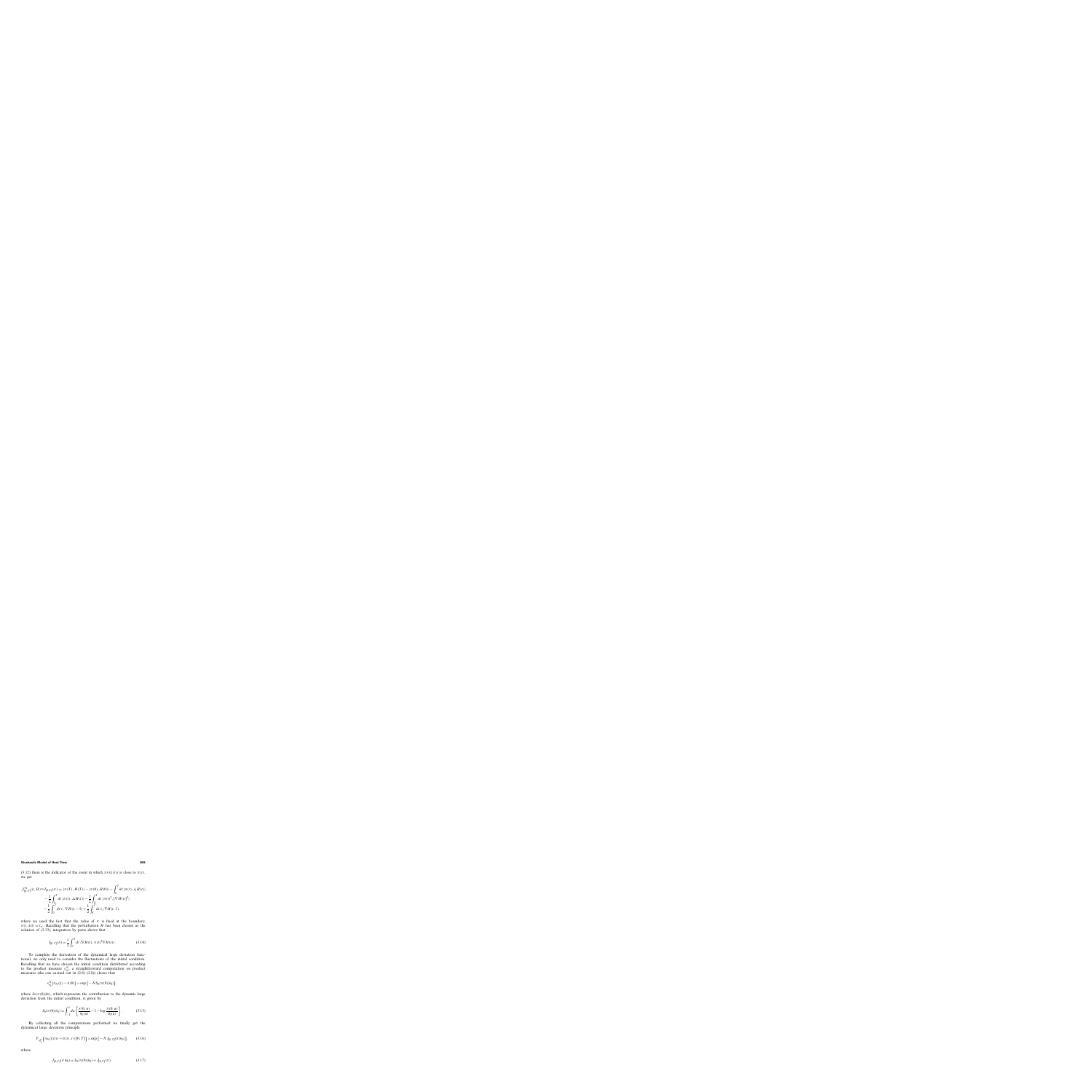(3.12) there is the indicator of the event in which $\pi_N(\zeta(t))$ is close to $\pi(t)$, we get

$$
\begin{aligned}
\mathcal{J}_{[0,T]}^{\Lambda}(\xi, H) \cong \mathcal{J}_{[0,T]}(\pi) &= \langle \pi(T), H(T) \rangle - \langle \pi(0), H(0) \rangle - \int_0^T dt \, \langle \pi(t), \partial_t H(t) \rangle \\
&\quad - \frac{1}{2} \int_0^T dt \, \langle \pi(t), \Delta H(t) \rangle - \frac{1}{2} \int_0^T dt \, \langle \pi(t)^2, (\nabla H(t))^2 \rangle \\
&\quad - \frac{1}{2} \int_0^T dt \, T_- \nabla H(t, -1) + \frac{1}{2} \int_0^T dt \, T_+ \nabla H(t, 1),
\end{aligned}
$$

where we used the fact that the value of $\pi$ is fixed at the boundary, $\pi(t, \pm 1) = T_\pm$. Recalling that the perturbation $H$ has been chosen as the solution of (3.13), integration by parts shows that

$$
\mathcal{J}_{[0,T]}(\pi) = \frac{1}{2} \int_0^T dt \, \langle \nabla H(t), \pi(t)^2 \nabla H(t) \rangle. \tag{3.14}
$$

To complete the derivation of the dynamical large deviation functional, we only need to consider the fluctuations of the initial condition. Recalling that we have chosen the initial condition distributed according to the product measure $\nu_{\pi_0}^N$, a straightforward computation on product measures (the one carried out in (2.6)–(2.8)) shows that

$$
\nu_{\pi_0}^N \{ \pi_N(\xi) \sim \pi(0) \} \asymp \exp \{ -N S_0(\pi(0)|\pi_0) \},
$$

where $S_0(\pi(0)|\pi_0)$, which represents the contribution to the dynamic large deviation from the initial condition, is given by

$$
S_0(\pi(0)|\pi_0) = \int_{-1}^{1} du \left[ \frac{\pi(0, u)}{\pi_0(u)} - 1 - \log \frac{\pi(0, u)}{\pi_0(u)} \right]. \tag{3.15}
$$

By collecting all the computations performed we finally get the dynamical large deviation principle

$$
\mathbb{P}_{\nu_{\pi_0}^N} \{ \pi_N(\zeta(t)) \sim \pi(t), \, t \in [0, T] \} \asymp \exp \{ -N I_{[0,T]}(\pi|\pi_0) \}, \tag{3.16}
$$

where

$$
I_{[0,T]}(\pi|\pi_0) = S_0(\pi(0)|\pi_0) + \mathcal{J}_{[0,T]}(\pi). \tag{3.17}
$$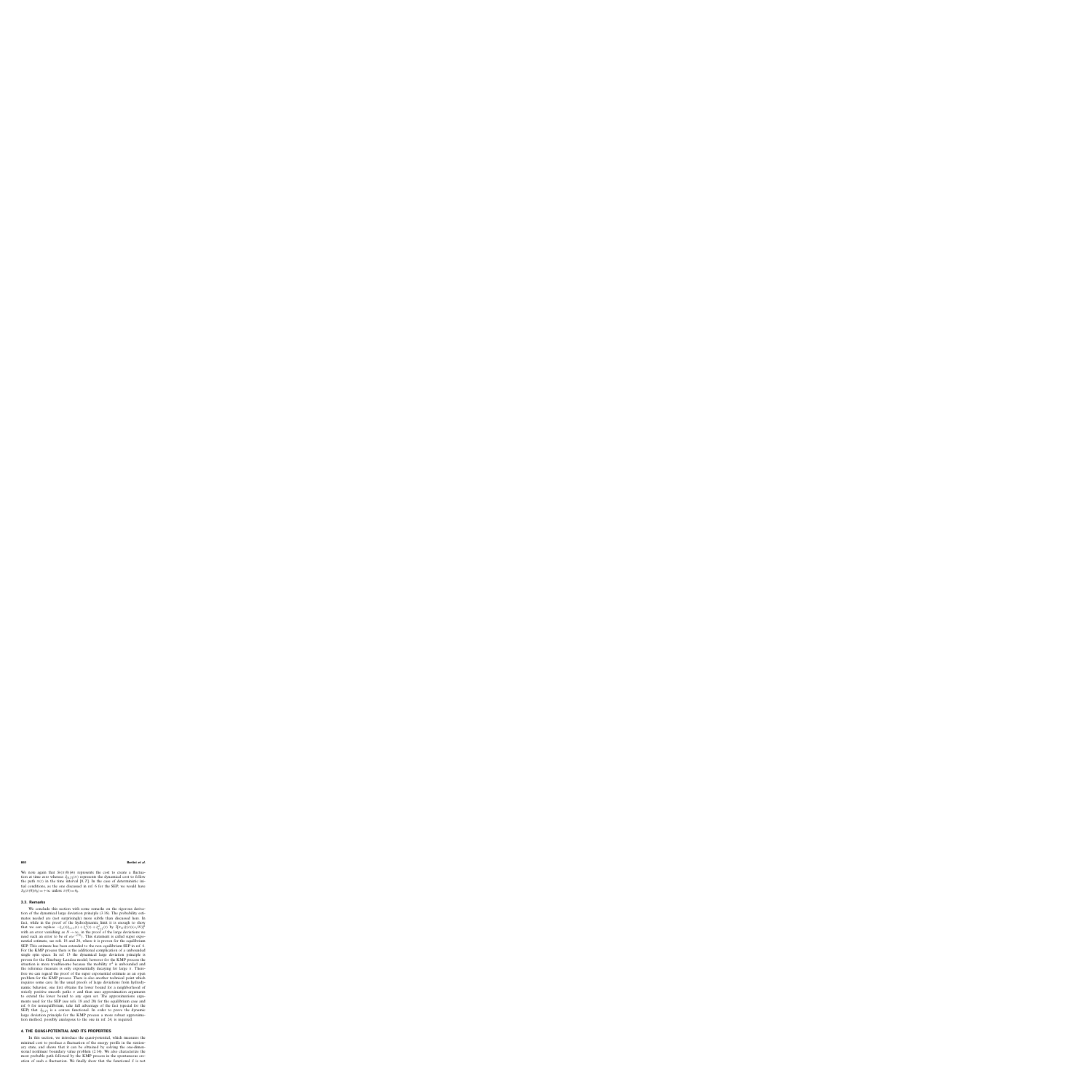We note again that $S_V(\pi(0)|\theta)$ represents the cost to create a fluctuation at time zero whereas $I_{[0,T]}(\pi)$ represents the dynamical cost to follow the path $\pi(t)$ in the time interval $[0,T]$. In the case of deterministic initial conditions, as the one discussed in ref. 6 for the SEP, we would have $S_0(\pi(0)|\theta_0) = +\infty$ unless $\pi(0) = \theta_0$.

### 3.3. Remarks

We conclude this section with some remarks on the rigorous derivation of the dynamical large deviation principle (3.16). The probability estimates needed are (not surprisingly) more subtle than discussed here. In fact, while in the proof of the hydrodynamic limit it is enough to show that we can replace $-\xi_x(t)\xi_{x+1}(t) + \xi_x^2(t) + \xi_{x+1}^2(t)$ by $3[\pi_N(t)(x/N)]^2$ with an error vanishing as $N \to \infty$, in the proof of the large deviations we need such an error to be of $o(e^{-CN})$. This statement is called super exponential estimate, see refs. 18 and 20, where it is proven for the equilibrium SEP. This estimate has been extended to the non equilibrium SEP in ref. 6. For the KMP process there is the additional complication of a unbounded single spin space. In ref. 13 the dynamical large deviation principle is proven for the Ginzburg–Landau model; however for the KMP process the situation is more troublesome because the mobility $\pi^2$ is unbounded and the reference measure is only exponentially decaying for large $\pi$. Therefore we can regard the proof of the super exponential estimate as an open problem for the KMP process. There is also another technical point which requires some care. In the usual proofs of large deviations from hydrodynamic behavior, one first obtains the lower bound for a neighborhood of strictly positive smooth paths $\pi$ and then uses approximation arguments to extend the lower bound to any open set. The approximations arguments used for the SEP (see refs. 18 and 20) for the equilibrium case and ref. 6 for nonequilibrium, take full advantage of the fact (special for the SEP) that $I_{[0,T]}$ is a convex functional. In order to prove the dynamic large deviation principle for the KMP process a more robust approximation method, possibly analogous to the one in ref. 24, is required.

## 4. THE QUASI-POTENTIAL AND ITS PROPERTIES

In this section, we introduce the quasi-potential, which measures the minimal cost to produce a fluctuation of the energy profile in the stationary state, and shows that it can be obtained by solving the one-dimensional nonlinear boundary value problem (2.14). We also characterize the most probable path followed by the KMP process in the spontaneous creation of such a fluctuation. We finally show that the functional $S$ is not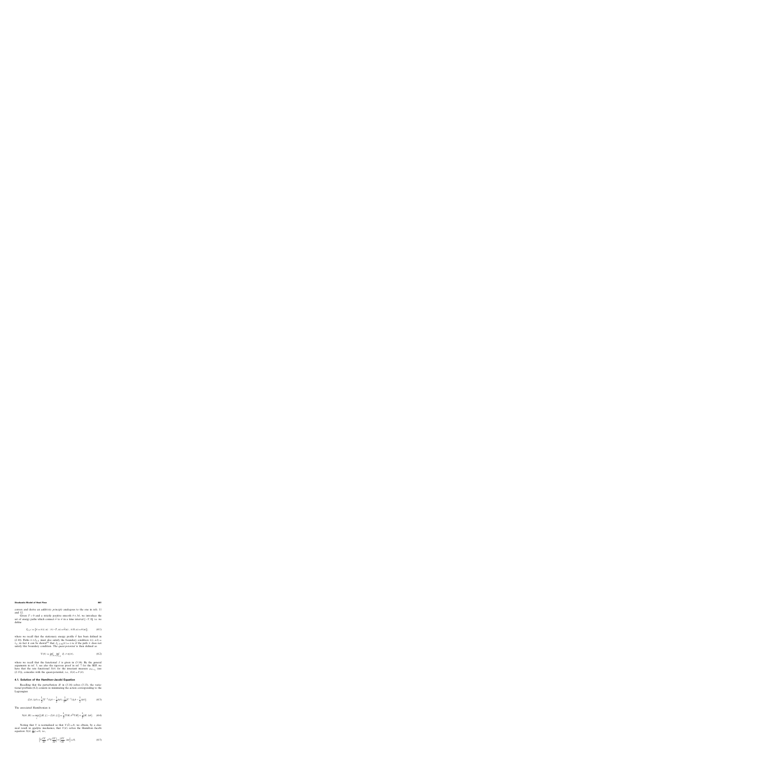convex and derive an *additivity principle* analogous to the one in refs. 11 and 12.

Given $T > 0$ and a strictly positive smooth $\theta \in \mathcal{M}$, we introduce the set of energy paths which connect $\bar{\theta}$ to $\theta$ in a time interval $[-T, 0]$, i.e. we define

$$\mathcal{E}_{\theta, T} := \left\{ \pi \equiv \pi(t, u) : \pi(-T, u) = \bar{\theta}(u), \; \pi(0, u) = \theta(u) \right\}, \tag{4.1}$$

where we recall that the stationary energy profile $\bar{\theta}$ has been defined in (2.10). Paths $\pi \in \mathcal{E}_{\theta, T}$ must also satisfy the boundary condition $\pi(t, \pm 1) = t_\pm$; in fact it can be shown[5] that $J_{[-T,0]}(\pi) = +\infty$ if the path $\pi$ does not satisfy this boundary condition. The *quasi-potential* is then defined as

$$V(\theta) := \inf_{T > 0} \inf_{\pi \in \mathcal{E}_{\theta, T}} J_{[-T,0]}(\pi), \tag{4.2}$$

where we recall that the functional $J$ is given in (3.14). By the general arguments in ref. 5, see also the rigorous proof in ref. 7 for the SEP, we have that the rate functional $S(\theta)$ for the invariant measure $\mu_{N, t_\pm}$ (see (2.13)), coincides with the quasi-potential, i.e., $S(\theta) = V(\theta)$.

## 4.1. Solution of the Hamilton–Jacobi Equation

Recalling that the perturbation $H$ in (3.14) solves (3.13), the variational problem (4.2) consists in minimizing the action corresponding to the Lagrangian

$$\mathcal{L}(\theta, \partial_t \theta) = \frac{1}{2} \left\langle \nabla^{-1} \left( \partial_t \theta - \frac{1}{2} \Delta \theta \right), \frac{1}{\theta^2} \nabla^{-1} \left( \partial_t \theta - \frac{1}{2} \Delta \theta \right) \right\rangle. \tag{4.3}$$

The associated Hamiltonian is

$$\mathcal{H}(\theta, H) := \sup_{\xi} \left\{ \langle H, \xi \rangle - \mathcal{L}(\theta, \xi) \right\} = \frac{1}{2} \langle \nabla H, \theta^2 \nabla H \rangle + \frac{1}{2} \langle H, \Delta \theta \rangle. \tag{4.4}$$

Noting that $V$ is normalized so that $V(\bar{\theta}) = 0$, we obtain, by a classical result in analytic mechanics, that $V(\theta)$ solves the Hamilton–Jacobi equation $\mathcal{H}(\theta, \frac{\delta V}{\delta \theta}) = 0$, i.e.,

$$\left\langle \nabla \frac{\delta V}{\delta \theta}, \theta^2 \nabla \frac{\delta V}{\delta \theta} \right\rangle + \left\langle \frac{\delta V}{\delta \theta}, \Delta \theta \right\rangle = 0. \tag{4.5}$$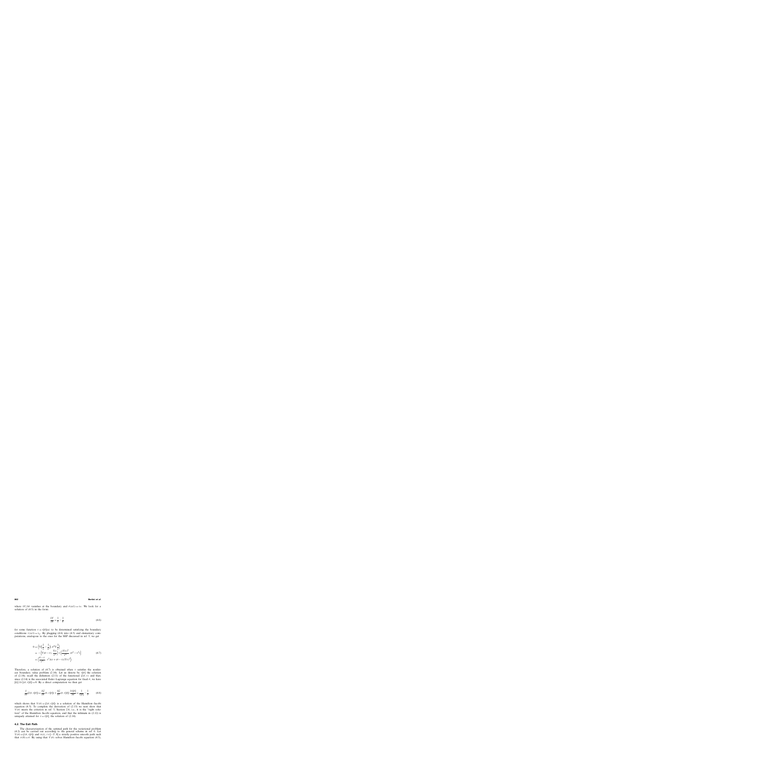where $\delta V/\delta\theta$ vanishes at the boundary and $\theta(\pm 1) = \rho_\pm$. We look for a solution of (4.5) in the form

$$\frac{\delta V}{\delta \theta} = \frac{1}{\tau} - \frac{1}{\theta} \tag{4.6}$$

for some function $\tau = \tau[\theta](u)$ to be determined satisfying the boundary conditions $\tau(\pm 1) = \rho_\pm$. By plugging (4.6) into (4.5) and elementary computations analogous to the ones for the SEP discussed in ref. 5, we get

$$\begin{aligned}
0 &= \left\langle \nabla\left(\frac{1}{\tau} - \frac{1}{\theta}\right), \theta^2 \nabla \frac{1}{\tau}\right\rangle \\
&= -\left\langle \nabla(\theta - \tau), \frac{\nabla \tau}{\tau^2}\right\rangle + \left\langle \frac{(\nabla \tau)^2}{\tau^4}, (\theta^2 - \tau^2)\right\rangle \\
&= \left\langle \frac{\theta - \tau}{\tau^4}, \tau^2 \Delta \tau + (\theta - \tau)(\nabla \tau)^2 \right\rangle.
\end{aligned} \tag{4.7}$$

Therefore, a solution of (4.7) is obtained when $\tau$ satisfies the nonlinear boundary value problem (2.14). Let us denote by $\tau[\theta]$ the solution of (2.14); recall the definition (2.11) of the functional $\mathcal{G}(\theta, \tau)$ and that, since (2.14) is the associated Euler–Lagrange equation for fixed $\theta$, we have $[\delta\mathcal{G}/\delta\tau](\theta, \tau[\theta]) = 0$. By a direct computation we then get

$$\frac{\delta}{\delta \theta}\mathcal{G}(\theta, \tau[\theta]) = \frac{\delta \mathcal{G}}{\delta \theta}(\theta, \tau[\theta]) + \frac{\delta \mathcal{G}}{\delta \tau}(\theta, \tau[\theta]) \frac{\delta \tau[\theta]}{\delta \theta} = \frac{1}{\tau[\theta]} - \frac{1}{\theta} \tag{4.8}$$

which shows that $V(\theta) = \mathcal{G}(\theta, \tau[\theta])$ is a solution of the Hamilton–Jacobi equation (4.5). To complete the derivation of (2.13) we next show that $V(\theta)$ meets the criterion in ref. 5, Section 2.6, i.e., it is the "right solution" of the Hamilton–Jacobi equation, and that the infimum in (2.12) is uniquely attained for $\tau = \tau[\theta]$, the solution of (2.14).

### 4.2. The Exit Path

The characterization of the optimal path for the variational problem (4.2) can be carried out according to the general scheme in ref. 6. Let $V(\theta) = \mathcal{G}(\theta, \tau[\theta])$ and $\pi(t)$, $t \in (-T, 0]$ a strictly positive smooth path such that $\pi(0) = \theta$. By using that $V(\theta)$ solves Hamilton–Jacobi equation (4.5),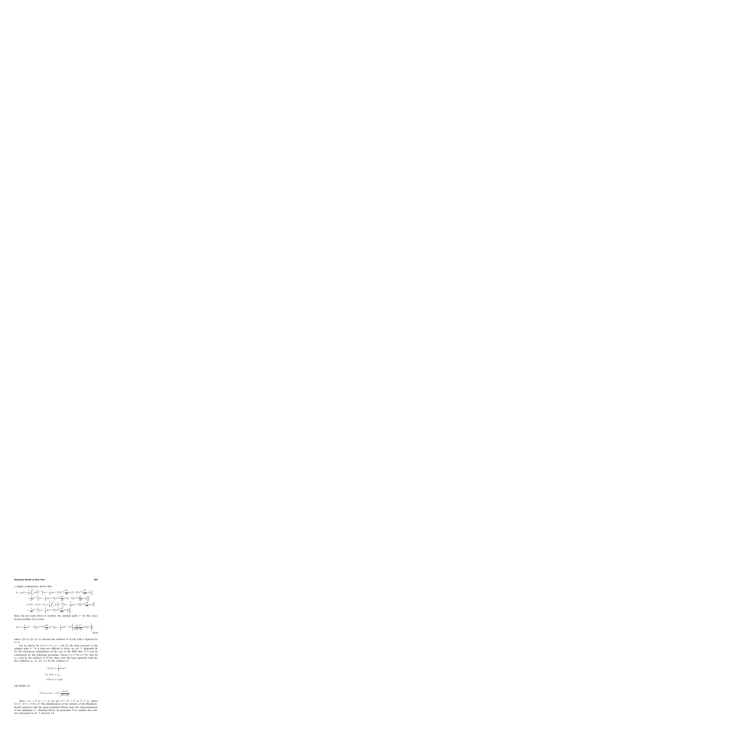a simple computation shows that

$$
\begin{aligned}
I_{[-T,0]}(\pi) &= \frac{1}{2}\int_{-T}^{0} dt \Big( \nabla^{-1}\Big[ \partial_t \pi - \frac{1}{2}\Delta\pi + \nabla\Big(\pi^2 \nabla \frac{\delta V}{\delta\pi}(\pi)\Big) - \nabla\Big(\pi^2 \nabla \frac{\delta V}{\delta\pi}(\pi)\Big)\Big) \\
&\quad \times \frac{1}{\pi^2}\nabla^{-1}\Big[ \partial_t\pi - \frac{1}{2}\Delta\pi + \nabla\Big(\pi^2\nabla\frac{\delta V}{\delta\pi}(\pi)\Big) - \nabla\Big(\pi^2\nabla\frac{\delta V}{\delta\pi}(\pi)\Big)\Big]\Big) \\
&= V(\theta) - V(\pi(-T)) + \frac{1}{2}\int_{-T}^{0} dt \Big( \nabla^{-1}\Big[\partial_t\pi - \frac{1}{2}\Delta\pi + \nabla\Big(\pi^2\nabla\frac{\delta V}{\delta\pi}(\pi)\Big)\Big] \\
&\quad \times \frac{1}{\pi^2}\nabla^{-1}\Big[\partial_t\pi - \frac{1}{2}\Delta\pi + \nabla\Big(\pi^2\nabla\frac{\delta V}{\delta\pi}(\pi)\Big)\Big]\Big)
\end{aligned}
$$

Since the last term above is positive, the optimal path $\pi^*$ for the variational problem (4.2) solves

$$
\partial_t \pi^* = \frac{1}{2}\Delta\pi^* - \nabla\Big((\pi^*)^2 \nabla\frac{\delta V}{\delta\pi}(\pi^*)\Big) = -\frac{1}{2}\Delta\pi^* + \nabla\left(\frac{(\pi^*)^2}{\tau(\pi^*)^2}\nabla\tau(\pi^*)\right) \tag{4.9}
$$

where $\tau[\pi^*] = \tau[\pi^*](t, u)$ denotes the solution of (2.14) with $\theta$ replaced by $\pi^*(t)$.

Let us denote by $\theta^*(t) = \pi^*(-t)$, $t \in [0, T]$, the time reversal of the optimal path $\pi^*$. It is then not difficult to show, see ref. 5, Appendix B, for the analogous computation in the case of the SEP, that $\theta^*(t)$ can be constructed by the following procedure. Given $\theta = \pi^*(0) = \theta^*(0)$, first let $\tau_0 = \tau[\theta]$ be the solution of (2.14), then solve the heat equation with initial condition $\tau_0$, i.e., let $\tau(t)$ be the solution of

$$
\begin{aligned}
\partial_t \tau(t) &= \frac{1}{2}\Delta\tau(t), \\
\tau(t, \pm 1) &= T_\pm, \\
\tau(0, u) &= \tau_0(u)
\end{aligned}
$$

and finally set

$$
\theta^*(t) = \tau(t) - \tau(t)^2 \frac{\Delta\tau(t)}{(\nabla\tau(t))^2}
$$

Since $\tau(t) \to \bar{\theta}$ as $t \to \infty$, we get $\pi^*(-T) \to \bar{\theta}$ as $T \to \infty$, hence $V(\pi^*(-T)) \to V(\bar{\theta}) = 0$. The identification of the solution of the Hamilton–Jacobi equation with the quasi potential follows from the characterization of the minimizer $\pi^*$ obtained before. In particular $V(\theta)$ satisfies the criterion discussed in ref. 5, Section 2.6.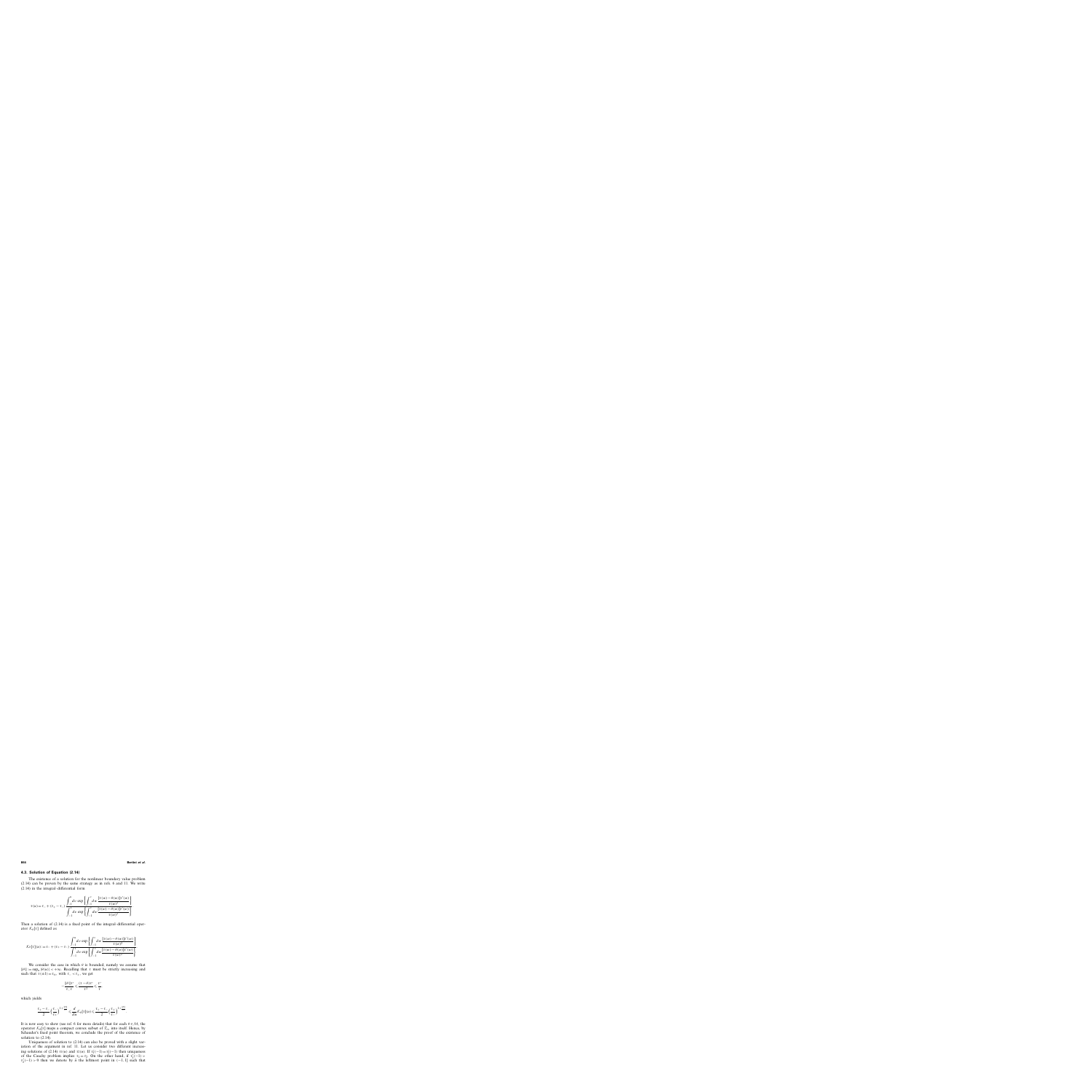### 4.3. Solution of Equation (2.14)

The existence of a solution for the nonlinear boundary value problem (2.14) can be proven by the same strategy as in refs. 6 and 11. We write (2.14) in the integral–differential form

$$\tau(u) = \tau_- + (\tau_+ - \tau_-) \frac{\int_{-1}^{u} dv \exp\left[\int_{-1}^{v} dw \frac{[\tau(w) - \theta(w)]\tau'(w)}{\tau(w)^2}\right]}{\int_{-1}^{1} dv \exp\left[\int_{-1}^{v} dw \frac{[\tau(w) - \theta(w)]\tau'(w)}{\tau(w)^2}\right]}$$

Then a solution of (2.14) is a fixed point of the integral–differential operator $K_\theta[\tau]$ defined as

$$K_\theta[\tau](u) := \tau_- + (\tau_+ - \tau_-) \frac{\int_{-1}^{u} dv \exp\left[\int_{-1}^{v} dw \frac{[\tau(w) - \theta(w)]\tau'(w)}{\tau(w)^2}\right]}{\int_{-1}^{1} dv \exp\left[\int_{-1}^{v} dw \frac{[\tau(w) - \theta(w)]\tau'(w)}{\tau(w)^2}\right]}$$

We consider the case in which $\theta$ is bounded, namely we assume that $\|\theta\| := \sup_u |\theta(u)| < +\infty$. Recalling that $\tau$ must be strictly increasing and such that $\tau(\pm 1) = \tau_\pm$, with $\tau_- < \tau_+$, we get

$$-\frac{\|\theta\|\tau'}{\tau_- \tau} \le \frac{(\tau - \theta)\tau'}{\tau^2} \le \frac{\tau'}{\tau}$$

which yields

$$\frac{\tau_+ - \tau_-}{2}\left(\frac{\tau_-}{\tau_+}\right)^{1+\frac{\|\theta\|}{\tau_-}} \le \frac{d}{du} K_\theta[\tau](u) \le \frac{\tau_+ - \tau_-}{2}\left(\frac{\tau_+}{\tau_-}\right)^{1+\frac{\|\theta\|}{\tau_-}}$$

It is now easy to show (see ref. 6 for more details) that for each $\theta \in M$, the operator $K_\theta[\tau]$ maps a compact convex subset of $\mathcal{T}_{\tau_\pm}$ into itself. Hence, by Schauder's fixed point theorem, we conclude the proof of the existence of solution to (2.14).

Uniqueness of solution to (2.14) can also be proved with a slight variation of the argument in ref. 11. Let us consider two different increasing solutions of (2.14) $\tau(u)$ and $\bar{\tau}(u)$. If $\tau'_1(-1) = \tau'_2(-1)$ then uniqueness of the Cauchy problem implies $\tau_1 = \tau_2$. On the other hand, if $\tau'_1(-1) > \tau'_2(-1) > 0$ then we denote by $\bar{u}$ the leftmost point in $(-1, 1]$ such that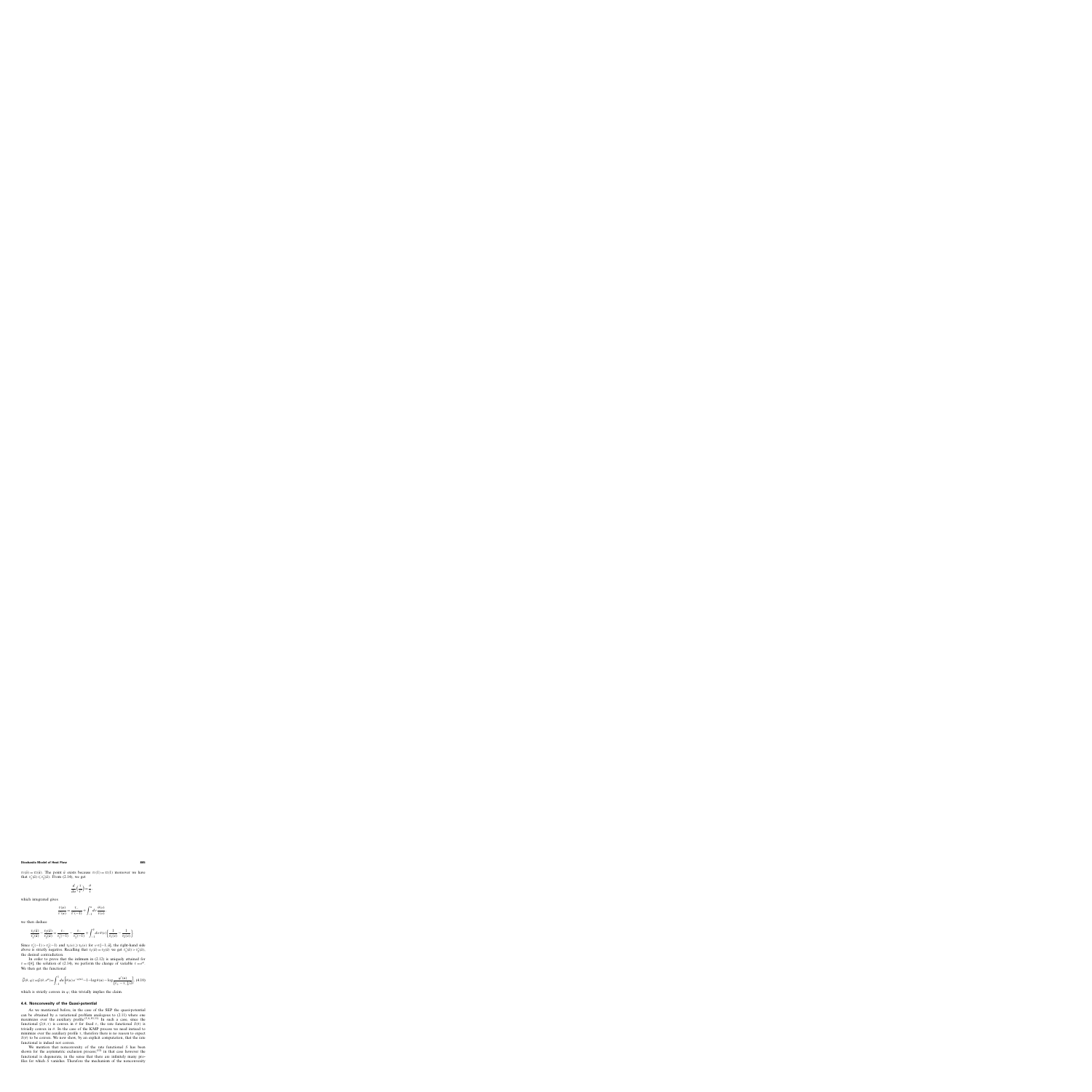$\tau_1(\bar{u}) = \tau_2(\bar{u})$. The point $\bar{u}$ exists because $\tau_1(1) = \tau_2(1)$ moreover we have that $\tau_1'(\bar{u}) \leq \tau_2'(\bar{u})$. From (2.14), we get

$$\frac{d}{du}\left(\frac{\tau}{\tau'}\right) = \frac{\theta}{\tau}$$

which integrated gives

$$\frac{\tau(u)}{\tau'(u)} - \frac{\tau}{\tau'(-1)} = \int_{-1}^{u} dv \frac{\theta(v)}{\tau(v)}$$

we then deduce

$$\frac{\tau_1(\bar{u})}{\tau_1'(\bar{u})} - \frac{\tau_2(\bar{u})}{\tau_2'(\bar{u})} = \frac{\tau}{\tau_1'(-1)} - \frac{\tau}{\tau_2'(-1)} + \int_{-1}^{\bar{u}} dv\, \theta(v) \left[\frac{1}{\tau_1(v)} - \frac{1}{\tau_2(v)}\right].$$

Since $\tau_1'(-1) > \tau_2'(-1)$ and $\tau_1(v) > \tau_2(v)$ for $v \in [-1, \bar{u}]$, the right-hand side above is strictly negative. Recalling that $\tau_1(\bar{u}) = \tau_2(\bar{u})$ we get $\tau_1'(\bar{u}) > \tau_2'(\bar{u})$, the desired contradiction.

In order to prove that the infimum in (2.12) is uniquely attained for $\tau = \tau[\theta]$, the solution of (2.14), we perform the change of variable $\tau = e^{\varphi}$. We then get the functional

$$\widetilde{\mathcal{G}}(\theta, \varphi) = \mathcal{G}(\theta, e^{\varphi}) = \int_{-1}^{1} du \left[\theta(u)\, e^{-\varphi(u)} - 1 - \log\theta(u) - \log\frac{\varphi'(u)}{T_+ - T_-}\left[2\right]\right], \quad (4.10)$$

which is strictly convex in $\varphi$; this trivially implies the claim.

### 4.4. Nonconvexity of the Quasi-potential

As we mentioned before, in the case of the SEP the quasi-potential can be obtained by a variational problem analogous to (2.11) where one maximizes over the auxiliary profile.[5,6,10,11] In such a case, since the functional $\mathcal{G}(\theta, \tau)$ is convex in $\theta$ for fixed $\tau$, the rate functional $S(\theta)$ is trivially convex in $\theta$. In the case of the KMP process we need instead to minimize over the auxiliary profile $\tau$, therefore there is no reason to expect $S(\theta)$ to be convex. We now show, by an explicit computation, that the rate functional is indeed not convex.

We mention that nonconvexity of the rate functional $S$ has been shown for the asymmetric exclusion process,[12] in that case however the functional is degenerate, in the sense that there are infinitely many profiles for which $S$ vanishes. Therefore the mechanism of the nonconvexity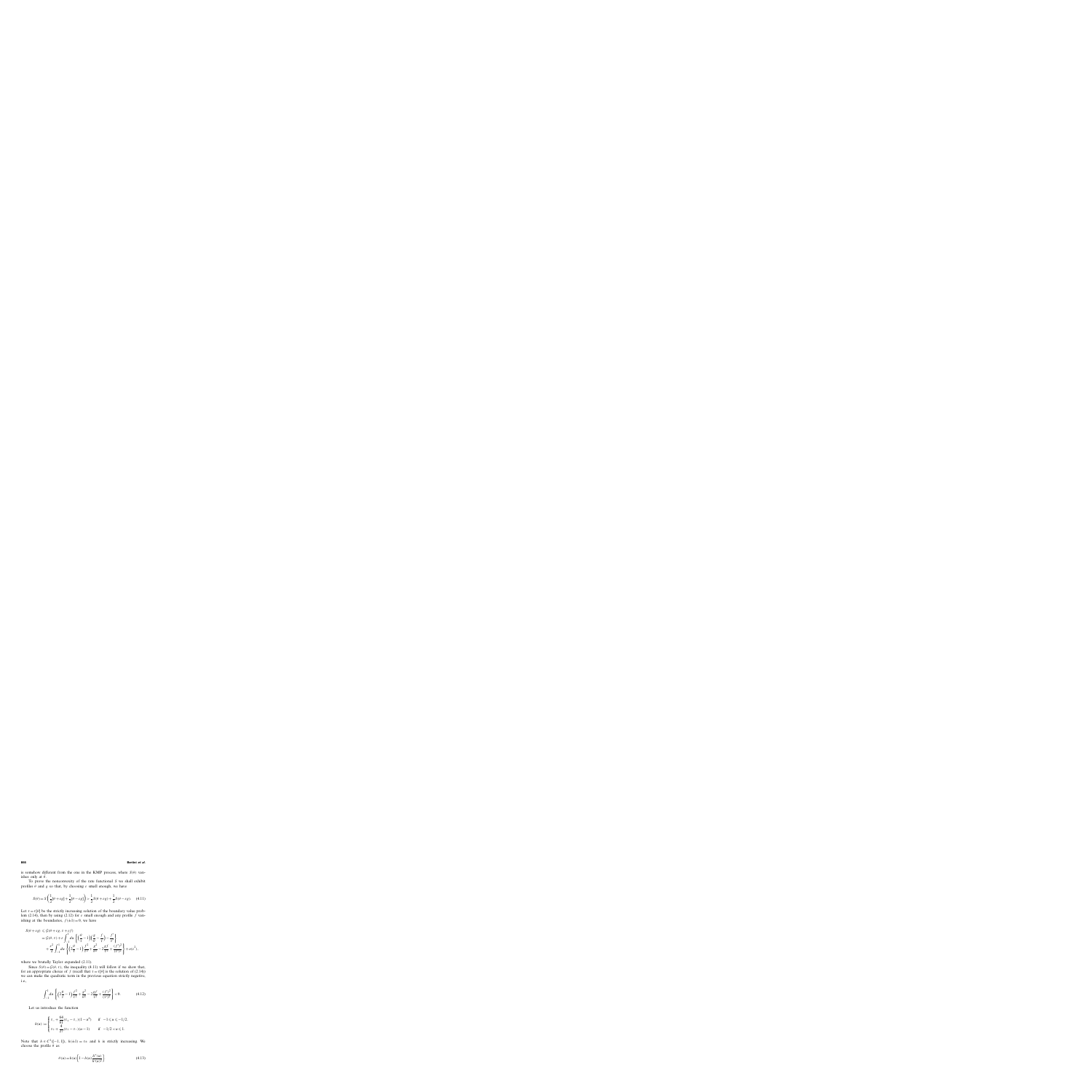is somehow different from the one in the KMP process, where $S(\theta)$ vanishes only at $\bar{\theta}$.

To prove the nonconvexity of the rate functional $S$ we shall exhibit profiles $\theta$ and $g$ so that, by choosing $\varepsilon$ small enough, we have

$$S(\theta) = S\left(\frac{1}{2}[\theta+\varepsilon g] + \frac{1}{2}[\theta-\varepsilon g]\right) > \frac{1}{2}S(\theta+\varepsilon g) + \frac{1}{2}S(\theta-\varepsilon g). \qquad (4.11)$$

Let $\tau = \tau[\theta]$ be the strictly increasing solution of the boundary value problem (2.14), then by using (2.12) for $\varepsilon$ small enough and any profile $f$ vanishing at the boundaries, $f(\pm 1) = 0$, we have

$$\begin{aligned}
S(\theta+\varepsilon g) &\leqslant \mathcal{G}(\theta+\varepsilon g, \tau+\varepsilon f) \\
&= \mathcal{G}(\theta, \tau) + \varepsilon \int_{-1}^{1} du \left\{ \left(\frac{\theta}{\tau} - 1\right)\left(\frac{g}{\theta} - \frac{f}{\tau}\right) - \frac{f'}{\tau'} \right\} \\
&\quad + \frac{\varepsilon^2}{2} \int_{-1}^{1} du \left\{ \left(2\frac{\theta}{\tau} - 1\right)\frac{f^2}{\tau^2} + \frac{g^2}{\theta^2} - 2\frac{gf}{\tau^2} + \frac{(f')^2}{(\tau')^2} \right\} + o(\varepsilon^2),
\end{aligned}$$

where we brutally Taylor expanded (2.11).

Since $S(\theta) = \mathcal{G}(\theta, \tau)$, the inequality (4.11) will follow if we show that, for an appropriate choice of $f$ (recall that $\tau = \tau[\theta]$ is the solution of (2.14)) we can make the quadratic term in the previous equation strictly negative, i.e.,

$$\int_{-1}^{1} du \left\{ \left(2\frac{\theta}{\tau} - 1\right)\frac{f^2}{\tau^2} + \frac{g^2}{\theta^2} - 2\frac{gf}{\tau^2} + \frac{(f')^2}{(\tau')^2} \right\} < 0. \qquad (4.12)$$

Let us introduce the function

$$h(u) := \begin{cases} T_- + \dfrac{64}{81}(T_+ - T_-)(1-u^4) & \text{if } \ -1 \leqslant u \leqslant -1/2, \\[2mm] T_+ + \dfrac{4}{27}(T_+ - T_-)(u-1) & \text{if } \ -1/2 < u \leqslant 1. \end{cases}$$

Note that $h \in C^1([-1,1])$, $h(\pm 1) = T_\pm$ and $h$ is strictly increasing. We choose the profile $\theta$ as

$$\theta(u) = h(u)\left[1 - h(u)\frac{h''(u)}{h'(u)^2}\right] \qquad (4.13)$$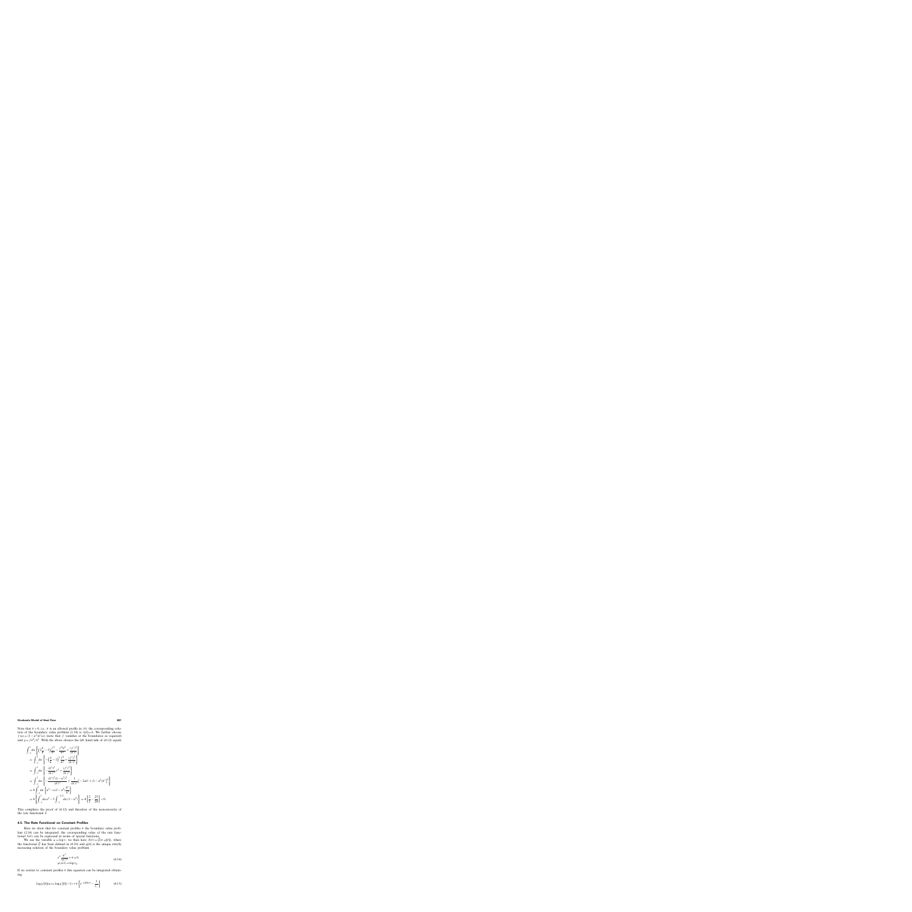Note that $\tau = 0$, i.e., $\tau$ is an allowed profile in $\mathcal{M}$, the corresponding solution of the boundary value problem (2.14) is $v[\bar{\tau}] = \bar{\tau}$. We further choose $f(u) = (1 - u^2)\bar{\tau}'(u)$ (note that $f$ vanishes at the boundaries as required) and $g = f\bar{\tau}^2/\bar{\tau}'$. With the above choices the left hand side of (4.12) equals

$$
\begin{aligned}
&\int_{-1}^{1} du \left\{ \left(2\frac{\bar{\tau}}{\bar{v}} - 1\right) \frac{f^2}{\bar{v}^3} - \frac{f^2 g^2}{\bar{\tau}^4} + \frac{(f')^2}{(\bar{v}')^2} \right\} \\
&= \int_{-1}^{1} du \left\{ -\left(\frac{\bar{\tau}}{\bar{v}} - 1\right)^2 \frac{f^2}{\bar{v}^2} + \frac{(f')^2}{(\bar{v}')^2} \right\} \\
&= \int_{-1}^{1} du \left\{ -\frac{(\bar{\tau}'')^2}{(\bar{\tau}')^4} f^2 + \frac{(f')^2}{(\bar{\tau}')^2} \right\} \\
&= \int_{-1}^{1} du \left\{ -\frac{(\bar{\tau}'')^2 (1-u^2)^2}{(\bar{\tau}')^2} + \frac{1}{(\bar{\tau}')^2} \left[ -2u\bar{\tau}' + (1-u^2)\bar{\tau}'' \right]^2 \right\} \\
&= 4 \int_{-1}^{1} du \left\{ u^2 - u(1-u^2)\frac{\bar{\tau}''}{\bar{\tau}'} \right\} \\
&= 4 \left\{ \int_{-1}^{1} du\, u^2 - 5 \int_{-1}^{1/2} du\, (1-u^2) \right\} = 4 \left\{ \frac{2}{3} - \frac{25}{24} \right\} < 0.
\end{aligned}
$$

This completes the proof of (4.12) and therefore of the nonconvexity of the rate functional $S$.

### 4.5. The Rate Functional on Constant Profiles

Here we show that for constant profiles $\tau$ the boundary value problem (2.14) can be integrated: the corresponding value of the rate functional $S(\tau)$ can be expressed in terms of special functions.

We use the variable $\psi = \log v$; we then have $S(\tau) = \tilde{\mathcal{G}}(\tau, \psi[\tau])$, where the functional $\tilde{\mathcal{G}}$ has been defined in (4.10) and $\psi[\tau]$ is the unique strictly increasing solution of the boundary value problem

$$
\begin{aligned}
&e^{\psi} \frac{\psi''}{(\psi')^2} + \tau = 0, \\
&\psi(\pm 1) = \log T_{\pm}.
\end{aligned}
\tag{4.14}
$$

If we restrict to constant profiles $\tau$ this equation can be integrated obtaining

$$
\log \psi'[\tau](u) = \log \psi'[\tau](-1) + \tau \left\{ e^{-\psi[\tau]} - \frac{1}{T_-} \right\}
\tag{4.15}
$$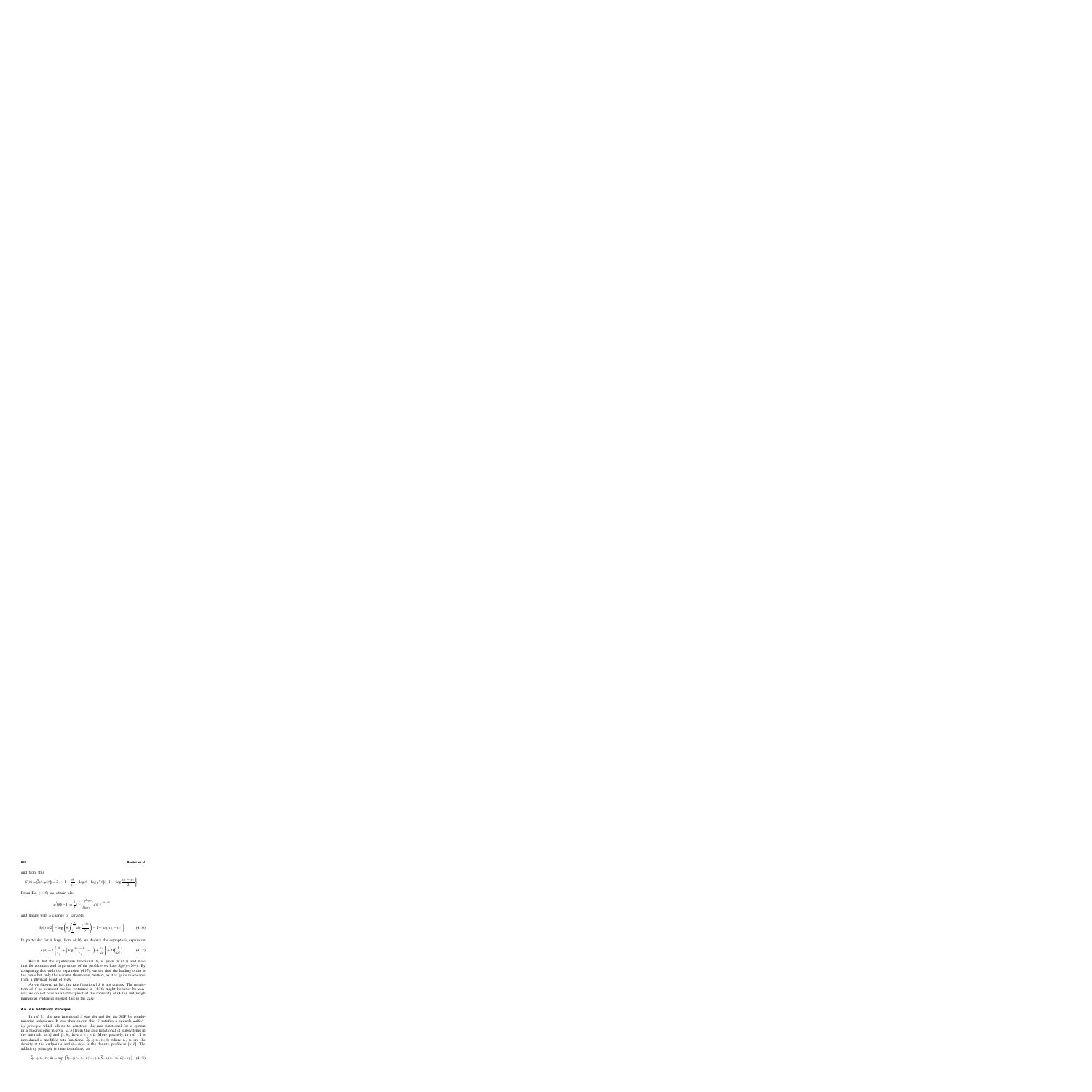and from this

$$S(\theta) = \widehat{\mathcal{J}}(\theta, \varphi(\theta)) = 2\left\{-1 + \frac{\rho}{\theta} - \log\rho - \log\varphi'(0)[-1] + \log\frac{\rho_+ - \rho_-}{2}\right\}$$

From Eq. (4.15) we obtain also

$$\varphi'(\theta)[-1] = \frac{1}{\rho}\frac{dt}{dt}\int_{\log\rho_-}^{\log\rho_+} d\varrho\, e^{-\varrho(\rho-\varrho)}$$

and finally with a change of variables

$$S(\theta) = 2\left[-\log\left(\theta\int_{\rho_-}^{\rho_+} dy\,\frac{e^{-\theta/y}}{y}\right) - 1 + \log(\rho_+ - \rho_-)\right] \tag{4.16}$$

In particular for $\theta$ large, from (4.16) we deduce the asymptotic expansion

$$S(\theta) = 2\left\{\frac{\theta}{\rho_+} + \left(\log\frac{\rho_+ - \rho_-}{\rho_+} - 1\right) + \frac{\rho_+}{\theta}\right\} + O\left(\frac{1}{\theta^2}\right) \tag{4.17}$$

Recall that the equilibrium functional $S_0$ is given in (2.7) and note that for constant and large values of the profile $\theta$ we have $S_0(\theta) \simeq 2\theta/\rho$. By comparing this with the expansion (4.17), we see that the leading order is the same but only the warmer thermostat matters, as it is quite reasonable from a physical point of view.

As we showed earlier, the rate functional $S$ is not convex. The restriction of $S$ to constant profiles obtained in (4.16) might however be convex; we do not have an analytic proof of the convexity of (4.16), but rough numerical evidences suggest this is the case.

### 4.6. An Additivity Principle

In ref. 11 the rate functional $S$ was derived for the SEP by combinatorial techniques. It was then shown that $S$ satisfies a suitable *additivity principle* which allows to construct the rate functional for a system in a macroscopic interval $[a, b]$ from the rate functional of subsystems in the intervals $[a, c]$ and $[c, b]$, here $a < c < b$. More precisely, in ref. 11 is introduced a modified rate functional $\widetilde{S}_{[a,b]}(\varrho_-, \varrho_+, \theta)$ where $\varrho_-, \varrho_+$ are the density at the endpoints and $\theta = \theta(u)$ is the density profile in $[a, b]$. The additivity principle is then formulated as

$$\widetilde{S}_{[a,b]}(\varrho_-, \varrho_+, \theta) = \sup_{\varrho}\left\{\widetilde{S}_{[a,c]}(\varrho_-, \varrho, \theta|_{[a,c]}) + \widetilde{S}_{[c,b]}(\varrho, \varrho_+, \theta|_{[c,b]})\right\}, \tag{4.18}$$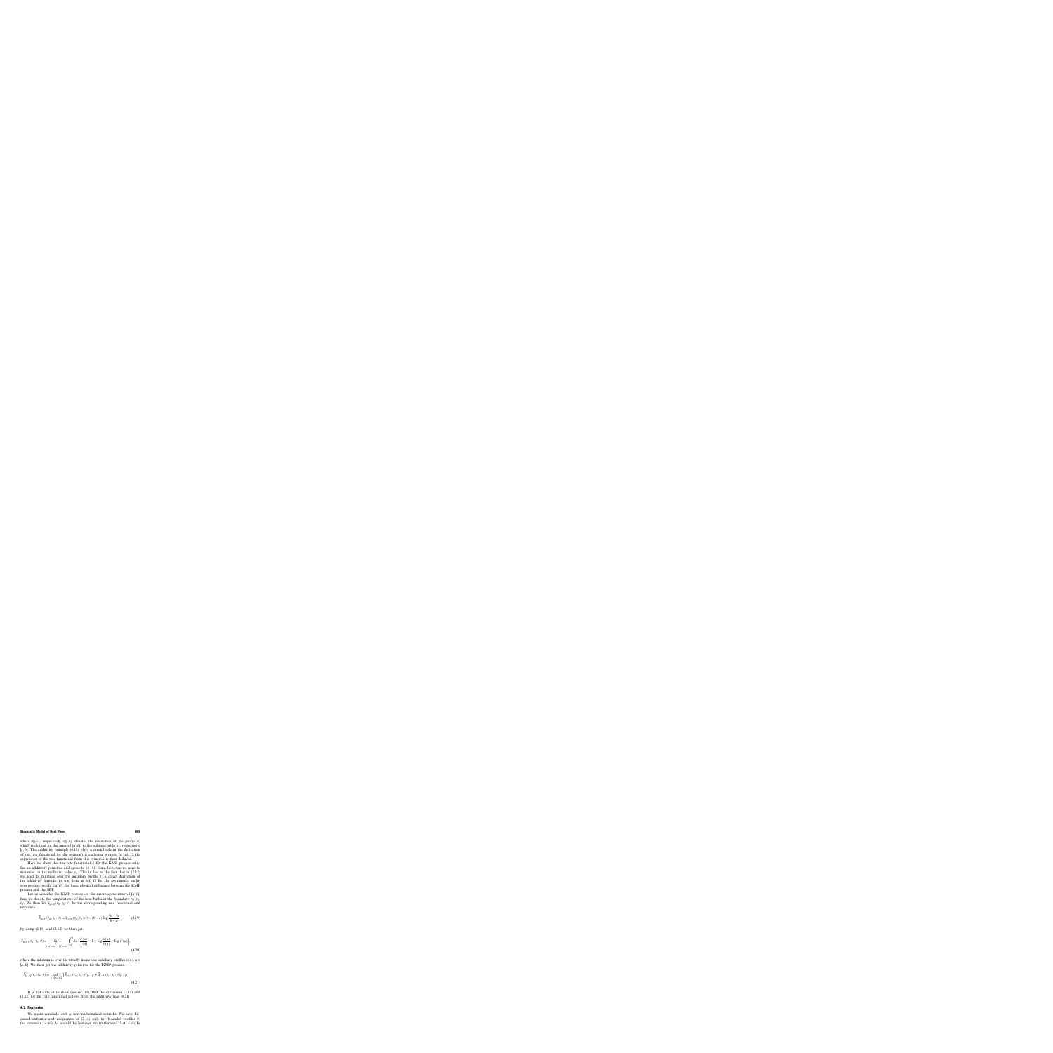where $\vartheta|_{[a,c]}$, respectively, $\vartheta|_{[c,b]}$ denotes the restriction of the profile $\vartheta$, which is defined on the interval $[a,b]$, to the subinterval $[a,c]$, respectively $[c,b]$. The additivity principle (4.19) plays a crucial role in the derivation of the rate functional for the asymmetric exclusion process. In ref. 12 the expression of the rate functional from this principle is then deduced.

Here we show that the rate functional $S$ for the KMP process satisfies an additivity principle analogous to (4.18). Here, however, we need to minimize on the midpoint value $\tau_c$. This is due to the fact that in (2.12) we need to minimize over the auxiliary profile $\tau$; a direct derivation of the additivity formula, as was done in ref. 12 for the asymmetric exclusion process, would clarify the basic physical difference between the KMP process and the SEP.

Let us consider the KMP process on the macroscopic interval $[a,b]$, here we denote the temperatures of the heat baths at the boundary by $\tau_a$, $\tau_b$. We then let $S_{[a,b]}(\tau_a,\tau_b;\vartheta)$ be the corresponding rate functional and introduce

$$\tilde{S}_{[a,b]}(\tau_a,\tau_b;\vartheta) = S_{[a,b]}(\tau_a,\tau_b;\vartheta) - (b-a)\log\frac{\tau_b-\tau_a}{b-a} \tag{4.19}$$

by using (2.11) and (2.12) we then get

$$\tilde{S}_{[a,b]}(\tau_a,\tau_b;\vartheta) = \inf_{\substack{\tau:\\ \tau(a)=\tau_a,\ \tau(b)=\tau_b}} \int_a^b du \left\{\frac{\vartheta(u)}{\tau(u)} - 1 - \log\frac{\vartheta(u)}{\tau(u)} - \log\tau'(u)\right\} \tag{4.20}$$

where the infimum is over the strictly monotone auxiliary profiles $\tau(u)$, $u \in [a,b]$. We then get the additivity principle for the KMP process:

$$\tilde{S}_{[a,b]}(\tau_a,\tau_b;\vartheta) = \inf_{\tau_c \in [\tau_a,\tau_b]} \left[\tilde{S}_{[a,c]}(\tau_a,\tau_c;\vartheta|_{[a,c]}) + \tilde{S}_{[c,b]}(\tau_c,\tau_b;\vartheta|_{[c,b]})\right] \tag{4.21}$$

It is not difficult to show (see ref. 11), that the expression (2.11) and (2.12) for the rate functional follows from the additivity rule (4.21).

### 4.7. Remarks

We again conclude with a few mathematical remarks. We have discussed existence and uniqueness of (2.14) only for bounded profiles $\vartheta$; the extension to $\vartheta \in \mathcal{M}$ should be however straightforward. Let $V(\vartheta)$ be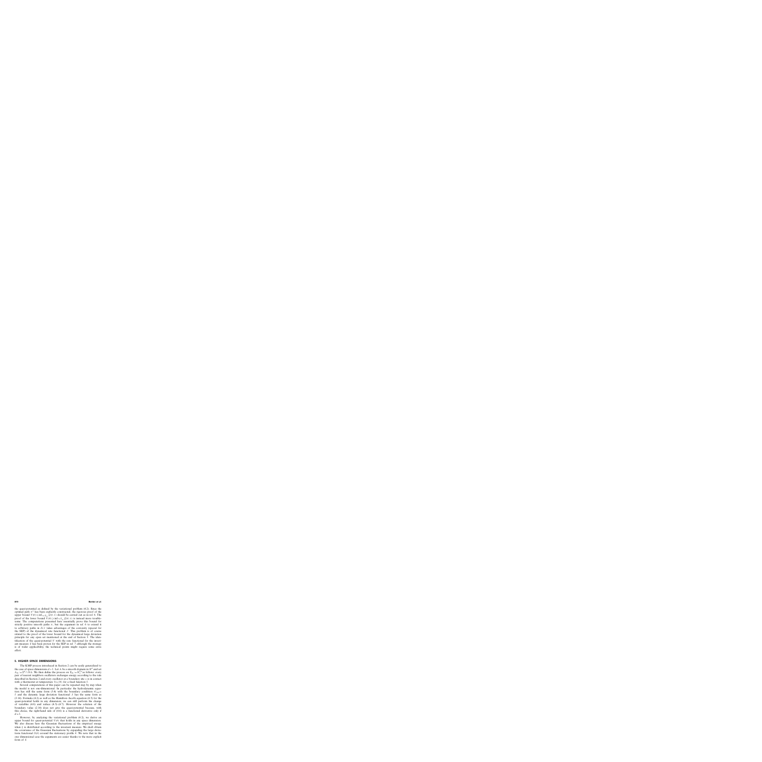the quasi-potential as defined by the variational problem (4.2). Since the optimal path $\pi^*$ has been explicitly constructed, the rigorous proof of the upper bound $V(\pi) \leq \inf_{\tau \in \mathcal{T}_\pi} \mathcal{G}(\pi, \tau)$ should be carried out as in ref. 6. The proof of the lower bound $V(\pi) \geq \inf_{\tau \in \mathcal{T}_\pi} \mathcal{G}(\pi, \tau)$ is instead more troublesome. The computations presented here essentially prove this bound for strictly positive smooth paths $\pi$, but the argument in ref. 6 to extend it to arbitrary paths in $D_{\mathcal{T}}$ takes advantages of the convexity (special for the SEP) of the dynamical rate functional $J$. This problem is of course related to the proof of the lower bound for the dynamical large deviation principle for any open set mentioned at the end of Section 3. The identification of the quasi-potential $V$ with the rate functional for the invariant measure $S$ has been proven for the SEP in ref. 7 although the strategy is of wider applicability, the technical points might require some extra effort.

## 5. HIGHER SPACE DIMENSIONS

The KMP process introduced in Section 2 can be easily generalized to the case of space dimensions $d > 1$. Let $\Lambda$ be a smooth domain in $\mathbb{R}^d$ and set $\Lambda_N := \mathbb{Z}^d \cap N\Lambda$. We then define the process on $\Sigma_N := \mathbb{R}_+^{\Lambda_N}$ as follows: every pair of nearest neighbors oscillators exchanges energy according to the rule described in Section 2 and every oscillator at a boundary site $x$ is in contact with a thermostat at temperature $\bar{T}(x/N)$ for a fixed function $\bar{T}$.

Several computations of this paper can be repeated step by step when the model is not one-dimensional. In particular the hydrodynamic equation has still the same form (3.4) with the boundary condition $\theta|_{\partial\Lambda} = \bar{T}$ and the dynamic large deviation functional $J$ has the same form as (3.14). Formula (4.2) as well as the Hamilton–Jacobi equation (4.5) for the quasi-potential holds in any dimension; we can still perform the change of variables (4.6) and reduce (4.5)–(4.7). However the solution of the boundary value (2.14) does not give the quasi-potential because, with this choice, the right-hand side of (4.6) is a functional derivative only if $d = 1$.

However, by analyzing the variational problem (4.2), we derive an upper bound for quasi-potential $V(\pi)$ that holds in any space dimension. We also discuss here the Gaussian fluctuations of the empirical energy when $\xi$ is distributed according to the invariant measure. We shall obtain the covariance of the Gaussian fluctuations by expanding the large deviations functional $S(\pi)$ around the stationary profile $\bar{\pi}$. We note that in the one-dimensional case the arguments are easier thanks to the more explicit form of $S$.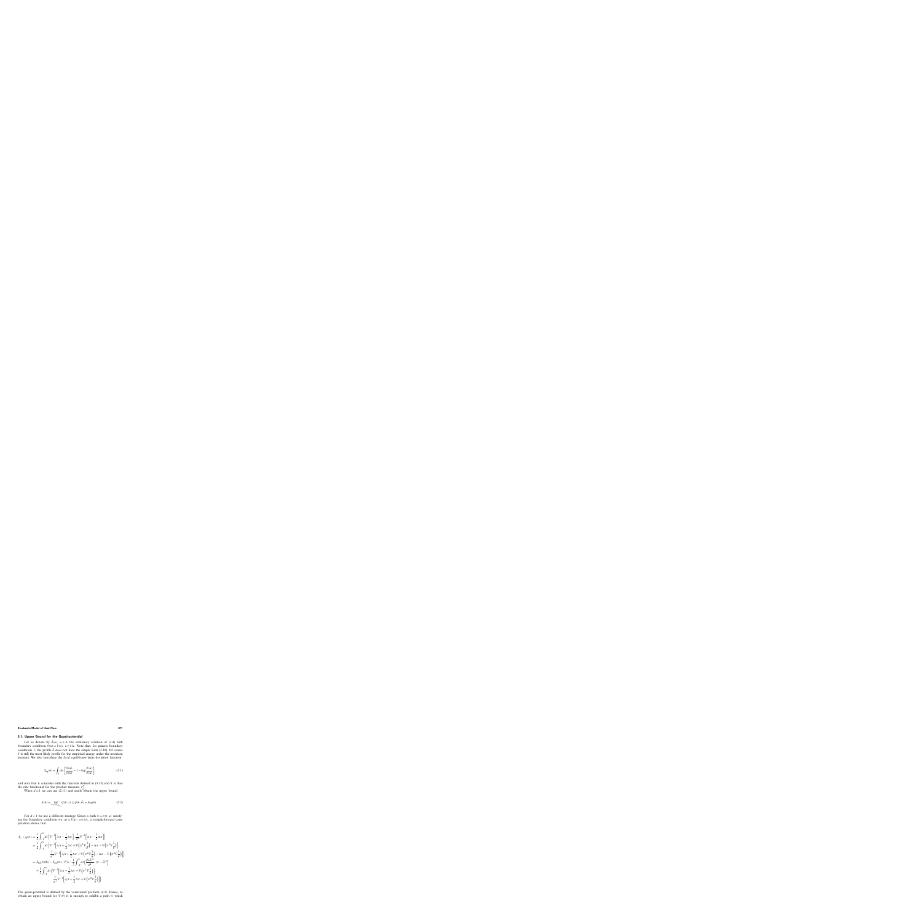## 5.1. Upper Bound for the Quasi-potential

Let us denote by $\bar{\rho}(u)$, $u \in \Lambda$ the stationary solution of (3.4) with boundary condition $\bar{\rho}(u) = T(u)$, $u \in \partial\Lambda$. Note that, for generic boundary conditions $T$, the profile $\bar{\rho}$ does not have the simple form (2.10). Of course $\bar{\rho}$ is still the most likely profile for the empirical energy under the invariant measure. We also introduce the *local equilibrium* large deviation function

$$S_{\mathrm{eq}}(\theta) = \int_{\Lambda} du \left[ \frac{\theta(u)}{\bar{\rho}(u)} - 1 - \log \frac{\theta(u)}{\bar{\rho}(u)} \right] \tag{5.1}$$

and note that it coincides with the function defined in (3.15) and it is thus the rate functional for the product measure $\nu^{\Lambda}_{\bar{\rho}}$.

When $d = 1$ we can use (2.11) and easily obtain the upper bound

$$S(\theta) = \inf_{\tau \in \mathcal{M}_{\Lambda,T}} \mathcal{G}(\theta, \tau) \le \mathcal{G}(\theta, \bar{\theta}) = S_{\mathrm{eq}}(\theta). \tag{5.2}$$

For $d > 1$ we use a different strategy. Given a path $\pi = \pi(t, u)$ satisfying the boundary condition $\pi(t, u) = T(u)$, $u \in \partial\Lambda$, a straightforward computation shows that

$$\begin{aligned}
I_{[-T,0]}(\pi) &= \frac{1}{2} \int_{-T}^{0} dt \left\langle \nabla^{-1}\left(\partial_t \pi - \frac{1}{2}\Delta\pi\right), \frac{1}{\pi^2}\nabla^{-1}\left(\partial_t \pi - \frac{1}{2}\Delta\pi\right) \right\rangle \\
&= \frac{1}{2} \int_{-T}^{0} dt \Big\langle \nabla^{-1}\left[\partial_t \pi + \frac{1}{2}\Delta\pi + \nabla\left(\pi^2 \nabla \frac{1}{\bar{\rho}}\right) - \Delta\pi - \nabla\left(\pi^2 \nabla \frac{1}{\bar{\rho}}\right)\right], \\
&\qquad \frac{1}{\pi^2}\nabla^{-1}\left[\partial_t \pi + \frac{1}{2}\Delta\pi + \nabla\left(\pi^2 \nabla \frac{1}{\bar{\rho}}\right) - \Delta\pi - \nabla\left(\pi^2 \nabla \frac{1}{\bar{\rho}}\right)\right] \Big\rangle \\
&= S_{\mathrm{eq}}(\pi(0)) - S_{\mathrm{eq}}(\pi(-T)) - \frac{1}{2}\int_{-T}^{0} dt \left\langle \frac{(\nabla \bar{\rho})^2}{\bar{\rho}^4}, (\pi - \bar{\rho})^2 \right\rangle \\
&\quad + \frac{1}{2} \int_{-T}^{0} dt \Big\langle \nabla^{-1}\left[\partial_t \pi + \frac{1}{2}\Delta\pi + \nabla\left(\pi^2 \nabla \frac{1}{\bar{\rho}}\right)\right], \\
&\qquad \frac{1}{\pi^2}\nabla^{-1}\left[\partial_t \pi + \frac{1}{2}\Delta\pi + \nabla\left(\pi^2 \nabla \frac{1}{\bar{\rho}}\right)\right] \Big\rangle
\end{aligned}$$

The quasi-potential is defined by the variational problem (4.2). Hence, to obtain an upper bound for $V(\theta)$ it is enough to exhibit a path $\pi$ which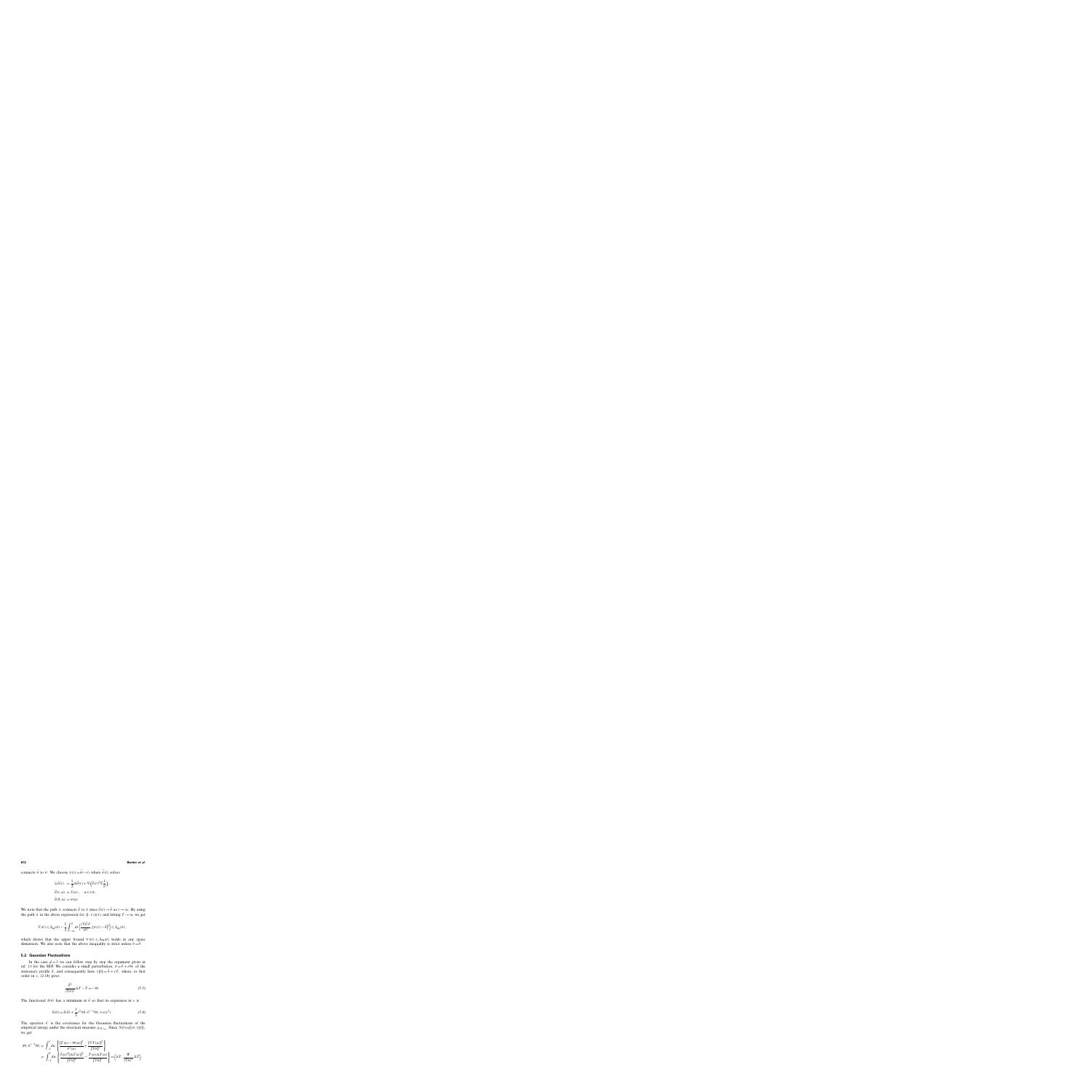connects $\bar{\theta}$ to $\theta$. We choose $\pi(t) = \tilde{\theta}(-t)$ where $\tilde{\theta}(t)$ solves

$$
\begin{aligned}
\partial_t \tilde{\theta}(t) &= \frac{1}{2}\Delta\tilde{\theta}(t) + \nabla\left(\tilde{\theta}(t)^2 \nabla \frac{1}{\overline{\theta}}\right), \\
\tilde{\theta}(t,u) &= \bar{T}(u), \quad u \in \partial\Lambda, \\
\tilde{\theta}(0,u) &= \theta(u).
\end{aligned}
$$

We note that the path $\pi$ connects $\bar{\theta}$ to $\theta$ since $\tilde{\theta}(t) \to \bar{\theta}$ as $t \to \infty$. By using the path $\pi$ in the above expression for $J_{[-T,0]}(\pi)$ and letting $T \to \infty$ we get

$$
V(\theta) \leq S_{eq}(\theta) - \frac{1}{2}\int_{-\infty}^{0} dt \left\langle \frac{|\nabla \bar{\theta}|^2}{\bar{\theta}^2}, \left(\pi(t) - \bar{\theta}\right)^2 \right\rangle \leq S_{eq}(\theta),
$$

which shows that the upper bound $V(\theta) \leq S_{eq}(\theta)$ holds in any space dimension. We also note that the above inequality is strict unless $\theta = \bar{\theta}$.

### 5.2. Gaussian Fluctuations

In the case $d = 1$ we can follow step by step the argument given in ref. 11 for the SEP. We consider a small perturbation, $\theta = \bar{\theta} + \varepsilon\vartheta$, of the stationary profile $\bar{\theta}$, and consequently have $\tau[\theta] = \bar{\theta} + \varepsilon\Gamma$, where, to first order in $\varepsilon$, (2.14) gives

$$
\frac{\bar{\theta}^2}{(\nabla\bar{\theta})^2}\Delta\Gamma - \Gamma = -\vartheta. \tag{5.3}
$$

The functional $S(\theta)$ has a minimum at $\bar{\theta}$ so that its expansion in $\varepsilon$ is

$$
S(\theta) = S(\bar{\theta}) + \frac{1}{2}\varepsilon^2 \langle \vartheta, C^{-1}\vartheta \rangle + o(\varepsilon^2). \tag{5.4}
$$

The operator $C$ is the covariance for the Gaussian fluctuations of the empirical energy under the invariant measure $\mu_{N,T_\pm}$. Since $S(\theta) = \mathcal{G}(\theta, \tau[\theta])$, we get

$$
\begin{aligned}
\langle \vartheta, C^{-1}\vartheta \rangle &= \int_{-1}^{1} du \left\{ \frac{[\Gamma(u) - \vartheta(u)]^2}{\bar{\theta}^2(u)} + \frac{[\nabla\Gamma(u)]^2}{[\nabla\bar{\theta}]^2} \right\} \\
&= \int_{-1}^{1} du \left\{ \frac{\bar{\theta}(u)^2 [\Delta\Gamma(u)]^2}{[\nabla\bar{\theta}]^4} - \frac{\Gamma(u)\Delta\Gamma(u)}{[\nabla\bar{\theta}]^2} \right\} = \left\langle \Delta\Gamma, \frac{\Psi}{(\nabla\bar{\theta})^4}\Delta\Gamma \right\rangle,
\end{aligned}
$$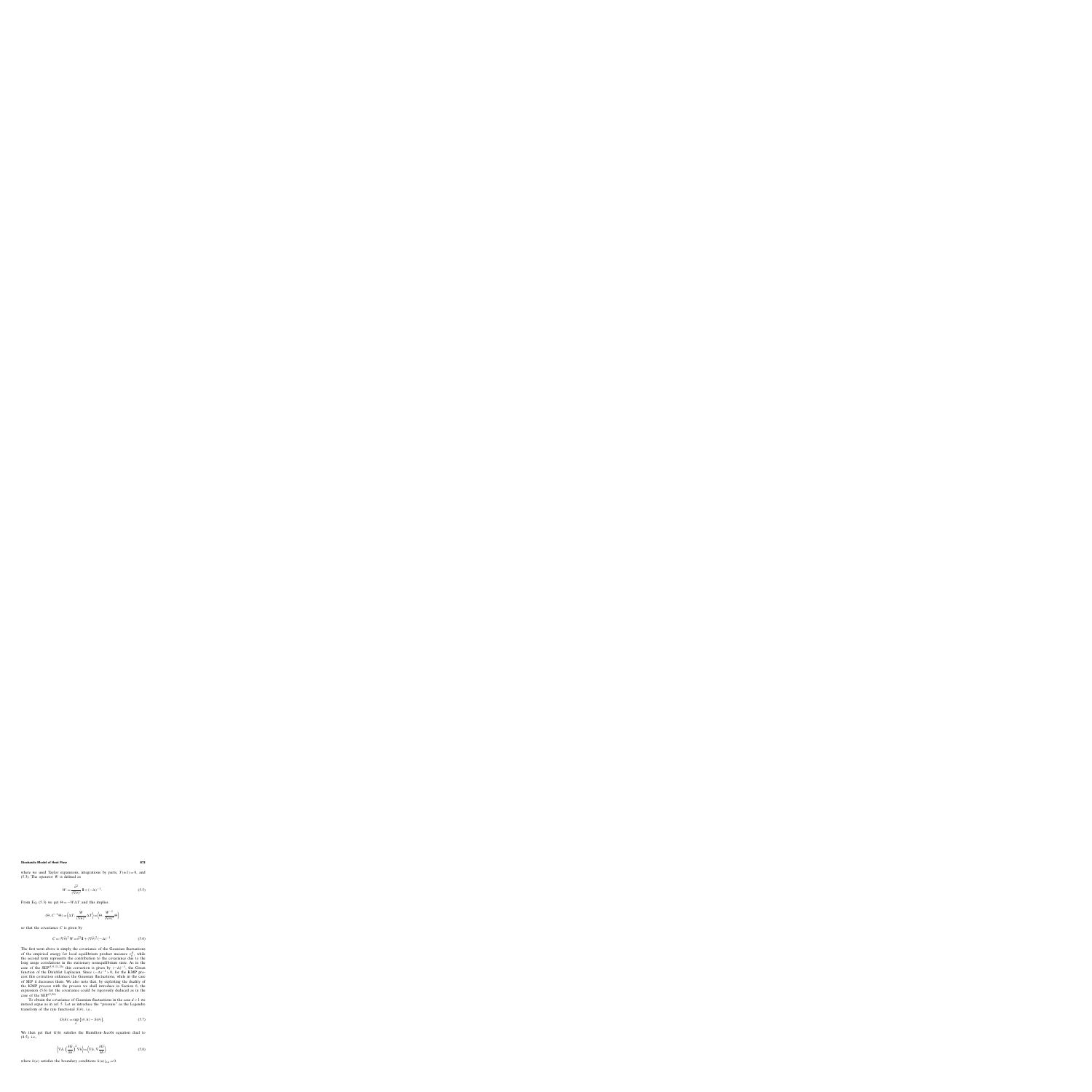where we used Taylor expansions, integrations by parts, $T(\pm 1)=0$, and (5.3). The operator $W$ is defined as

$$W = \frac{\bar{\vartheta}^2}{(\nabla\bar{\vartheta})^2}\,\mathbb{1} + (-\Delta)^{-1}. \tag{5.5}$$

From Eq. (5.3) we get $\Theta = -W\Delta T$ and this implies

$$\langle \Theta, C^{-1}\Theta \rangle = \left\langle \Delta T, \frac{W}{(\nabla\bar{\vartheta})^2}\Delta T \right\rangle = \left\langle \Theta, \frac{W^{-1}}{(\nabla\bar{\vartheta})^2}\Theta \right\rangle$$

so that the covariance $C$ is given by

$$C = (\nabla\bar{\vartheta})^2\, W = \bar{\vartheta}^2\,\mathbb{1} + (\nabla\bar{\vartheta})^2(-\Delta)^{-1}. \tag{5.6}$$

The first term above is simply the covariance of the Gaussian fluctuations of the empirical energy for local equilibrium product measure $\nu^N_{\bar{\vartheta}}$, while the second term represents the contribution to the covariance due to the long range correlations in the stationary nonequilibrium state. As in the case of the SEP[5,9,11,20] this correction is given by $(-\Delta)^{-1}$, the Green function of the Dirichlet Laplacian. Since $(-\Delta)^{-1} > 0$, for the KMP process this correction enhances the Gaussian fluctuations, while in the case of SEP it decreases them. We also note that, by exploiting the duality of the KMP process with the process we shall introduce in Section 6, the expression (5.6) for the covariance could be rigorously deduced as in the case of the SEP.[9,20]

To obtain the covariance of Gaussian fluctuations in the case $d > 1$ we instead argue as in ref. 5. Let us introduce the "pressure" as the Legendre transform of the rate functional $S(\vartheta)$, i.e.,

$$G(h) = \sup_{\vartheta}\,\{\langle \vartheta, h \rangle - S(\vartheta)\}. \tag{5.7}$$

We then get that $G(h)$ satisfies the Hamilton–Jacobi equation dual to (4.5), i.e.,

$$\left\langle \nabla h, \left(\frac{\delta G}{\delta h}\right)^2 \nabla h \right\rangle = \left\langle \nabla h, \nabla \frac{\delta G}{\delta h} \right\rangle \tag{5.8}$$

where $h(u)$ satisfies the boundary conditions $h(u)|_{\partial\Lambda} = 0$.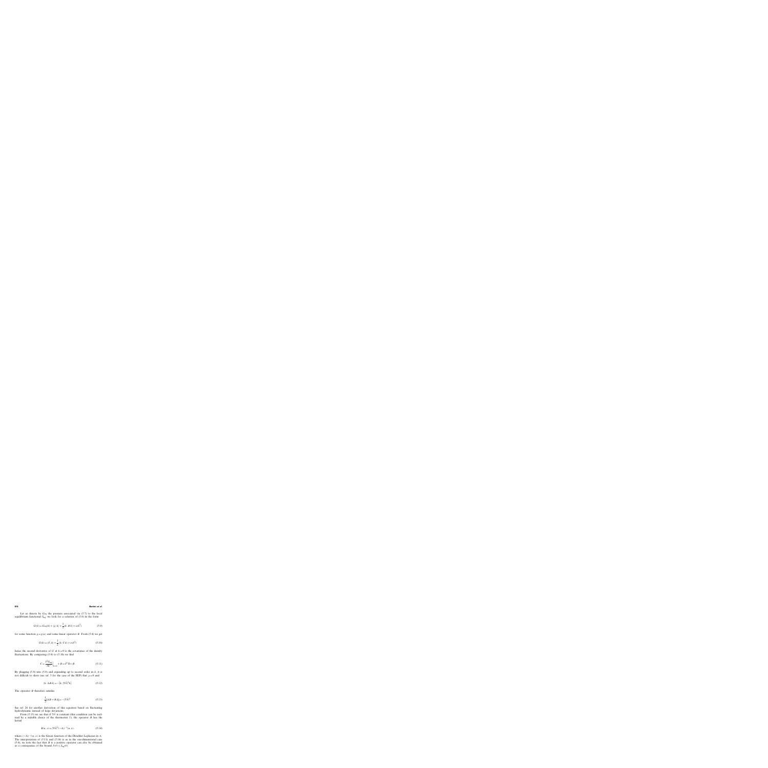Let us denote by $G_0$ the pressure associated via (5.7) to the local equilibrium functional $S_0$; we look for a solution of (5.8) in the form

$$G(h) = G_0(h) + \langle g, h \rangle + \frac{1}{2}\langle h, B h \rangle + o(h^2) \tag{5.9}$$

for some function $g = g(u)$ and some linear operator $B$. From (5.4) we get

$$G(h) = \langle \bar{\rho}, h \rangle + \frac{1}{2}\langle h, C h \rangle + o(h^2) \tag{5.10}$$

hence the second derivative of $G$ at $h=0$ is the covariance of the density fluctuations. By comparing (5.9) to (5.10) we find

$$C = \left.\frac{\delta^2 G_0}{\delta h^2}\right|_{h=0} + B = \bar{\rho}^2 \mathbb{1} + B. \tag{5.11}$$

By plugging (5.9) into (5.8) and expanding up to second order in $h$, it is not difficult to show (see ref. 5 for the case of the SEP) that $g = 0$ and

$$\langle h, \Delta B h \rangle = -\langle h, |\nabla \bar{\rho}|^2 h \rangle \tag{5.12}$$

The operator $B$ therefore satisfies

$$\frac{1}{2}[\Delta B + B \Delta] = -|\nabla \bar{\rho}|^2. \tag{5.13}$$

See ref. 26 for another derivation of this equation based on fluctuating hydrodynamic instead of large deviations.

From (5.13) we see that if $\nabla \bar{\rho}$ is constant (this condition can be realized by a suitable choice of the thermostat $\gamma$), the operator $B$ has the kernel

$$B(u, v) = |\nabla \bar{\rho}|^2 (-\Delta)^{-1}(u, v). \tag{5.14}$$

where $(-\Delta)^{-1}(u, v)$ is the Green function of the Dirichlet Laplacian in $\Lambda$. The interpretation of (5.13) and (5.14) is as in the one-dimensional case (5.6); we note the fact that $B$ is a positive operator can also be obtained as a consequence of the bound $S(\rho) \leq S_0(\rho)$.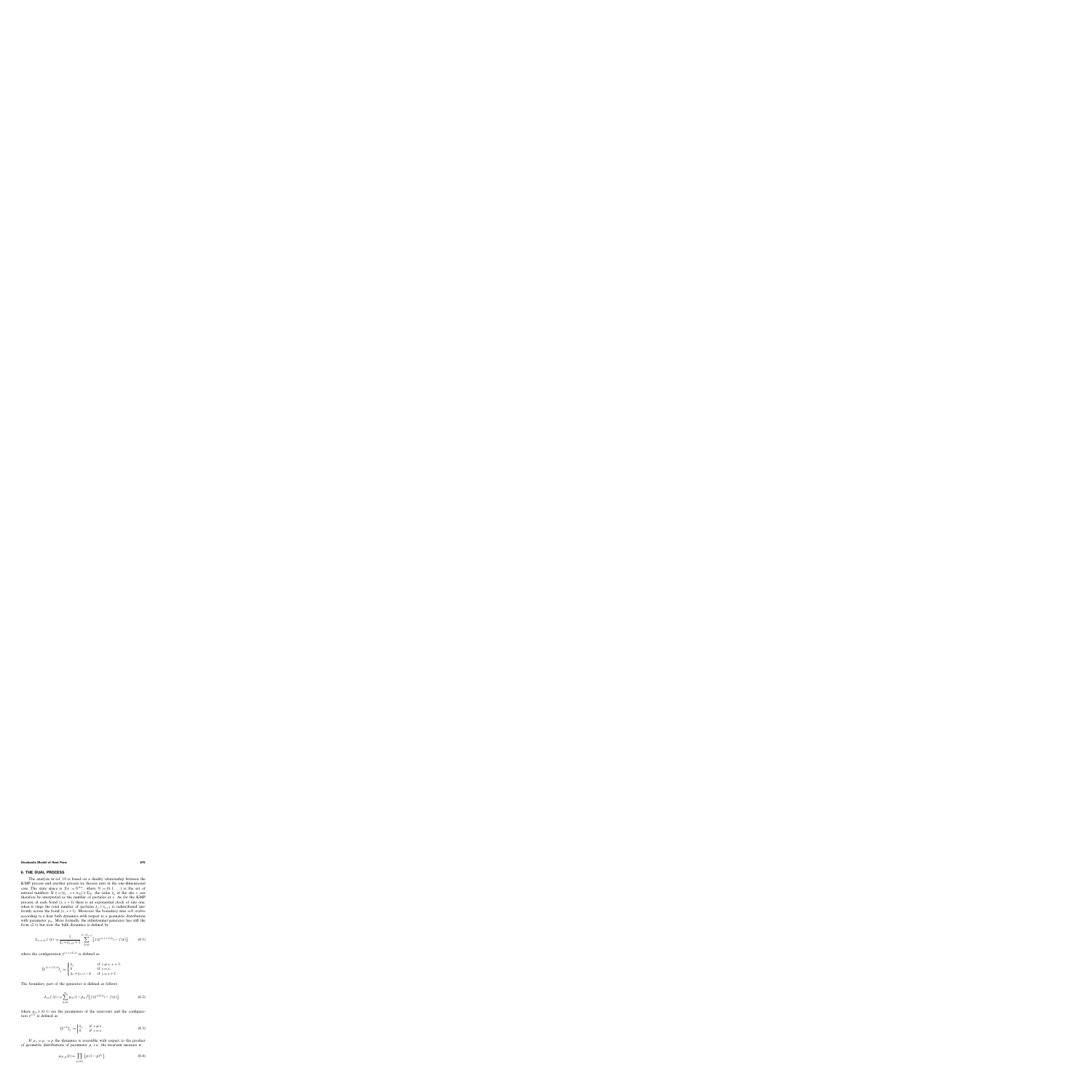## 6. THE DUAL PROCESS

The analysis in ref. 19 is based on a duality relationship between the KMP process and another process we discuss next in the one-dimensional case. The state space is $\Sigma_N := \mathbb{N}^{\Lambda_N}$, where $\mathbb{N} := \{0, 1, \ldots\}$ is the set of natural numbers. If $\xi = \{\xi_x, x \in \Lambda_N\} \in \Sigma_N$, the value $\xi_x$ at the site $x$ can therefore be interpreted as the number of particles at $x$. As for the KMP process, at each bond $\{x, x+1\}$ there is an exponential clock of rate one; when it rings the total number of particles $\xi_x + \xi_{x+1}$ is redistributed uniformly across the bond $\{x, x+1\}$. Moreover the boundary sites $\pm N$ evolve according to a heat bath dynamics with respect to a geometric distribution with parameter $\rho_{\pm}$. More formally, the infinitesimal generator has still the form (2.1) but now the bulk dynamics is defined by

$$L_{x,x+1} f(\xi) := \frac{1}{\xi_x + \xi_{x+1} + 1} \sum_{k=0}^{\xi_x + \xi_{x+1}} \left[ f(\xi^{(x,x+1),k}) - f(\xi) \right], \tag{6.1}$$

where the configuration $\xi^{(x,x+1),k}$ is defined as

$$\left(\xi^{(x,x+1),k}\right)_y := \begin{cases} \xi_y & \text{if } y \neq x, x+1, \\ k & \text{if } y = x, \\ \xi_x + \xi_{x+1} - k & \text{if } y = x+1. \end{cases}$$

The boundary part of the generator is defined as follows

$$L_{\pm} f(\xi) := \sum_{k=0}^{\infty} \rho_{\pm} (1 - \rho_{\pm})^k \left[ f(\xi^{\pm N, k}) - f(\xi) \right], \tag{6.2}$$

where $\rho_{\pm} \in (0, 1)$ are the parameters of the reservoirs and the configuration $\xi^{x,k}$ is defined as

$$\left(\xi^{x,k}\right)_y := \begin{cases} \xi_y & \text{if } y \neq x, \\ k & \text{if } y = x. \end{cases} \tag{6.3}$$

If $\rho_+ = \rho_- = \rho$ the dynamics is reversible with respect to the product of geometric distributions of parameter $\rho$, i.e., the invariant measure is

$$\nu_{N,\rho}(\xi) = \prod_{x \in \Lambda_N} \left\{ \rho (1 - \rho)^{\xi_x} \right\}. \tag{6.4}$$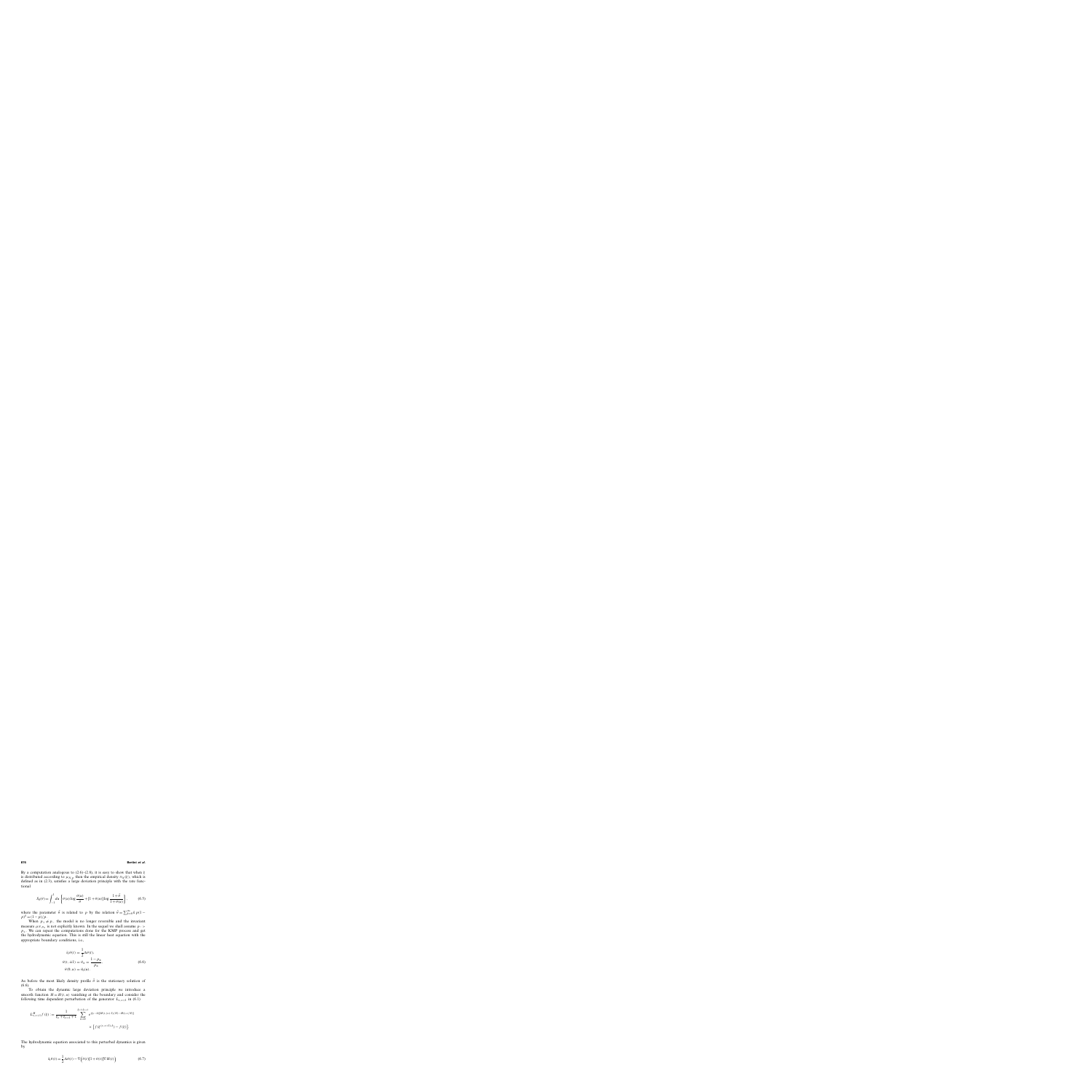By a computation analogous to (2.6)–(2.8), it is easy to show that when $\xi$ is distributed according to $\mu_{N,\bar{\theta}}$ then the empirical density $\pi_N(\xi)$, which is defined as in (2.3), satisfies a large deviation principle with the rate functional

$$
S_{\bar{\theta}}(\theta) = \int_{-1}^{1} du \left[ \theta(u) \log \frac{\theta(u)}{\bar{\theta}} + [1 + \theta(u)] \log \frac{1 + \bar{\theta}}{1 + \theta(u)} \right], \tag{6.5}
$$

where the parameter $\bar{\theta}$ is related to $\rho$ by the relation $\bar{\theta} = \sum_{k=0}^{\infty} k\, \rho(1 - \rho)^k = (1 - \rho)/\rho$.

When $\rho_+ \neq \rho_-$ the model is no longer reversible and the invariant measure $\mu_{N,\rho_\pm}$ is not explicitly known. In the sequel we shall assume $\rho_- > \rho_+$. We can repeat the computations done for the KMP process and get the hydrodynamic equation. This is still the linear heat equation with the appropriate boundary conditions, i.e.,

$$
\begin{aligned}
\partial_t \theta(t) &= \frac{1}{2} \Delta \theta(t), \\
\theta(t, \pm 1) &= \theta_\pm = \frac{1 - \rho_\pm}{\rho_\pm}, \\
\theta(0, u) &= \theta_0(u).
\end{aligned} \tag{6.6}
$$

As before the most likely density profile $\bar{\theta}$ is the stationary solution of (6.6).

To obtain the dynamic large deviation principle we introduce a smooth function $H = H(t, u)$ vanishing at the boundary and consider the following time dependent perturbation of the generator $L_{x,x+1}$ in (6.1)

$$
\begin{aligned}
L^{H}_{x,x+1} f(\xi) := \frac{1}{\xi_x + \xi_{x+1} + 1} \sum_{k=0}^{\xi_x + \xi_{x+1}} & e^{[(k - \xi_x)(H(t, (x+1)/N) - H(t, x/N))]} \\
& \times \left[ f\left(\xi^{(x, x+1), k}\right) - f(\xi) \right].
\end{aligned}
$$

The hydrodynamic equation associated to this perturbed dynamics is given by

$$
\partial_t \theta(t) = \frac{1}{2} \Delta \theta(t) - \nabla \Big( \theta(t) \big[1 + \theta(t)\big] \nabla H(t) \Big) \tag{6.7}
$$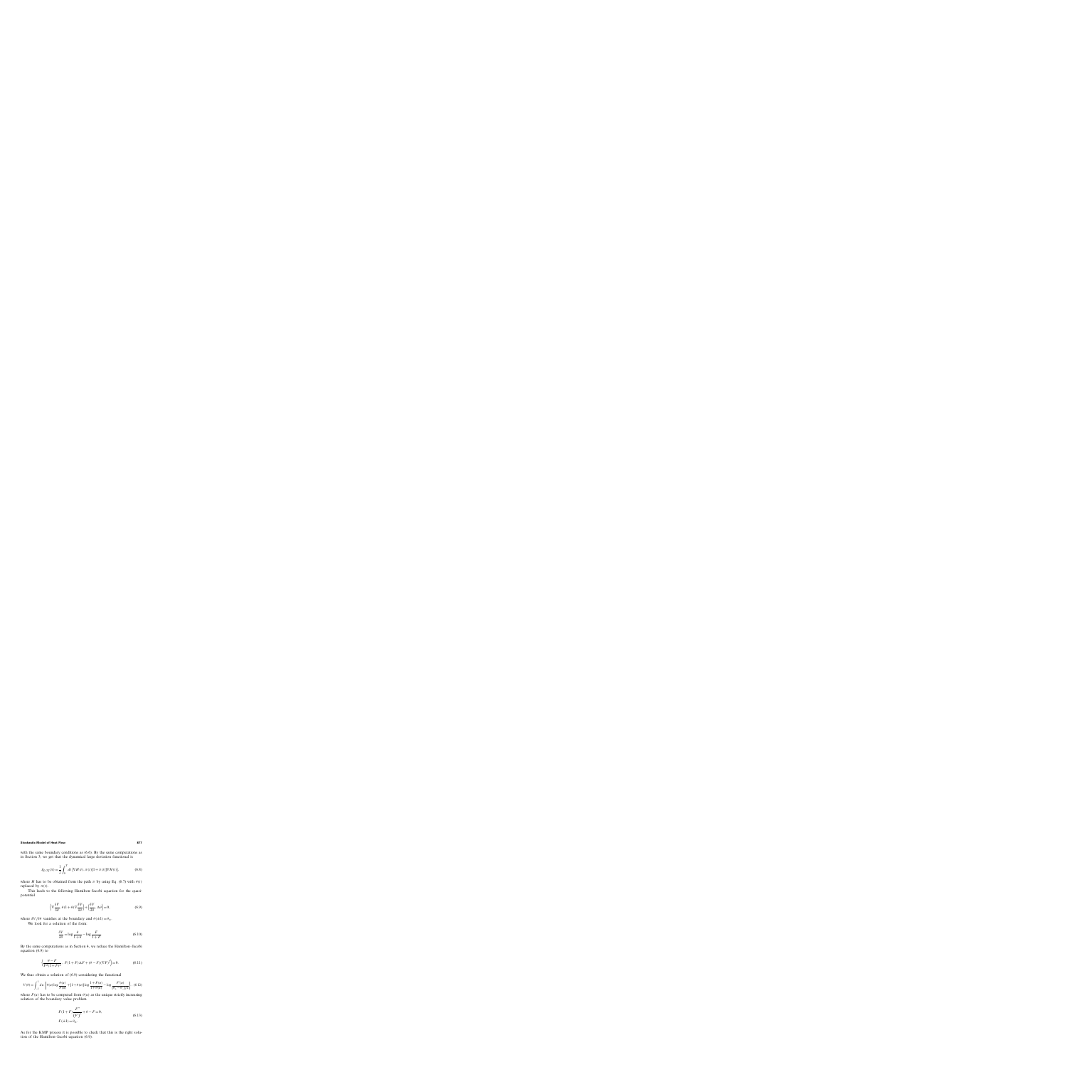with the same boundary conditions as (6.6). By the same computations as in Section 3, we get that the dynamical large deviation functional is

$$I_{[0,T]}(\pi) = \frac{1}{4}\int_0^T dt \langle \nabla H(t), \pi(t)[1+\pi(t)]\nabla H(t)\rangle, \tag{6.8}$$

where $H$ has to be obtained from the path $\pi$ by using Eq. (6.7) with $\theta(t)$ replaced by $\pi(t)$.

This leads to the following Hamilton–Jacobi equation for the quasi-potential

$$\left\langle \nabla\frac{\delta V}{\delta\theta}, \theta(1+\theta)\nabla\frac{\delta V}{\delta\theta}\right\rangle + \left\langle \frac{\delta V}{\delta\theta}, \Delta\theta\right\rangle = 0, \tag{6.9}$$

where $\delta V/\delta\theta$ vanishes at the boundary and $\theta(\pm 1) = \theta_\pm$.

We look for a solution of the form

$$\frac{\delta V}{\delta\theta} = \log\frac{\theta}{1+\theta} - \log\frac{F}{1+F}. \tag{6.10}$$

By the same computations as in Section 4, we reduce the Hamilton–Jacobi equation (6.9) to

$$\left\langle \frac{\theta - F}{F^2(1+F)^2},\ F(1+F)\Delta F + (\theta - F)(\nabla F)^2 \right\rangle = 0. \tag{6.11}$$

We thus obtain a solution of (6.9) considering the functional

$$V(\theta) = \int_{-1}^{1} du \left\{ \theta(u)\log\frac{\theta(u)}{F(u)} + [1+\theta(u)]\log\frac{1+F(u)}{1+\theta(u)} - \log\frac{F'(u)}{[\theta_+ - \theta_-]/2} \right\}, \tag{6.12}$$

where $F(u)$ has to be computed from $\theta(u)$ as the unique strictly increasing solution of the boundary value problem

$$\begin{aligned} &F(1+F)\frac{F''}{(F')^2} + \theta - F = 0,\\ &F(\pm 1) = \theta_\pm. \end{aligned} \tag{6.13}$$

As for the KMP process it is possible to check that this is the right solution of the Hamilton–Jacobi equation (6.9).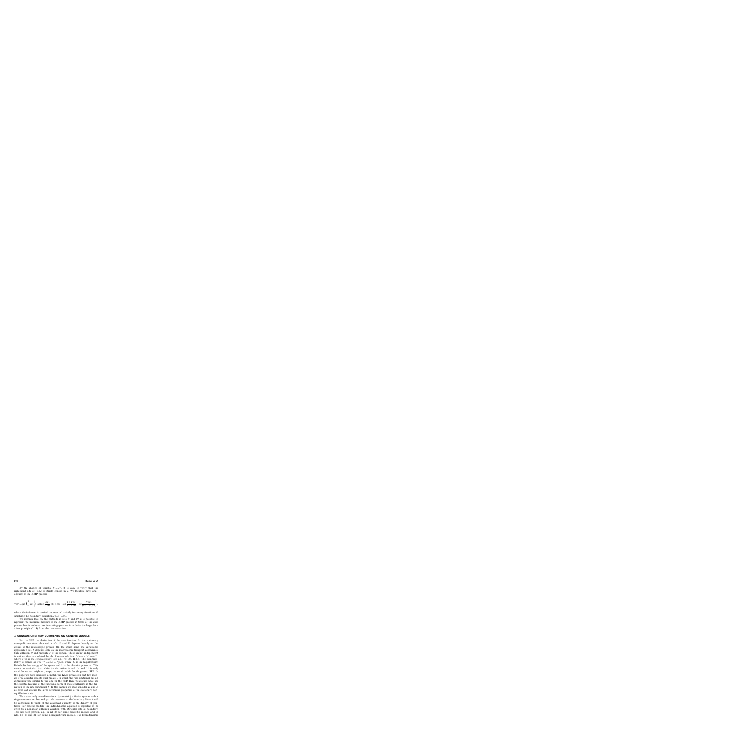By the change of variable $F = e^{\varphi}$, it is easy to verify that the right-hand side of (6.12) is strictly convex in $\varphi$. We therefore have, analogously to the KMP process,

$$V(\theta) = \inf_{F} \int_{-1}^{1} du \left[ \theta(u) \log \frac{\theta(u)}{F(u)} - [1+\theta(u)] \log \frac{1+F(u)}{1+\theta(u)} - \log \frac{F'(u)}{[\theta_+ - \theta_-]/2} \right]$$

where the infimum is carried out over all strictly increasing functions $F$ satisfying the boundary condition $F(\pm 1) = \theta_{\pm}$.

We mention that, by the methods in refs. 8 and 19, it is possible to represent the invariant measure of the KMP process in terms of the dual process here introduced. An interesting question is to derive the large deviation principle (2.13) from this representation.

## 7. CONCLUSIONS: FEW COMMENTS ON GENERIC MODELS

For the SEP, the derivation of the rate function for the stationary nonequilibrium state obtained in refs. 10 and 11 depends heavily on the details of the microscopic process. On the other hand, the variational approach in ref. 5 depends only on the macroscopic transport coefficients, bulk diffusion $D$ and mobility $\sigma$ of the system. These are not independent functions, they are related by the Einstein relation $D(\rho) = \sigma(\rho)\chi(\rho)^{-1}$, where $\chi(\rho)$ is the *compressibility* (see e.g., ref. 27, II.2.5). The compressibility is defined as $\chi(\rho)^{-1} = \lambda'(\rho) = f_0''(\rho)$, where $f_0$ is the (equilibrium) Helmholtz free energy of the system and $\lambda$ is the chemical potential. This means in particular that while the derivation in refs. 10 and 11 is only valid for nearest neighbor jumps, the result holds for the general SEP. In this paper we have discussed a model, the KMP process (in fact two models if we consider also its dual process), in which the rate functional has an expression very similar to the one for the SEP. Here we discuss what are the essential features of the functional form of these coefficients in the derivation of the rate functional $S$. In this section we shall consider $D$ and $\sigma$ as given and discuss the large deviations properties of the stationary nonequilibrium state.

We discuss only one-dimensional (symmetric) diffusive system with a single conservation law and particle reservoirs at the boundary. Here it will be convenient to think of the conserved quantity as the density of particles. For general models, the hydrodynamic equation is expected to be given by a nonlinear diffusion equation with Dirichlet data at boundary. This has been proven, e.g., in ref. 28 for some reversible models and in refs. 14, 15 and 21 for some nonequilibrium models. The hydrodynamic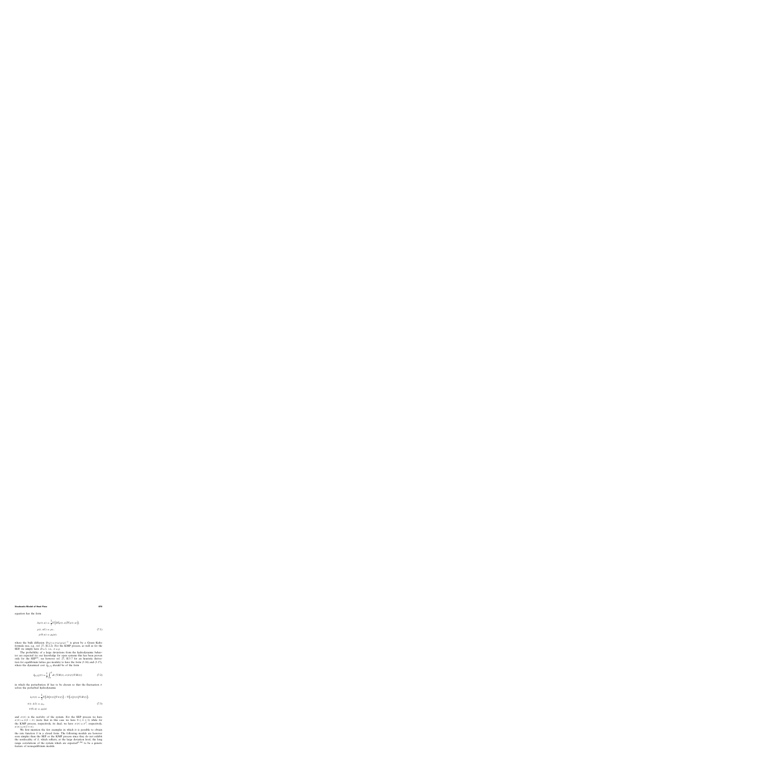equation has the form

$$\begin{aligned}
\partial_t \rho(t,u) &= \frac{1}{2}\nabla\Big(D\big(\rho(t,u)\big)\nabla\rho(t,u)\Big),\\
\rho(t,\pm 1) &= \rho_\pm,\\
\rho(0,u) &= \rho_0(u).
\end{aligned} \tag{7.1}$$

where the bulk diffusion $D(\rho) = \sigma(\rho)\chi(\rho)^{-1}$ is given by a Green–Kubo formula (see, e.g., ref. 27, II.2.2). For the KMP process, as well as for the SEP, we simply have $D = 1$, i.e., $\sigma = \chi$.

The probability of a large deviations from the hydrodynamic behavior are expected (to our knowledge for open systems this has been proven only for the SEP[7], see however ref. 27, II.3.7 for an heuristic derivation for equilibrium lattice gas models) to have the form (3.16) and (3.17), where the dynamical cost $\hat{J}_{[0,T]}$ should be of the form

$$\hat{J}_{[0,T]}(\pi) = \frac{1}{2}\int_0^T dt\, \langle \nabla H(t), \sigma(\pi(t))\nabla H(t)\rangle \tag{7.2}$$

in which the perturbation $H$ has to be chosen so that the fluctuation $\pi$ solves the perturbed hydrodynamic

$$\begin{aligned}
\partial_t \pi(t) &= \frac{1}{2}\nabla\Big(D\big(\pi(t)\big)\nabla\pi(t)\Big) - \nabla\Big(\sigma\big(\pi(t)\big)\nabla H(t)\Big),\\
\pi(t,\pm 1) &= \rho_\pm,\\
\pi(0,u) &= \rho_0(u)
\end{aligned} \tag{7.3}$$

and $\sigma(\pi)$ is the *mobility* of the system. For the SEP process we have $\sigma(\pi) = \pi(1-\pi)$ (note that in this case we have $0 \leqslant \pi \leqslant 1$) while for the KMP process, respectively, its dual, we have $\sigma(\pi) = \pi^2$, respectively, $\sigma(\pi) = \pi(1+\pi)$.

We first mention the few examples in which it is possible to obtain the rate function $S$ in a closed form. The following models are however even simpler than the SEP or the KMP process since they do not exhibit the nonlocality of $S$, which reflects, at the large deviation level, the long range correlations of the system which are expected[1,26] to be a generic feature of nonequilibrium models.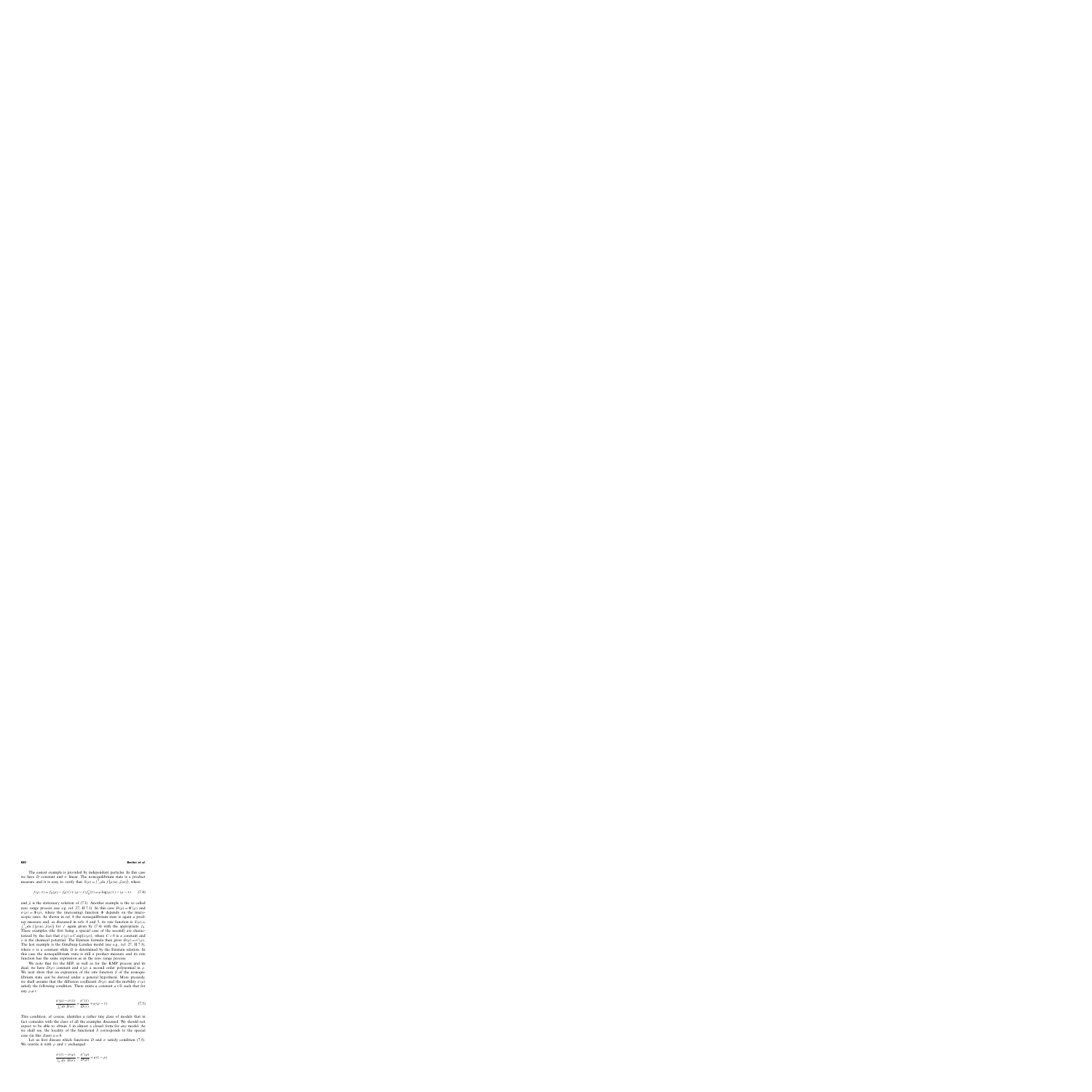The easiest example is provided by independent particles. In this case we have $D$ constant and $\sigma$ linear. The nonequilibrium state is a product measure and it is easy to verify that $S(\rho) = \int_{-1}^{1} du\, f(\rho(u), \bar{\rho}(u))$, where

$$f(\rho, \tau) = f_0(\rho) - f_0(\tau) + (\rho - \tau) f_0'(\tau) = \rho \log(\rho/\tau) - (\rho - \tau) \tag{7.4}$$

and $\bar{\rho}$ is the stationary solution of (7.1). Another example is the so-called zero range process (see e.g. ref. 27, II.7.1). In this case $D(\rho) = \Phi'(\rho)$ and $\sigma(\rho) = \Phi(\rho)$, where the (increasing) function $\Phi$ depends on the microscopic rates. As shown in ref. 8 the nonequilibrium state is again a product measure and, as discussed in refs. 4 and 5, its rate function is $S(\rho) = \int_{-1}^{1} du\, f(\rho(u), \bar{\rho}(u))$ for $f$ again given by (7.4) with the appropriate $f_0$. These examples (the first being a special case of the second) are characterized by the fact that $\sigma(\rho) = C \exp\{\lambda(\rho)\}$, where $C > 0$ is a constant and $\lambda$ is the chemical potential. The Einstein formula then gives $D(\rho) = \sigma'(\rho)$. The last example is the Ginzburg–Landau model (see e.g., ref. 27, II.7.3), where $\sigma$ is a constant while $D$ is determined by the Einstein relation. In this case the nonequilibrium state is still a product measure and its rate function has the same expression as in the zero range process.

We note that for the SEP, as well as for the KMP process and its dual, we have $D(\rho)$ constant and $\sigma(\rho)$ a second order polynomial in $\rho$. We next show that an expression of the rate function $S$ of the nonequilibrium state can be derived under a general hypothesis. More precisely, we shall assume that the diffusion coefficient $D(\rho)$ and the mobility $\sigma(\rho)$ satisfy the following condition. There exists a constant $a \in \mathbb{R}$ such that for any $\rho \neq \tau$

$$\frac{\sigma(\rho) - \sigma(\tau)}{\int_\tau^\rho dr\, D(r)} = \frac{\sigma'(\tau)}{D(\tau)} + a(\rho - \tau). \tag{7.5}$$

This condition, of course, identifies a rather tiny class of models that in fact coincides with the class of all the examples discussed. We should not expect to be able to obtain $S$ in almost a closed form for *any* model. As we shall see, the locality of the functional $S$ corresponds to the special case (in this class) $a = 0$.

Let us first discuss which functions $D$ and $\sigma$ satisfy condition (7.5). We rewrite it with $\rho$ and $\tau$ exchanged

$$\frac{\sigma(\tau) - \sigma(\rho)}{\int_\rho^\tau dr\, D(r)} = \frac{\sigma'(\rho)}{D(\rho)} + a(\tau - \rho)$$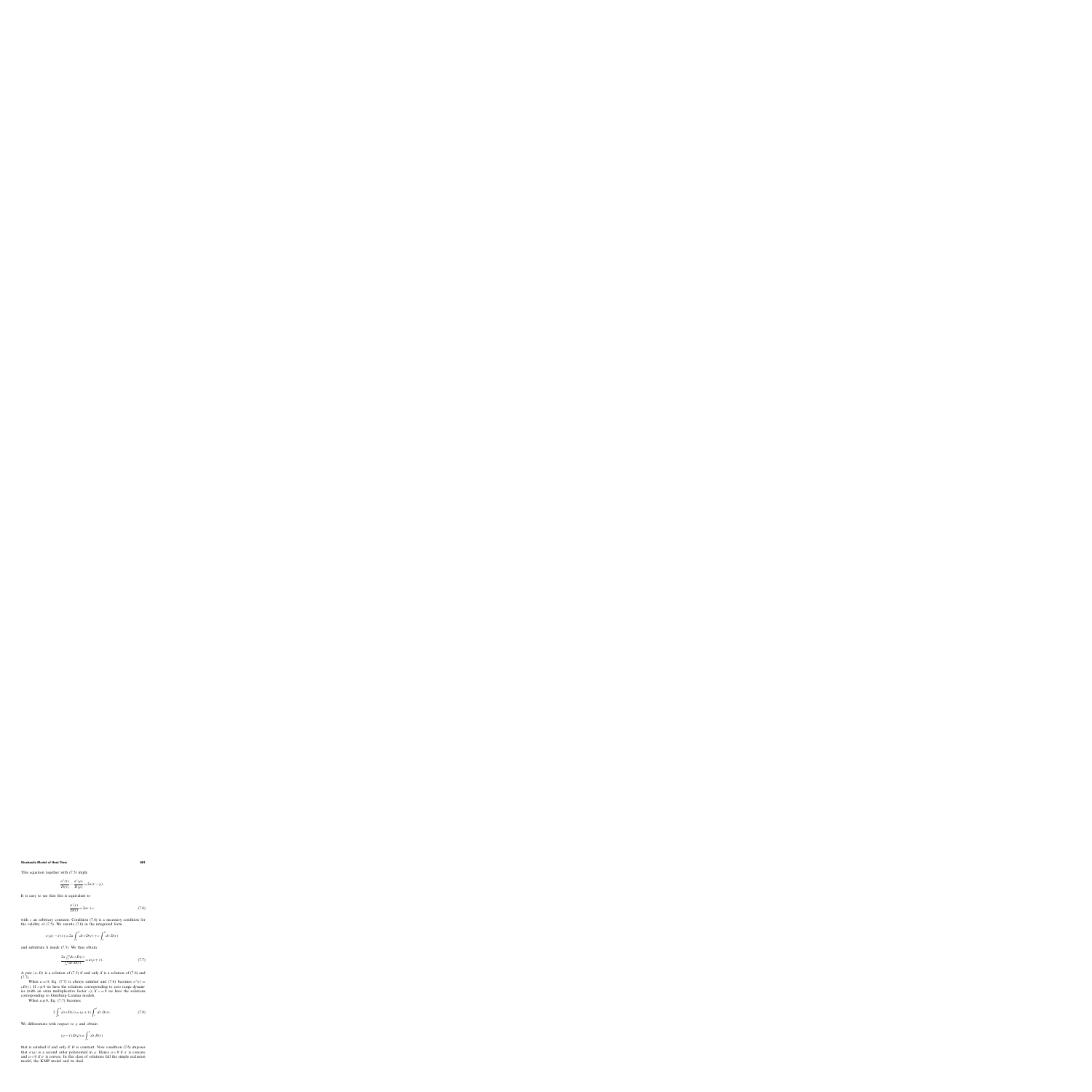This equation together with (7.5) imply

$$\frac{\sigma'(\tau)}{D(\tau)} - \frac{\sigma'(\rho)}{D(\rho)} = 2a(\tau - \rho).$$

It is easy to see that this is equivalent to

$$\frac{\sigma'(\tau)}{D(\tau)} = 2a\tau + c \tag{7.6}$$

with $c$ an arbitrary constant. Condition (7.6) is a necessary condition for the validity of (7.5). We rewrite (7.6) in the integrated form

$$\sigma(\rho) - \sigma(\tau) = 2a \int_{\tau}^{\rho} dr\, r D(r) + c \int_{\tau}^{\rho} dr\, D(r)$$

and substitute it inside (7.5). We thus obtain

$$\frac{2a \int_{\tau}^{\rho} dr\, r D(r)}{\int_{\tau}^{\rho} dr\, D(r)} = a(\rho + \tau). \tag{7.7}$$

A pair $(\sigma, D)$ is a solution of (7.5) if and only if is a solution of (7.6) and (7.7).

When $a = 0$, Eq. (7.7) is always satisfied and (7.6) becomes $\sigma'(\tau) = cD(\tau)$. If $c \neq 0$ we have the solutions corresponding to zero range dynamics (with an extra multiplicative factor $c$); if $c = 0$ we have the solutions corresponding to Ginzburg–Landau models.

When $a \neq 0$, Eq. (7.7) becomes

$$2 \int_{\tau}^{\rho} dr\, r D(r) = (\rho + \tau) \int_{\tau}^{\rho} dr\, D(r). \tag{7.8}$$

We differentiate with respect to $\rho$ and obtain

$$(\rho - \tau) D(\rho) = \int_{\tau}^{\rho} dr\, D(r)$$

that is satisfied if and only if $D$ is constant. Now condition (7.6) imposes that $\sigma(\rho)$ is a second order polynomial in $\rho$. Hence $a > 0$ if $\sigma$ is concave and $a < 0$ if $\sigma$ is convex. In this class of solutions fall the simple exclusion model, the KMP model and its dual.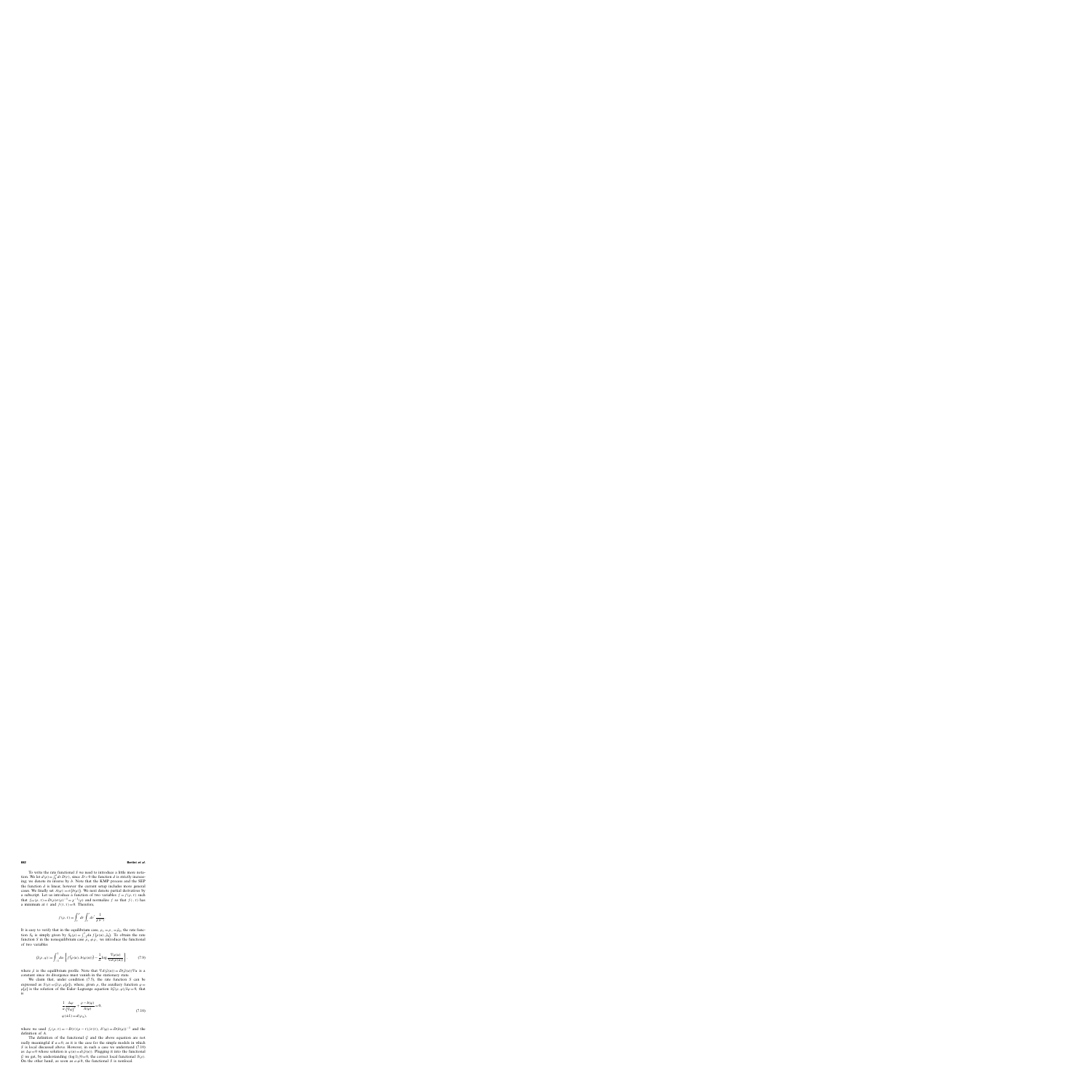To write the rate functional $S$ we need to introduce a little more notation. We let $d(\rho) := \int_0^\rho dr\, D(r)$; since $D > 0$ the function $d$ is strictly increasing, we denote its inverse by $b$. Note that the KMP process and the SEP the function $d$ is linear, however the current setup includes more general cases. We finally set $A(\varphi) := \sigma(b(\varphi))$. We next denote partial derivatives by a subscript. Let us introduce a function of two variables $f = f(\rho, \tau)$ such that $f_{\rho\rho}(\rho, \tau) = D(\rho)\sigma(\rho)^{-1} = f''^{-1}(\rho)$ and normalize $f$ so that $f(\cdot, \tau)$ has a minimum at $\tau$ and $f(\tau, \tau) = 0$. Therefore,

$$
f(\rho, \tau) = \int_\tau^\rho dr \int_\tau^r dr' \frac{1}{f''(r')}.
$$

It is easy to verify that in the equilibrium case, $\rho_+ = \rho_- = \bar{\rho}_0$, the rate function $S_0$ is simply given by $S_0(\rho) = \int_{-1}^{1} du\, f(\rho(u), \bar{\rho}_0)$. To obtain the rate function $S$ in the nonequilibrium case $\rho_+ \neq \rho_-$ we introduce the functional of two variables

$$
\mathcal{G}(\rho, \varphi) = \int_{-1}^{1} du \left\{ f\big(\rho(u), b(\varphi(u))\big) - \frac{1}{a} \log \frac{\nabla\varphi(u)}{\nabla d(\bar{\rho}(u))} \right\}, \tag{7.9}
$$

where $\bar{\rho}$ is the equilibrium profile. Note that $\nabla d(\bar{\rho}(u)) = D(\bar{\rho}(u))\nabla u$ is a constant since its divergence must vanish in the stationary state.

We claim that, under condition (7.5), the rate function $S$ can be expressed as $S(\rho) = \mathcal{G}(\rho, \varphi[\rho])$, where, given $\rho$, the auxiliary function $\varphi = \varphi[\rho]$ is the solution of the Euler–Lagrange equation $\delta\mathcal{G}(\rho, \varphi)/\delta\varphi = 0$, that is

$$
\begin{aligned}
&\frac{1}{a} \frac{\Delta\varphi}{(\nabla\varphi)^2} + \frac{\rho - b(\varphi)}{A(\varphi)} = 0, \\
&\varphi(\pm 1) = d(\rho_\pm),
\end{aligned} \tag{7.10}
$$

where we used $f_\tau(\rho, \tau) = -D(\tau)(\rho - \tau)/\sigma(\tau)$, $b'(\varphi) = D(b(\varphi))^{-1}$ and the definition of $A$.

The definition of the functional $\mathcal{G}$ and the above equation are not really meaningful if $a = 0$, as it is the case for the simple models in which $S$ is local discussed above. However, in such a case we understand (7.10) as $\Delta\varphi = 0$ whose solution is $\varphi(u) = d(\bar{\rho}(u))$. Plugging it into the functional $\mathcal{G}$ we get, by understanding $(\log 1)/0 = 0$, the correct local functional $S(\rho)$. On the other hand, as soon as $a \neq 0$, the functional $S$ is nonlocal.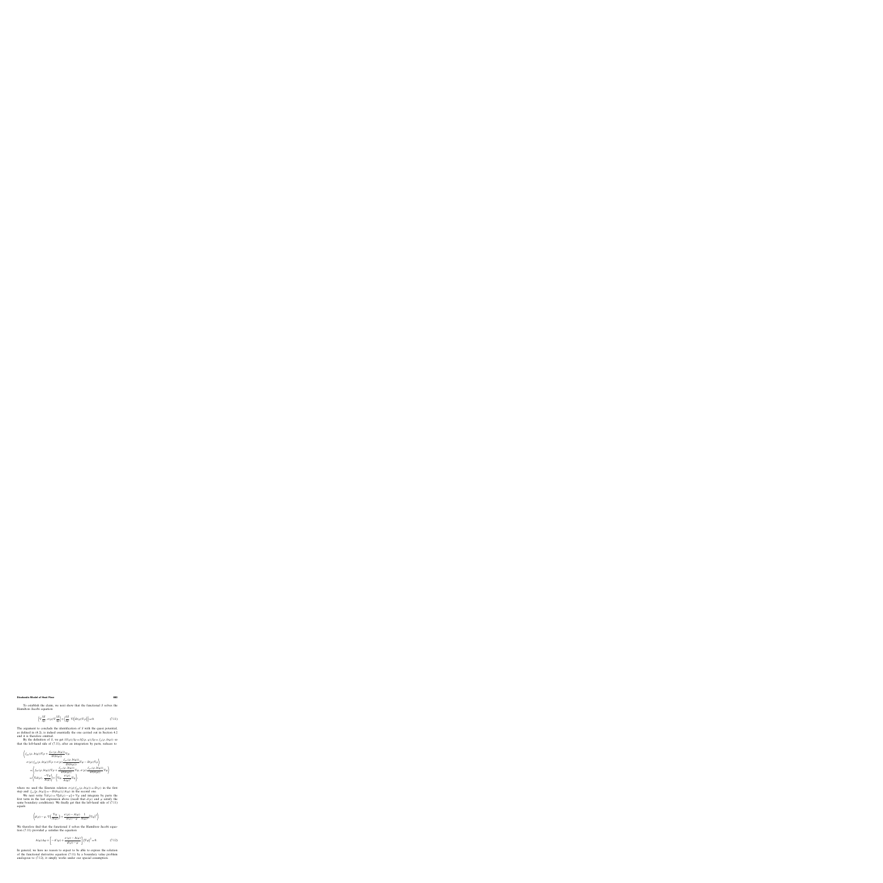To establish the claim, we next show that the functional $S$ solves the Hamilton–Jacobi equation

$$\left\langle \nabla \frac{\delta S}{\delta \rho}, \sigma(\rho) \nabla \frac{\delta S}{\delta \rho} \right\rangle + \left\langle \frac{\delta S}{\delta \rho}, \nabla \left( D(\rho) \nabla \rho \right) \right\rangle = 0. \tag{7.11}$$

The argument to conclude the identification of $S$ with the quasi potential, as defined in (4.2), is indeed essentially the one carried out in Section 4.2 and it is therefore omitted.

By the definition of $S$, we get $\delta S(\rho)/\delta \rho = \delta G(\rho, \varphi)/\delta \rho = f_\rho(\rho, h(\varphi))$ so that the left-hand side of (7.11), after an integration by parts, reduces to

$$\begin{aligned}
&\Bigg\langle f_{\rho\rho}(\rho, h(\varphi)) \nabla \rho + \frac{f_{\rho\lambda}(\rho, h(\varphi))}{D(h(\varphi))} \nabla \varphi, \\
&\quad \sigma(\rho) f_{\rho\rho}(\rho, h(\varphi)) \nabla \rho + \sigma(\rho) \frac{f_{\rho\lambda}(\rho, h(\varphi))}{D(h(\varphi))} \nabla \varphi - D(\rho) \nabla \rho \Bigg\rangle \\
&= \left\langle f_{\rho\rho}(\rho, h(\varphi)) \nabla \rho + \frac{f_{\rho\lambda}(\rho, h(\varphi))}{D(h(\varphi))} \nabla \varphi, \sigma(\rho) \frac{f_{\rho\lambda}(\rho, h(\varphi))}{D(h(\varphi))} \nabla \varphi \right\rangle \\
&= \left\langle \nabla A(\rho), \frac{-\nabla \varphi}{A(\varphi)} \right\rangle + \left\langle \nabla \varphi, \frac{\sigma(\rho)}{A(\varphi)^2} \nabla \varphi \right\rangle
\end{aligned}$$

where we used the Einstein relation $\sigma(\rho) f_{\rho\rho}(\rho, h(\varphi)) = D(\rho)$ in the first step and $f_{\rho\lambda}(\rho, h(\varphi)) = -D(h(\varphi))/A(\varphi)$ in the second one.

We next write $\nabla A(\rho) = \nabla [A(\rho) - \varphi] + \nabla \varphi$ and integrate by parts the first term in the last expression above (recall that $A(\rho)$ and $\varphi$ satisfy the same boundary conditions). We finally get that the left-hand side of (7.11) equals

$$\left\langle A(\rho) - \varphi, \nabla \left( \frac{\nabla \varphi}{A(\varphi)} \right) \right\rangle + \frac{\sigma(\rho) - A(\varphi)}{A(\rho) - \varphi} \frac{1}{A(\varphi)^2} (\nabla \varphi)^2 \Bigg\rangle$$

We therefore find that the functional $S$ solves the Hamilton–Jacobi equation (7.11) provided $\varphi$ satisfies the equation

$$A(\varphi) \Delta \varphi + \left[ -A'(\varphi) + \frac{\sigma(\rho) - A(\varphi)}{A(\rho) - \varphi} \right] (\nabla \varphi)^2 = 0. \tag{7.12}$$

In general, we have no reason to expect to be able to express the solution of the functional derivative equation (7.11) by a boundary value problem analogous to (7.12), it simply works under our special assumption.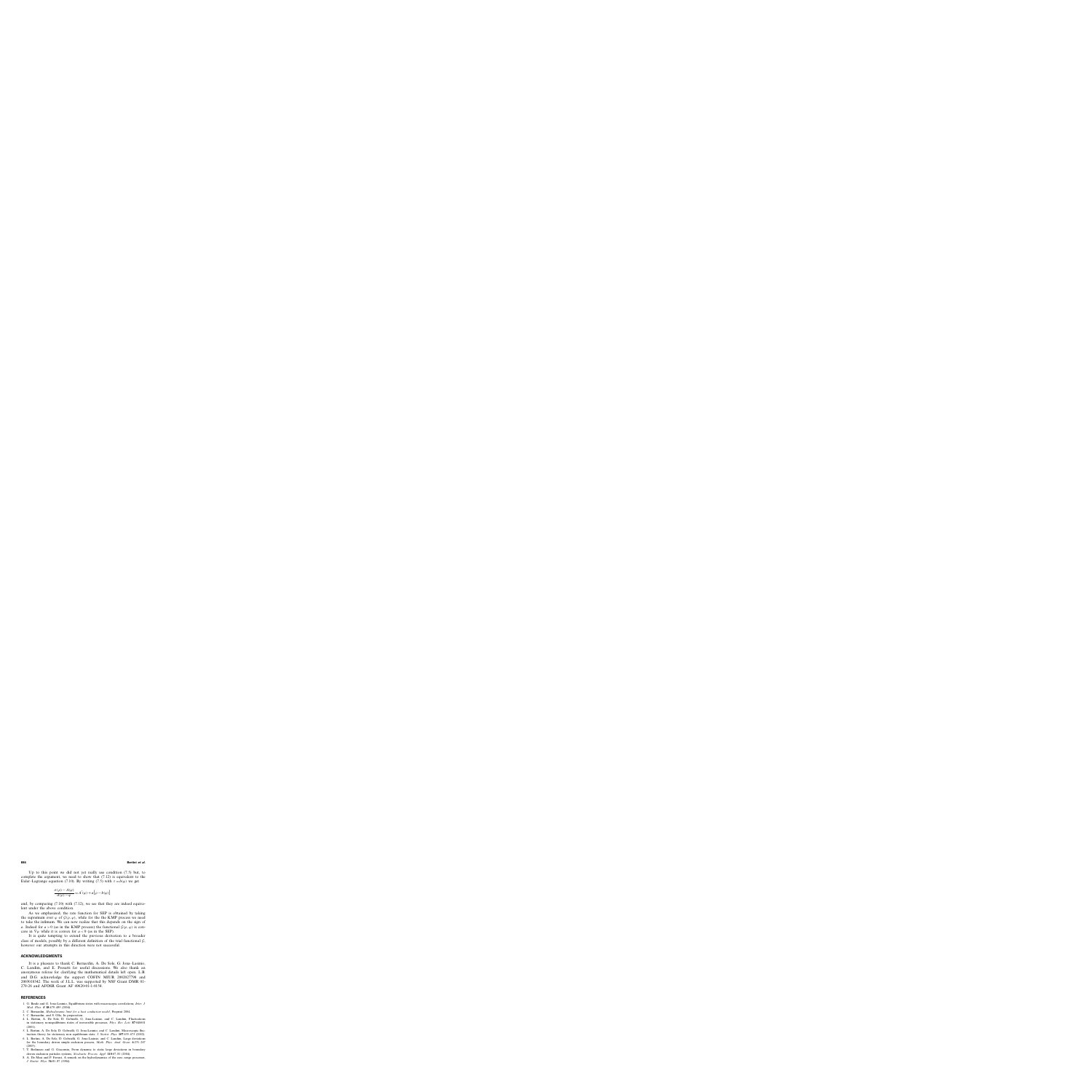Up to this point we did not yet really use condition (7.5) but, to complete the argument, we need to show that (7.12) is equivalent to the Euler–Lagrange equation (7.10). By writing (7.5) with $s = b(\varphi)$ we get

$$\frac{\sigma(\rho) - A(\varphi)}{A(\varphi) - \varphi} = A'(\varphi) + a\big[\rho - b(\varphi)\big]$$

and, by comparing (7.10) with (7.12), we see that they are indeed equivalent under the above condition.

As we emphasized, the rate function for SEP is obtained by taking the supremum over $\varphi$ of $\mathcal{G}(\rho, \varphi)$, while for the KMP process we need to take the infimum. We can now realize that this depends on the sign of $a$. Indeed for $a > 0$ (as in the KMP process) the functional $\mathcal{G}(\rho, \varphi)$ is convex in $\nabla\varphi$ while it is convex for $a < 0$ (as in the SEP).

It is quite tempting to extend the previous derivation to a broader class of models, possibly by a different definition of the trial functional $\mathcal{G}$, however our attempts in this direction were not successful.

## ACKNOWLEDGMENTS

It is a pleasure to thank C. Bernardin, A. De Sole, G. Jona–Lasinio, C. Landim, and E. Presutti for useful discussions. We also thank an anonymous referee for clarifying the mathematical details left open. L.B. and D.G. acknowledge the support COFIN MIUR 2002027798 and 2003018342. The work of J.L.L. was supported by NSF Grant DMR 01-279-26 and AFOSR Grant AF 49620-01-1-0154.

## REFERENCES

1. G. Basile and G. Jona-Lasinio, Equilibrium states with macroscopic correlations. *Inter. J. Mod. Phys. B* **18**:479–485 (2004).
2. C. Bernardin, *Hydrodynamic limit for a heat conduction model*, Preprint 2004.
3. C. Bernardin, and S. Olla, In preparation.
4. L. Bertini, A. De Sole, D. Gabrielli, G. Jona-Lasinio, and C. Landim, Fluctuations in stationary nonequilibrium states of irreversible processes, *Phys. Rev. Lett.* **87**:040601 (2001).
5. L. Bertini, A. De Sole, D. Gabrielli, G. Jona-Lasinio, and C. Landim, Macroscopic fluctuation theory for stationary non equilibrium state. *J. Statist. Phys.* **107**:635–675 (2002).
6. L. Bertini, A. De Sole, D. Gabrielli, G. Jona-Lasinio, and C. Landim, Large deviations for the boundary driven simple exclusion process. *Math. Phys. Anal. Geom.* **6**:231–267 (2003).
7. T. Bodineau and G. Giacomin, From dynamic to static large deviations in boundary driven exclusion particles systems. *Stochastic Process. Appl.* **110**:67–81 (2004).
8. A. De Masi and P. Ferrari, A remark on the hydrodynamics of the zero range processes. *J. Statist. Phys.* **36**:81–87 (1984).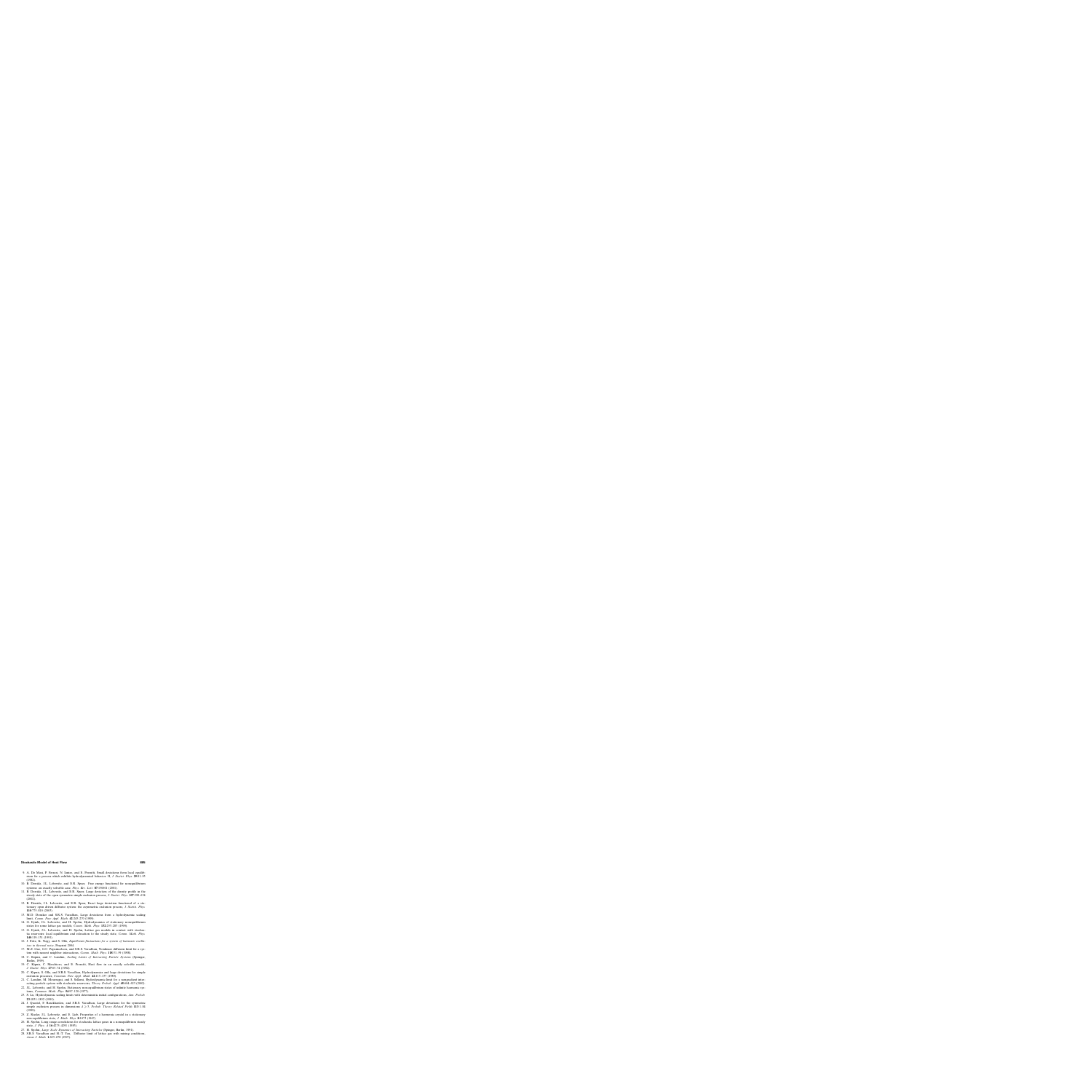9. A. De Masi, P. Ferrari, N. Ianiro, and E. Presutti, Small deviations from local equilibrium for a process which exhibits hydrodynamical behavior. II. *J. Statist. Phys.* **29**:81–93 (1982).
10. B. Derrida, J.L. Lebowitz, and E.R. Speer, Free energy functional for nonequilibrium systems: an exactly solvable case. *Phys. Rev. Lett.* **87**:150601 (2001).
11. B. Derrida, J.L. Lebowitz, and E.R. Speer, Large deviation of the density profile in the steady state of the open symmetric simple exclusion process. *J. Statist. Phys.* **107**:599–634 (2002).
12. B. Derrida, J.L. Lebowitz, and E.R. Speer, Exact large deviation functional of a stationary open driven diffusive system: the asymmetric exclusion process. *J. Statist. Phys.* **110**:775–810 (2003).
13. M.D. Donsker and S.R.S. Varadhan, Large deviations from a hydrodynamic scaling limit. *Comm. Pure Appl. Math.* **42**:243–270 (1989).
14. G. Eyink, J.L. Lebowitz, and H. Spohn, Hydrodynamics of stationary nonequilibrium states for some lattice gas models. *Comm. Math. Phys.* **132**:253–283 (1990).
15. G. Eyink, J.L. Lebowitz, and H. Spohn, Lattice gas models in contact with stochastic reservoirs: local equilibrium and relaxation to the steady state. *Comm. Math. Phys.* **140**:119–131 (1991).
16. J. Fritz, K. Nagy, and S. Olla, *Equilibrium fluctuations for a system of harmonic oscillators in thermal noise*, Preprint 2004.
17. M.Z. Guo, G.C. Papanicolaou, and S.R.S. Varadhan, Nonlinear diffusion limit for a system with nearest neighbor interactions. *Comm. Math. Phys.* **118**:31–59 (1988).
18. C. Kipnis, and C. Landim, *Scaling Limits of Interacting Particle Systems* (Springer, Berlin, 1999).
19. C. Kipnis, C. Marchioro, and E. Presutti, Heat flow in an exactly solvable model, *J. Statist. Phys.* **27**:65–74 (1982).
20. C. Kipnis, S. Olla, and S.R.S. Varadhan, Hydrodynamics and large deviations for simple exclusion processes. *Commun. Pure Appl. Math.* **42**:115–137 (1989).
21. C. Landim, M. Mourragui, and S. Sellami, Hydrodynamic limit for a nongradient interacting particle system with stochastic reservoirs. *Theor. Probab. Appl.* **45**:604–623 (2002).
22. J.L. Lebowitz, and H. Spohn, Stationary nonequilibrium states of infinite harmonic systems. *Commun. Math. Phys.* **54**:97–120 (1977).
23. S. Lu, Hydrodynamic scaling limits with deterministic initial configurations, *Ann. Probab.* **23**:1831–1852 (1995).
24. J. Quastel, F. Rezakhanlou, and S.R.S. Varadhan, Large deviations for the symmetric simple exclusion process in dimensions $d \geq 3$. *Probab. Theory Related Fields* **113**:1–84 (1999).
25. Z. Rieder, J.L. Lebowitz, and E. Lieb, Properties of a harmonic crystal in a stationary nonequilibrium state. *J. Math. Phys.* **8**:1073 (1967).
26. H. Spohn, Long range correlations for stochastic lattice gases in a nonequilibrium steady state, *J. Phys. A* **16**:4275–4291 (1983).
27. H. Spohn, *Large Scale Dynamics of Interacting Particles* (Springer, Berlin, 1991).
28. S.R.S. Varadhan and H.-T. Yau, Diffusive limit of lattice gas with mixing conditions, *Asian J. Math.* **1**:623–678 (1997).